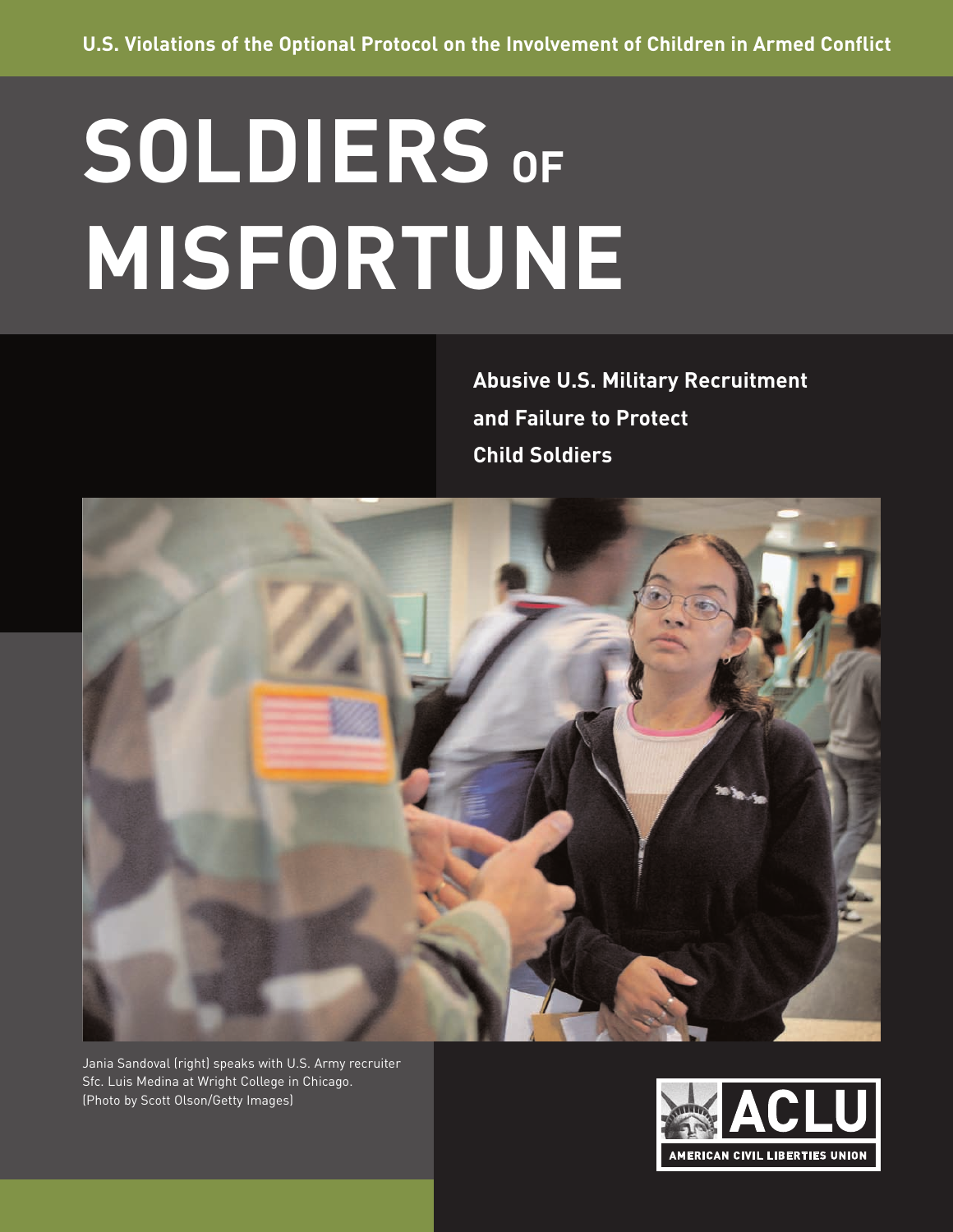U.S. Violations of the Optional Protocol on the Involvement of Children in Armed Conflict

# SOLDIERS OF MISFORTUNE

## Abusive U.S. Military Recruitment and Failure to Protect Child Soldiers

Jania Sandoval (right) speaks with U.S. Army recruiter Sfc. Luis Medina at Wright College in Chicago. (Photo by Scott Olson/Getty Images)

ACLU
AMERICAN CIVIL LIBERTIES UNION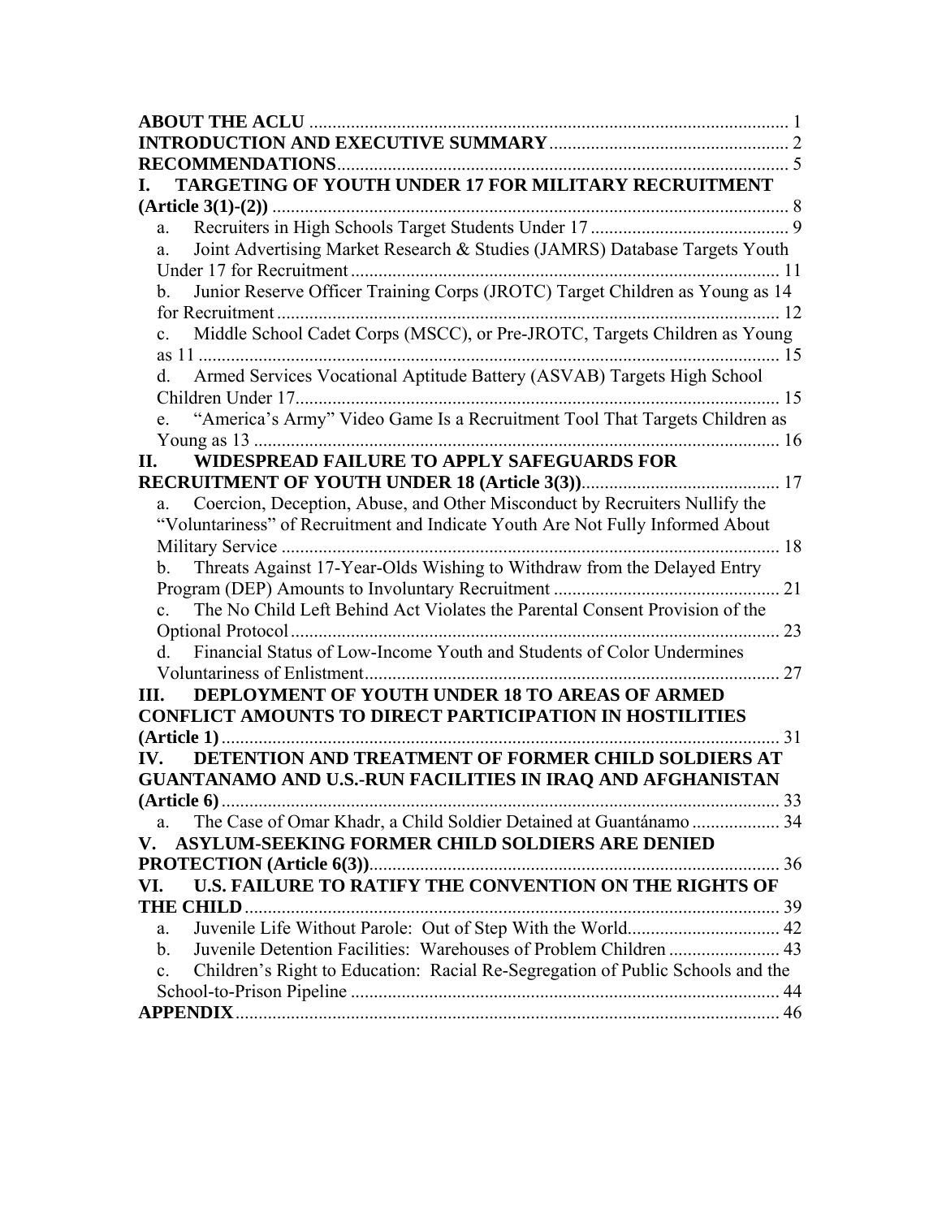**ABOUT THE ACLU** ........................................................................................................ 1

**INTRODUCTION AND EXECUTIVE SUMMARY** .................................................... 2

**RECOMMENDATIONS** ................................................................................................. 5

**I. TARGETING OF YOUTH UNDER 17 FOR MILITARY RECRUITMENT (Article 3(1)-(2))** ............................................................................................................... 8

- a. Recruiters in High Schools Target Students Under 17 ........................................... 9
- a. Joint Advertising Market Research & Studies (JAMRS) Database Targets Youth Under 17 for Recruitment ............................................................................................ 11
- b. Junior Reserve Officer Training Corps (JROTC) Target Children as Young as 14 for Recruitment ............................................................................................................ 12
- c. Middle School Cadet Corps (MSCC), or Pre-JROTC, Targets Children as Young as 11 ............................................................................................................................. 15
- d. Armed Services Vocational Aptitude Battery (ASVAB) Targets High School Children Under 17......................................................................................................... 15
- e. "America's Army" Video Game Is a Recruitment Tool That Targets Children as Young as 13 ................................................................................................................. 16

**II. WIDESPREAD FAILURE TO APPLY SAFEGUARDS FOR RECRUITMENT OF YOUTH UNDER 18 (Article 3(3))**........................................... 17

- a. Coercion, Deception, Abuse, and Other Misconduct by Recruiters Nullify the "Voluntariness" of Recruitment and Indicate Youth Are Not Fully Informed About Military Service ........................................................................................................... 18
- b. Threats Against 17-Year-Olds Wishing to Withdraw from the Delayed Entry Program (DEP) Amounts to Involuntary Recruitment ................................................. 21
- c. The No Child Left Behind Act Violates the Parental Consent Provision of the Optional Protocol .......................................................................................................... 23
- d. Financial Status of Low-Income Youth and Students of Color Undermines Voluntariness of Enlistment.......................................................................................... 27

**III. DEPLOYMENT OF YOUTH UNDER 18 TO AREAS OF ARMED CONFLICT AMOUNTS TO DIRECT PARTICIPATION IN HOSTILITIES (Article 1)**......................................................................................................................... 31

**IV. DETENTION AND TREATMENT OF FORMER CHILD SOLDIERS AT GUANTANAMO AND U.S.-RUN FACILITIES IN IRAQ AND AFGHANISTAN (Article 6)**......................................................................................................................... 33

- a. The Case of Omar Khadr, a Child Soldier Detained at Guantánamo ................... 34

**V. ASYLUM-SEEKING FORMER CHILD SOLDIERS ARE DENIED PROTECTION (Article 6(3))**........................................................................................ 36

**VI. U.S. FAILURE TO RATIFY THE CONVENTION ON THE RIGHTS OF THE CHILD**.................................................................................................................... 39

- a. Juvenile Life Without Parole: Out of Step With the World................................. 42
- b. Juvenile Detention Facilities: Warehouses of Problem Children ........................ 43
- c. Children's Right to Education: Racial Re-Segregation of Public Schools and the School-to-Prison Pipeline ............................................................................................ 44

**APPENDIX**...................................................................................................................... 46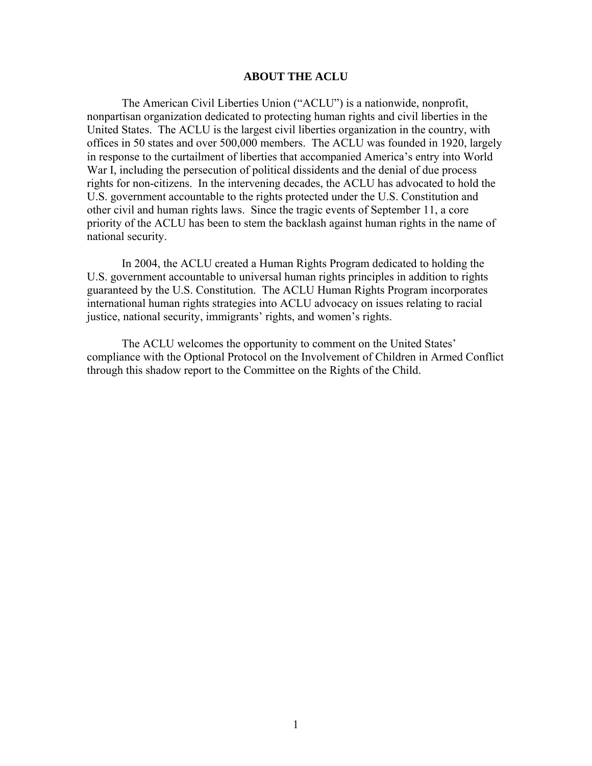## ABOUT THE ACLU

The American Civil Liberties Union ("ACLU") is a nationwide, nonprofit, nonpartisan organization dedicated to protecting human rights and civil liberties in the United States. The ACLU is the largest civil liberties organization in the country, with offices in 50 states and over 500,000 members. The ACLU was founded in 1920, largely in response to the curtailment of liberties that accompanied America's entry into World War I, including the persecution of political dissidents and the denial of due process rights for non-citizens. In the intervening decades, the ACLU has advocated to hold the U.S. government accountable to the rights protected under the U.S. Constitution and other civil and human rights laws. Since the tragic events of September 11, a core priority of the ACLU has been to stem the backlash against human rights in the name of national security.

In 2004, the ACLU created a Human Rights Program dedicated to holding the U.S. government accountable to universal human rights principles in addition to rights guaranteed by the U.S. Constitution. The ACLU Human Rights Program incorporates international human rights strategies into ACLU advocacy on issues relating to racial justice, national security, immigrants' rights, and women's rights.

The ACLU welcomes the opportunity to comment on the United States' compliance with the Optional Protocol on the Involvement of Children in Armed Conflict through this shadow report to the Committee on the Rights of the Child.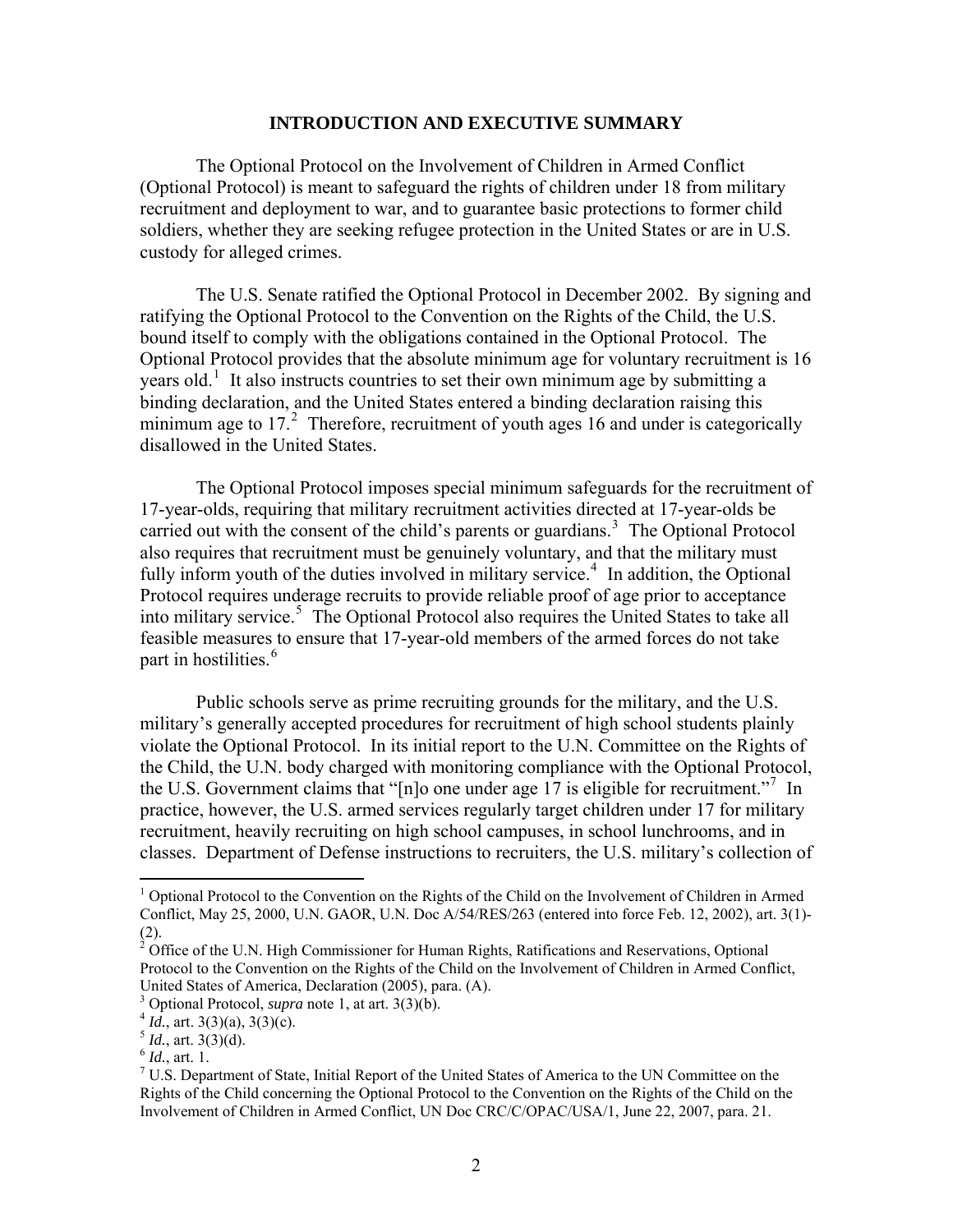## INTRODUCTION AND EXECUTIVE SUMMARY

The Optional Protocol on the Involvement of Children in Armed Conflict (Optional Protocol) is meant to safeguard the rights of children under 18 from military recruitment and deployment to war, and to guarantee basic protections to former child soldiers, whether they are seeking refugee protection in the United States or are in U.S. custody for alleged crimes.

The U.S. Senate ratified the Optional Protocol in December 2002. By signing and ratifying the Optional Protocol to the Convention on the Rights of the Child, the U.S. bound itself to comply with the obligations contained in the Optional Protocol. The Optional Protocol provides that the absolute minimum age for voluntary recruitment is 16 years old.[1] It also instructs countries to set their own minimum age by submitting a binding declaration, and the United States entered a binding declaration raising this minimum age to 17.[2] Therefore, recruitment of youth ages 16 and under is categorically disallowed in the United States.

The Optional Protocol imposes special minimum safeguards for the recruitment of 17-year-olds, requiring that military recruitment activities directed at 17-year-olds be carried out with the consent of the child's parents or guardians.[3] The Optional Protocol also requires that recruitment must be genuinely voluntary, and that the military must fully inform youth of the duties involved in military service.[4] In addition, the Optional Protocol requires underage recruits to provide reliable proof of age prior to acceptance into military service.[5] The Optional Protocol also requires the United States to take all feasible measures to ensure that 17-year-old members of the armed forces do not take part in hostilities.[6]

Public schools serve as prime recruiting grounds for the military, and the U.S. military's generally accepted procedures for recruitment of high school students plainly violate the Optional Protocol. In its initial report to the U.N. Committee on the Rights of the Child, the U.N. body charged with monitoring compliance with the Optional Protocol, the U.S. Government claims that "[n]o one under age 17 is eligible for recruitment."[7] In practice, however, the U.S. armed services regularly target children under 17 for military recruitment, heavily recruiting on high school campuses, in school lunchrooms, and in classes. Department of Defense instructions to recruiters, the U.S. military's collection of

---

[1] Optional Protocol to the Convention on the Rights of the Child on the Involvement of Children in Armed Conflict, May 25, 2000, U.N. GAOR, U.N. Doc A/54/RES/263 (entered into force Feb. 12, 2002), art. 3(1)-(2).

[2] Office of the U.N. High Commissioner for Human Rights, Ratifications and Reservations, Optional Protocol to the Convention on the Rights of the Child on the Involvement of Children in Armed Conflict, United States of America, Declaration (2005), para. (A).

[3] Optional Protocol, *supra* note 1, at art. 3(3)(b).

[4] *Id.*, art. 3(3)(a), 3(3)(c).

[5] *Id.*, art. 3(3)(d).

[6] *Id.*, art. 1.

[7] U.S. Department of State, Initial Report of the United States of America to the UN Committee on the Rights of the Child concerning the Optional Protocol to the Convention on the Rights of the Child on the Involvement of Children in Armed Conflict, UN Doc CRC/C/OPAC/USA/1, June 22, 2007, para. 21.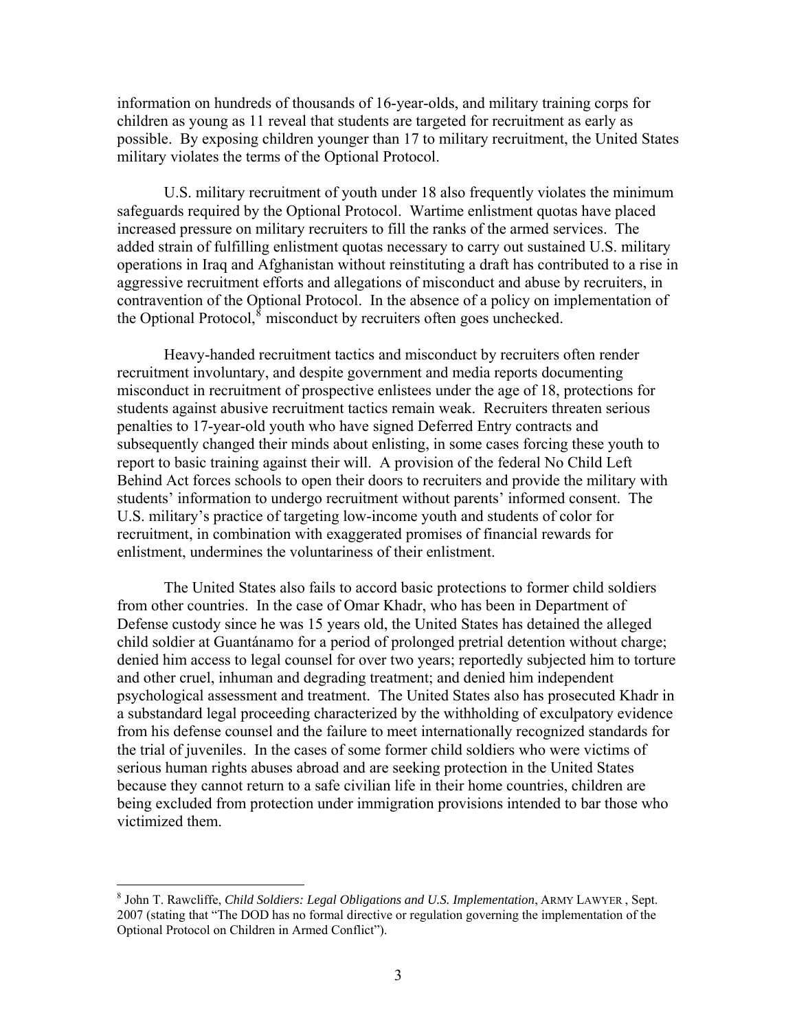information on hundreds of thousands of 16-year-olds, and military training corps for children as young as 11 reveal that students are targeted for recruitment as early as possible. By exposing children younger than 17 to military recruitment, the United States military violates the terms of the Optional Protocol.

U.S. military recruitment of youth under 18 also frequently violates the minimum safeguards required by the Optional Protocol. Wartime enlistment quotas have placed increased pressure on military recruiters to fill the ranks of the armed services. The added strain of fulfilling enlistment quotas necessary to carry out sustained U.S. military operations in Iraq and Afghanistan without reinstituting a draft has contributed to a rise in aggressive recruitment efforts and allegations of misconduct and abuse by recruiters, in contravention of the Optional Protocol. In the absence of a policy on implementation of the Optional Protocol,[8] misconduct by recruiters often goes unchecked.

Heavy-handed recruitment tactics and misconduct by recruiters often render recruitment involuntary, and despite government and media reports documenting misconduct in recruitment of prospective enlistees under the age of 18, protections for students against abusive recruitment tactics remain weak. Recruiters threaten serious penalties to 17-year-old youth who have signed Deferred Entry contracts and subsequently changed their minds about enlisting, in some cases forcing these youth to report to basic training against their will. A provision of the federal No Child Left Behind Act forces schools to open their doors to recruiters and provide the military with students' information to undergo recruitment without parents' informed consent. The U.S. military's practice of targeting low-income youth and students of color for recruitment, in combination with exaggerated promises of financial rewards for enlistment, undermines the voluntariness of their enlistment.

The United States also fails to accord basic protections to former child soldiers from other countries. In the case of Omar Khadr, who has been in Department of Defense custody since he was 15 years old, the United States has detained the alleged child soldier at Guantánamo for a period of prolonged pretrial detention without charge; denied him access to legal counsel for over two years; reportedly subjected him to torture and other cruel, inhuman and degrading treatment; and denied him independent psychological assessment and treatment. The United States also has prosecuted Khadr in a substandard legal proceeding characterized by the withholding of exculpatory evidence from his defense counsel and the failure to meet internationally recognized standards for the trial of juveniles. In the cases of some former child soldiers who were victims of serious human rights abuses abroad and are seeking protection in the United States because they cannot return to a safe civilian life in their home countries, children are being excluded from protection under immigration provisions intended to bar those who victimized them.

---

[8] John T. Rawcliffe, *Child Soldiers: Legal Obligations and U.S. Implementation*, ARMY LAWYER , Sept. 2007 (stating that "The DOD has no formal directive or regulation governing the implementation of the Optional Protocol on Children in Armed Conflict").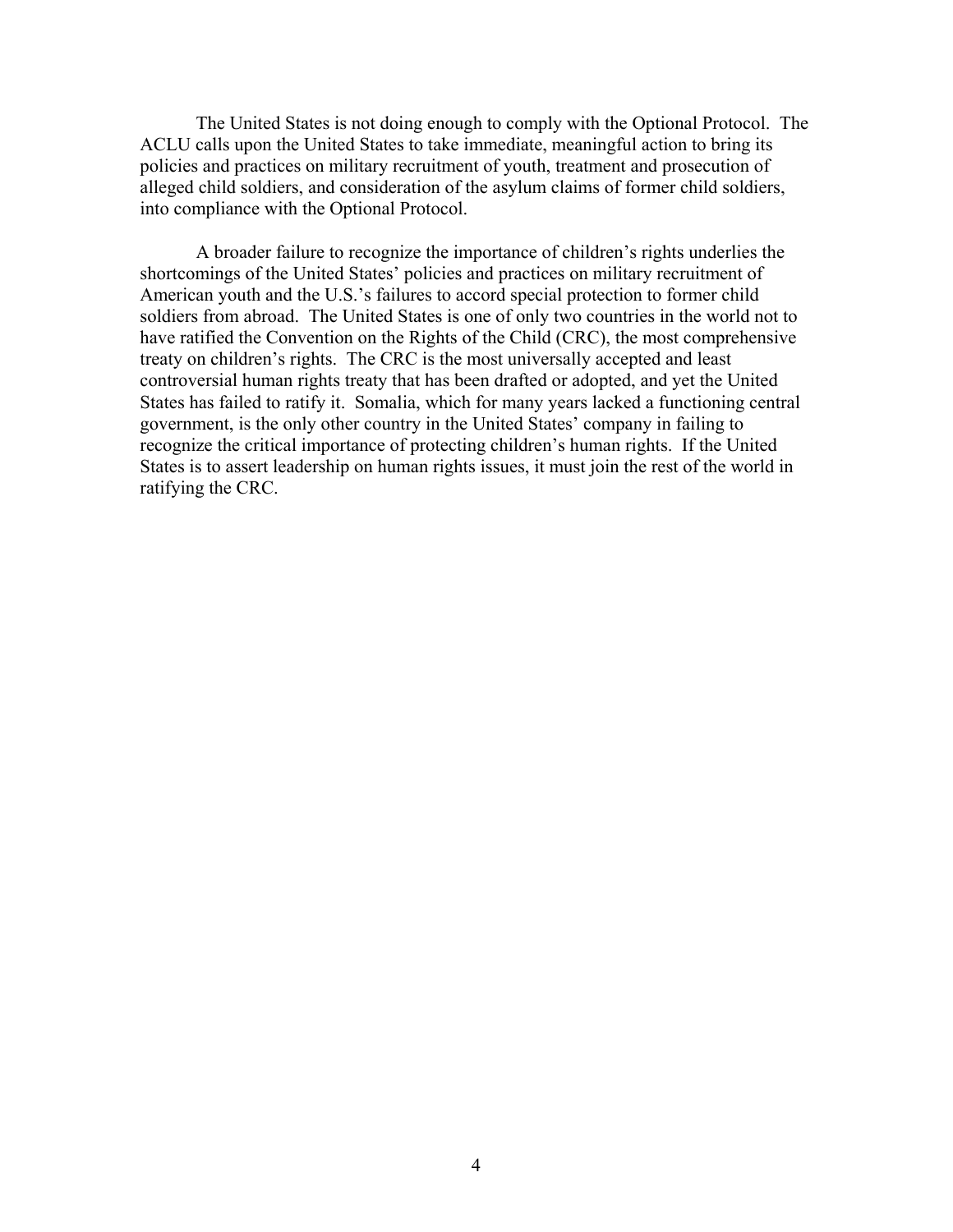The United States is not doing enough to comply with the Optional Protocol. The ACLU calls upon the United States to take immediate, meaningful action to bring its policies and practices on military recruitment of youth, treatment and prosecution of alleged child soldiers, and consideration of the asylum claims of former child soldiers, into compliance with the Optional Protocol.

A broader failure to recognize the importance of children's rights underlies the shortcomings of the United States' policies and practices on military recruitment of American youth and the U.S.'s failures to accord special protection to former child soldiers from abroad. The United States is one of only two countries in the world not to have ratified the Convention on the Rights of the Child (CRC), the most comprehensive treaty on children's rights. The CRC is the most universally accepted and least controversial human rights treaty that has been drafted or adopted, and yet the United States has failed to ratify it. Somalia, which for many years lacked a functioning central government, is the only other country in the United States' company in failing to recognize the critical importance of protecting children's human rights. If the United States is to assert leadership on human rights issues, it must join the rest of the world in ratifying the CRC.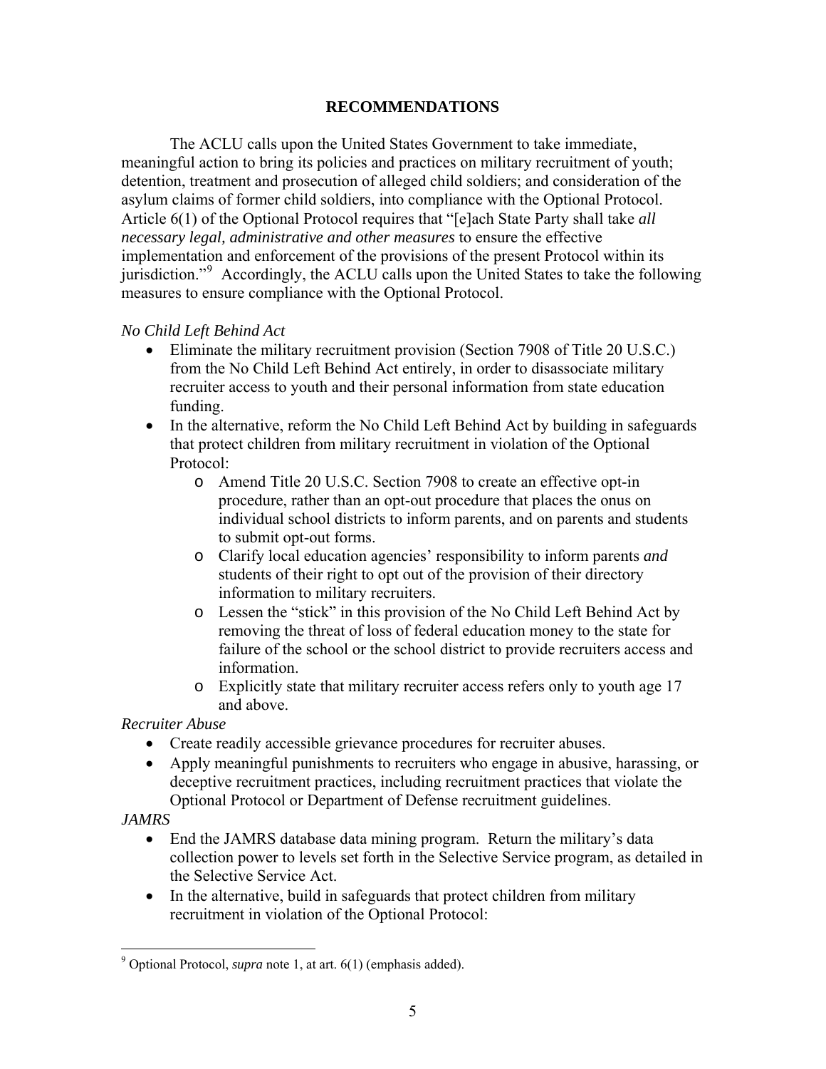## RECOMMENDATIONS

The ACLU calls upon the United States Government to take immediate, meaningful action to bring its policies and practices on military recruitment of youth; detention, treatment and prosecution of alleged child soldiers; and consideration of the asylum claims of former child soldiers, into compliance with the Optional Protocol. Article 6(1) of the Optional Protocol requires that "[e]ach State Party shall take *all necessary legal, administrative and other measures* to ensure the effective implementation and enforcement of the provisions of the present Protocol within its jurisdiction."[9] Accordingly, the ACLU calls upon the United States to take the following measures to ensure compliance with the Optional Protocol.

*No Child Left Behind Act*

- Eliminate the military recruitment provision (Section 7908 of Title 20 U.S.C.) from the No Child Left Behind Act entirely, in order to disassociate military recruiter access to youth and their personal information from state education funding.
- In the alternative, reform the No Child Left Behind Act by building in safeguards that protect children from military recruitment in violation of the Optional Protocol:
  - Amend Title 20 U.S.C. Section 7908 to create an effective opt-in procedure, rather than an opt-out procedure that places the onus on individual school districts to inform parents, and on parents and students to submit opt-out forms.
  - Clarify local education agencies' responsibility to inform parents *and* students of their right to opt out of the provision of their directory information to military recruiters.
  - Lessen the "stick" in this provision of the No Child Left Behind Act by removing the threat of loss of federal education money to the state for failure of the school or the school district to provide recruiters access and information.
  - Explicitly state that military recruiter access refers only to youth age 17 and above.

*Recruiter Abuse*

- Create readily accessible grievance procedures for recruiter abuses.
- Apply meaningful punishments to recruiters who engage in abusive, harassing, or deceptive recruitment practices, including recruitment practices that violate the Optional Protocol or Department of Defense recruitment guidelines.

*JAMRS*

- End the JAMRS database data mining program. Return the military's data collection power to levels set forth in the Selective Service program, as detailed in the Selective Service Act.
- In the alternative, build in safeguards that protect children from military recruitment in violation of the Optional Protocol:

[9] Optional Protocol, *supra* note 1, at art. 6(1) (emphasis added).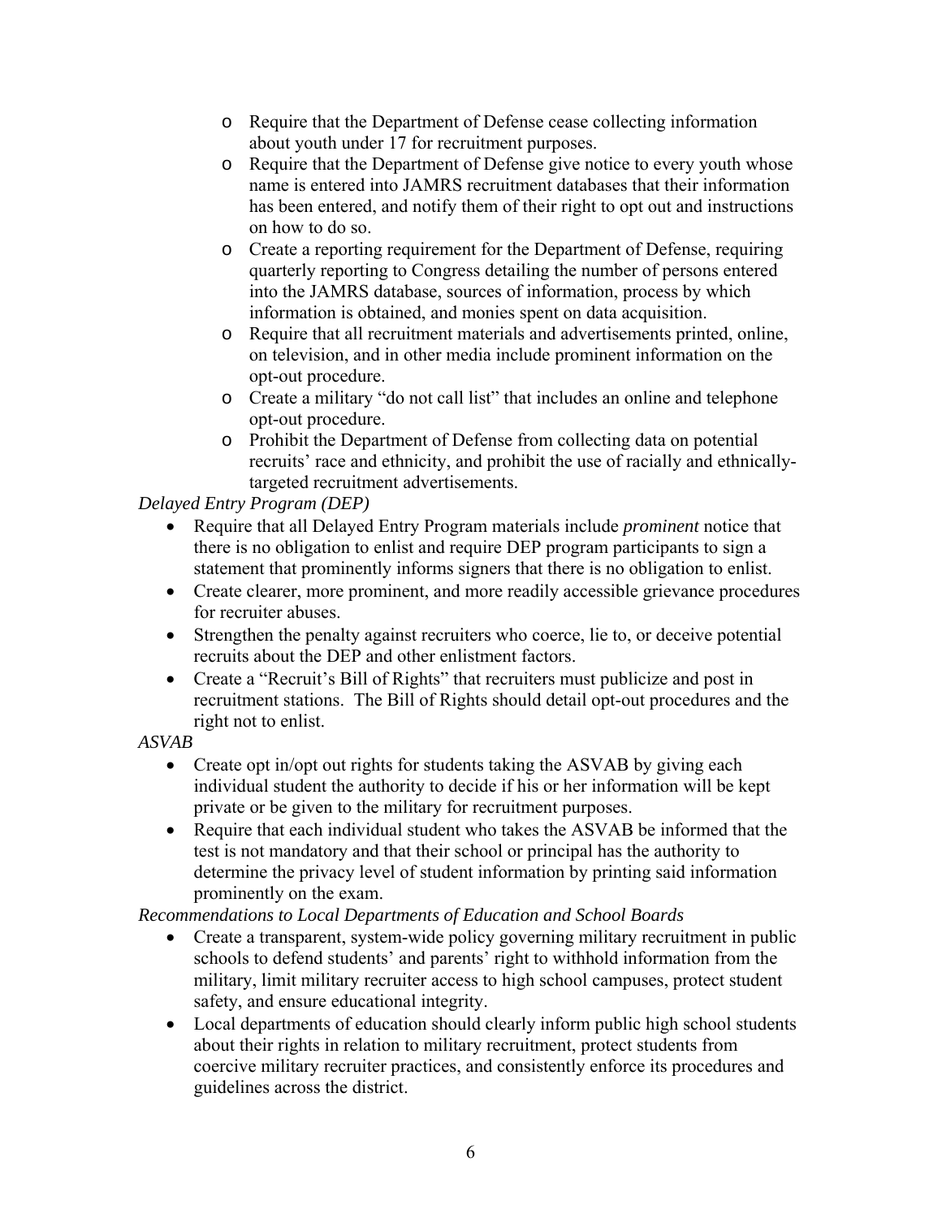- Require that the Department of Defense cease collecting information about youth under 17 for recruitment purposes.
- Require that the Department of Defense give notice to every youth whose name is entered into JAMRS recruitment databases that their information has been entered, and notify them of their right to opt out and instructions on how to do so.
- Create a reporting requirement for the Department of Defense, requiring quarterly reporting to Congress detailing the number of persons entered into the JAMRS database, sources of information, process by which information is obtained, and monies spent on data acquisition.
- Require that all recruitment materials and advertisements printed, online, on television, and in other media include prominent information on the opt-out procedure.
- Create a military "do not call list" that includes an online and telephone opt-out procedure.
- Prohibit the Department of Defense from collecting data on potential recruits' race and ethnicity, and prohibit the use of racially and ethnically-targeted recruitment advertisements.

*Delayed Entry Program (DEP)*

- Require that all Delayed Entry Program materials include *prominent* notice that there is no obligation to enlist and require DEP program participants to sign a statement that prominently informs signers that there is no obligation to enlist.
- Create clearer, more prominent, and more readily accessible grievance procedures for recruiter abuses.
- Strengthen the penalty against recruiters who coerce, lie to, or deceive potential recruits about the DEP and other enlistment factors.
- Create a "Recruit's Bill of Rights" that recruiters must publicize and post in recruitment stations. The Bill of Rights should detail opt-out procedures and the right not to enlist.

*ASVAB*

- Create opt in/opt out rights for students taking the ASVAB by giving each individual student the authority to decide if his or her information will be kept private or be given to the military for recruitment purposes.
- Require that each individual student who takes the ASVAB be informed that the test is not mandatory and that their school or principal has the authority to determine the privacy level of student information by printing said information prominently on the exam.

*Recommendations to Local Departments of Education and School Boards*

- Create a transparent, system-wide policy governing military recruitment in public schools to defend students' and parents' right to withhold information from the military, limit military recruiter access to high school campuses, protect student safety, and ensure educational integrity.
- Local departments of education should clearly inform public high school students about their rights in relation to military recruitment, protect students from coercive military recruiter practices, and consistently enforce its procedures and guidelines across the district.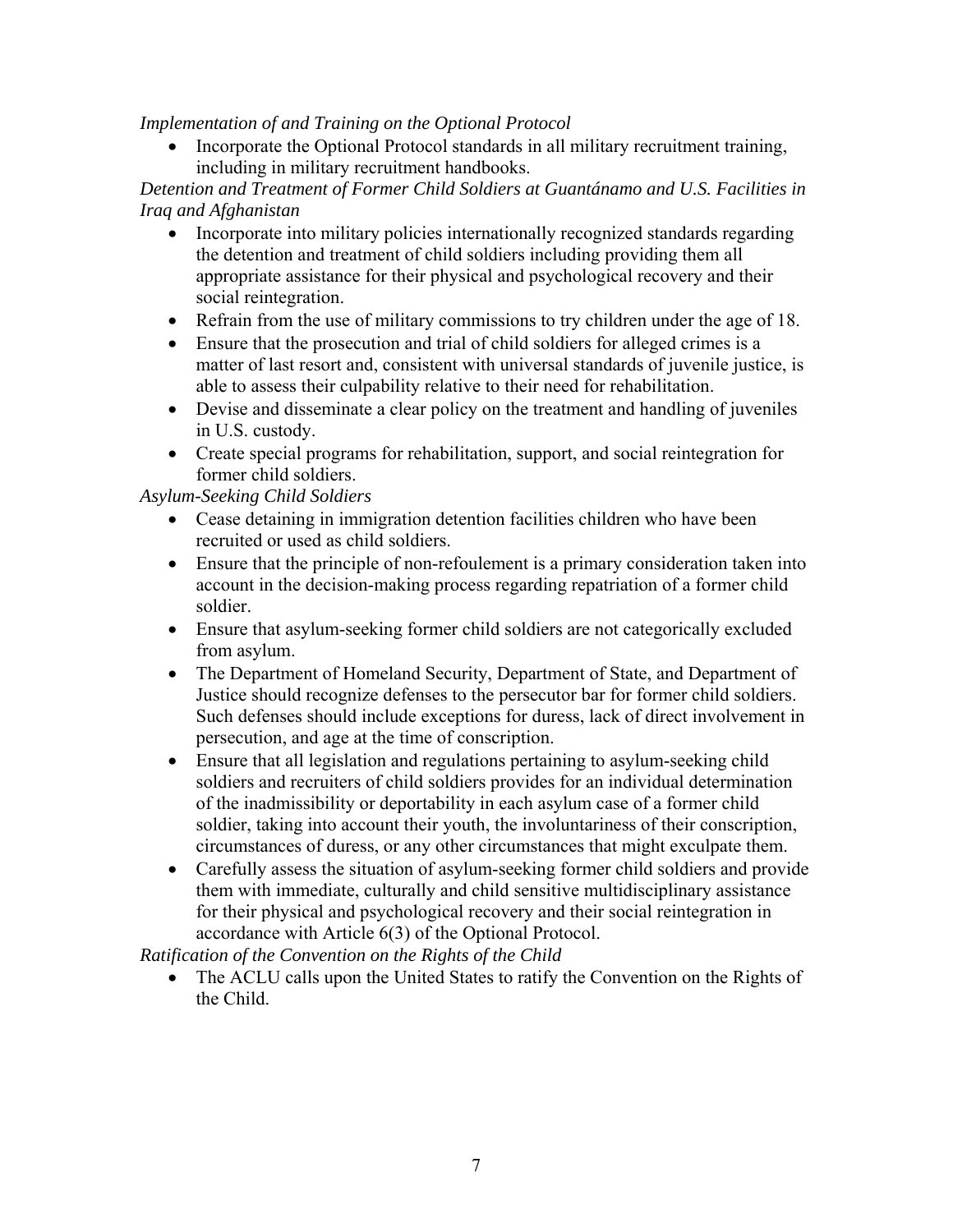*Implementation of and Training on the Optional Protocol*

- Incorporate the Optional Protocol standards in all military recruitment training, including in military recruitment handbooks.

*Detention and Treatment of Former Child Soldiers at Guantánamo and U.S. Facilities in Iraq and Afghanistan*

- Incorporate into military policies internationally recognized standards regarding the detention and treatment of child soldiers including providing them all appropriate assistance for their physical and psychological recovery and their social reintegration.
- Refrain from the use of military commissions to try children under the age of 18.
- Ensure that the prosecution and trial of child soldiers for alleged crimes is a matter of last resort and, consistent with universal standards of juvenile justice, is able to assess their culpability relative to their need for rehabilitation.
- Devise and disseminate a clear policy on the treatment and handling of juveniles in U.S. custody.
- Create special programs for rehabilitation, support, and social reintegration for former child soldiers.

*Asylum-Seeking Child Soldiers*

- Cease detaining in immigration detention facilities children who have been recruited or used as child soldiers.
- Ensure that the principle of non-refoulement is a primary consideration taken into account in the decision-making process regarding repatriation of a former child soldier.
- Ensure that asylum-seeking former child soldiers are not categorically excluded from asylum.
- The Department of Homeland Security, Department of State, and Department of Justice should recognize defenses to the persecutor bar for former child soldiers. Such defenses should include exceptions for duress, lack of direct involvement in persecution, and age at the time of conscription.
- Ensure that all legislation and regulations pertaining to asylum-seeking child soldiers and recruiters of child soldiers provides for an individual determination of the inadmissibility or deportability in each asylum case of a former child soldier, taking into account their youth, the involuntariness of their conscription, circumstances of duress, or any other circumstances that might exculpate them.
- Carefully assess the situation of asylum-seeking former child soldiers and provide them with immediate, culturally and child sensitive multidisciplinary assistance for their physical and psychological recovery and their social reintegration in accordance with Article 6(3) of the Optional Protocol.

*Ratification of the Convention on the Rights of the Child*

- The ACLU calls upon the United States to ratify the Convention on the Rights of the Child.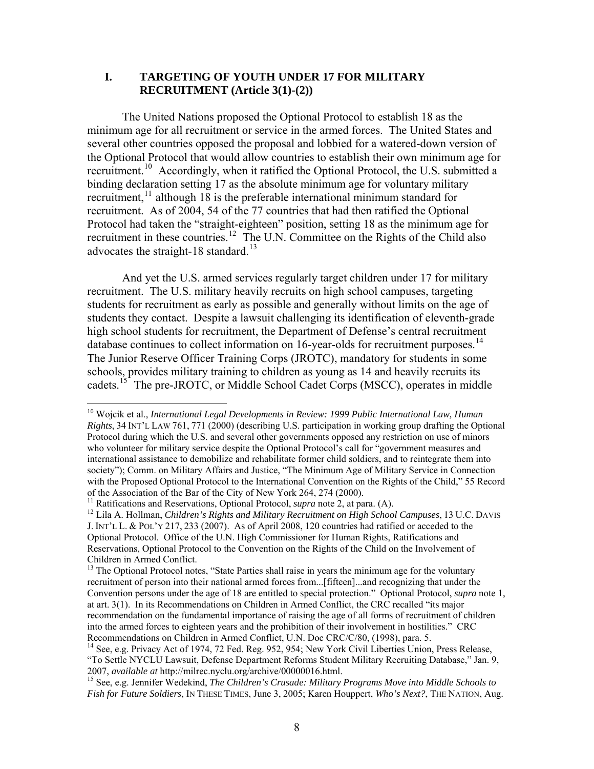## I. TARGETING OF YOUTH UNDER 17 FOR MILITARY RECRUITMENT (Article 3(1)-(2))

The United Nations proposed the Optional Protocol to establish 18 as the minimum age for all recruitment or service in the armed forces. The United States and several other countries opposed the proposal and lobbied for a watered-down version of the Optional Protocol that would allow countries to establish their own minimum age for recruitment.[10] Accordingly, when it ratified the Optional Protocol, the U.S. submitted a binding declaration setting 17 as the absolute minimum age for voluntary military recruitment,[11] although 18 is the preferable international minimum standard for recruitment. As of 2004, 54 of the 77 countries that had then ratified the Optional Protocol had taken the "straight-eighteen" position, setting 18 as the minimum age for recruitment in these countries.[12] The U.N. Committee on the Rights of the Child also advocates the straight-18 standard.[13]

And yet the U.S. armed services regularly target children under 17 for military recruitment. The U.S. military heavily recruits on high school campuses, targeting students for recruitment as early as possible and generally without limits on the age of students they contact. Despite a lawsuit challenging its identification of eleventh-grade high school students for recruitment, the Department of Defense's central recruitment database continues to collect information on 16-year-olds for recruitment purposes.[14] The Junior Reserve Officer Training Corps (JROTC), mandatory for students in some schools, provides military training to children as young as 14 and heavily recruits its cadets.[15] The pre-JROTC, or Middle School Cadet Corps (MSCC), operates in middle

---

[10] Wojcik et al., *International Legal Developments in Review: 1999 Public International Law, Human Rights*, 34 INT'L LAW 761, 771 (2000) (describing U.S. participation in working group drafting the Optional Protocol during which the U.S. and several other governments opposed any restriction on use of minors who volunteer for military service despite the Optional Protocol's call for "government measures and international assistance to demobilize and rehabilitate former child soldiers, and to reintegrate them into society"); Comm. on Military Affairs and Justice, "The Minimum Age of Military Service in Connection with the Proposed Optional Protocol to the International Convention on the Rights of the Child," 55 Record of the Association of the Bar of the City of New York 264, 274 (2000).

[11] Ratifications and Reservations, Optional Protocol, *supra* note 2, at para. (A).

[12] Lila A. Hollman, *Children's Rights and Military Recruitment on High School Campuses*, 13 U.C. DAVIS J. INT'L L. & POL'Y 217, 233 (2007). As of April 2008, 120 countries had ratified or acceded to the Optional Protocol. Office of the U.N. High Commissioner for Human Rights, Ratifications and Reservations, Optional Protocol to the Convention on the Rights of the Child on the Involvement of Children in Armed Conflict.

[13] The Optional Protocol notes, "State Parties shall raise in years the minimum age for the voluntary recruitment of person into their national armed forces from...[fifteen]...and recognizing that under the Convention persons under the age of 18 are entitled to special protection." Optional Protocol, *supra* note 1, at art. 3(1). In its Recommendations on Children in Armed Conflict, the CRC recalled "its major recommendation on the fundamental importance of raising the age of all forms of recruitment of children into the armed forces to eighteen years and the prohibition of their involvement in hostilities." CRC Recommendations on Children in Armed Conflict, U.N. Doc CRC/C/80, (1998), para. 5.

[14] See, e.g. Privacy Act of 1974, 72 Fed. Reg. 952, 954; New York Civil Liberties Union, Press Release, "To Settle NYCLU Lawsuit, Defense Department Reforms Student Military Recruiting Database," Jan. 9, 2007, *available at* http://milrec.nyclu.org/archive/00000016.html.

[15] See, e.g. Jennifer Wedekind, *The Children's Crusade: Military Programs Move into Middle Schools to Fish for Future Soldiers*, IN THESE TIMES, June 3, 2005; Karen Houppert, *Who's Next?*, THE NATION, Aug.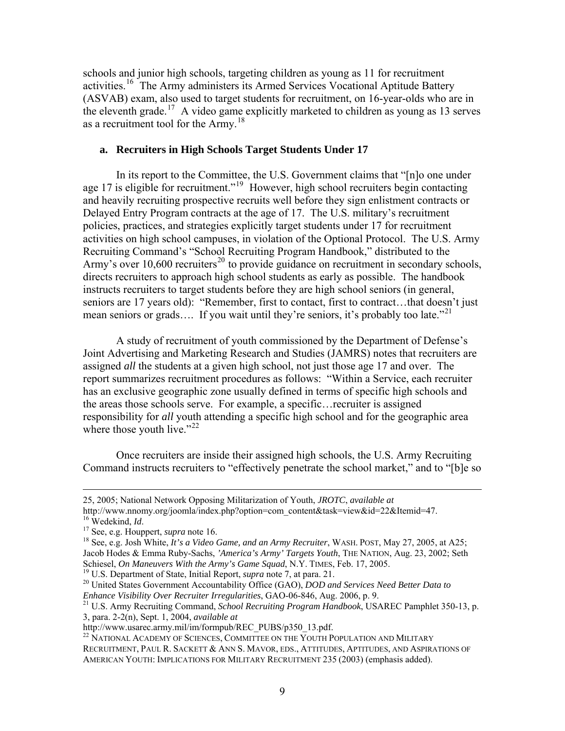schools and junior high schools, targeting children as young as 11 for recruitment activities.[16] The Army administers its Armed Services Vocational Aptitude Battery (ASVAB) exam, also used to target students for recruitment, on 16-year-olds who are in the eleventh grade.[17] A video game explicitly marketed to children as young as 13 serves as a recruitment tool for the Army.[18]

### a. Recruiters in High Schools Target Students Under 17

In its report to the Committee, the U.S. Government claims that "[n]o one under age 17 is eligible for recruitment."[19] However, high school recruiters begin contacting and heavily recruiting prospective recruits well before they sign enlistment contracts or Delayed Entry Program contracts at the age of 17. The U.S. military's recruitment policies, practices, and strategies explicitly target students under 17 for recruitment activities on high school campuses, in violation of the Optional Protocol. The U.S. Army Recruiting Command's "School Recruiting Program Handbook," distributed to the Army's over 10,600 recruiters[20] to provide guidance on recruitment in secondary schools, directs recruiters to approach high school students as early as possible. The handbook instructs recruiters to target students before they are high school seniors (in general, seniors are 17 years old): "Remember, first to contact, first to contract…that doesn't just mean seniors or grads…. If you wait until they're seniors, it's probably too late."[21]

A study of recruitment of youth commissioned by the Department of Defense's Joint Advertising and Marketing Research and Studies (JAMRS) notes that recruiters are assigned *all* the students at a given high school, not just those age 17 and over. The report summarizes recruitment procedures as follows: "Within a Service, each recruiter has an exclusive geographic zone usually defined in terms of specific high schools and the areas those schools serve. For example, a specific…recruiter is assigned responsibility for *all* youth attending a specific high school and for the geographic area where those youth live."[22]

Once recruiters are inside their assigned high schools, the U.S. Army Recruiting Command instructs recruiters to "effectively penetrate the school market," and to "[b]e so

---

25, 2005; National Network Opposing Militarization of Youth, *JROTC*, *available at* http://www.nnomy.org/joomla/index.php?option=com_content&task=view&id=22&Itemid=47.

[16] Wedekind, *Id*.

[17] See, e.g. Houppert, *supra* note 16.

[18] See, e.g. Josh White, *It's a Video Game, and an Army Recruiter*, WASH. POST, May 27, 2005, at A25; Jacob Hodes & Emma Ruby-Sachs, *'America's Army' Targets Youth*, THE NATION, Aug. 23, 2002; Seth Schiesel, *On Maneuvers With the Army's Game Squad*, N.Y. TIMES, Feb. 17, 2005.

[19] U.S. Department of State, Initial Report, *supra* note 7, at para. 21.

[20] United States Government Accountability Office (GAO), *DOD and Services Need Better Data to Enhance Visibility Over Recruiter Irregularities*, GAO-06-846, Aug. 2006, p. 9.

[21] U.S. Army Recruiting Command, *School Recruiting Program Handbook*, USAREC Pamphlet 350-13, p. 3, para. 2-2(n), Sept. 1, 2004, *available at* http://www.usarec.army.mil/im/formpub/REC_PUBS/p350_13.pdf.

[22] NATIONAL ACADEMY OF SCIENCES, COMMITTEE ON THE YOUTH POPULATION AND MILITARY RECRUITMENT, PAUL R. SACKETT & ANN S. MAVOR, EDS., ATTITUDES, APTITUDES, AND ASPIRATIONS OF AMERICAN YOUTH: IMPLICATIONS FOR MILITARY RECRUITMENT 235 (2003) (emphasis added).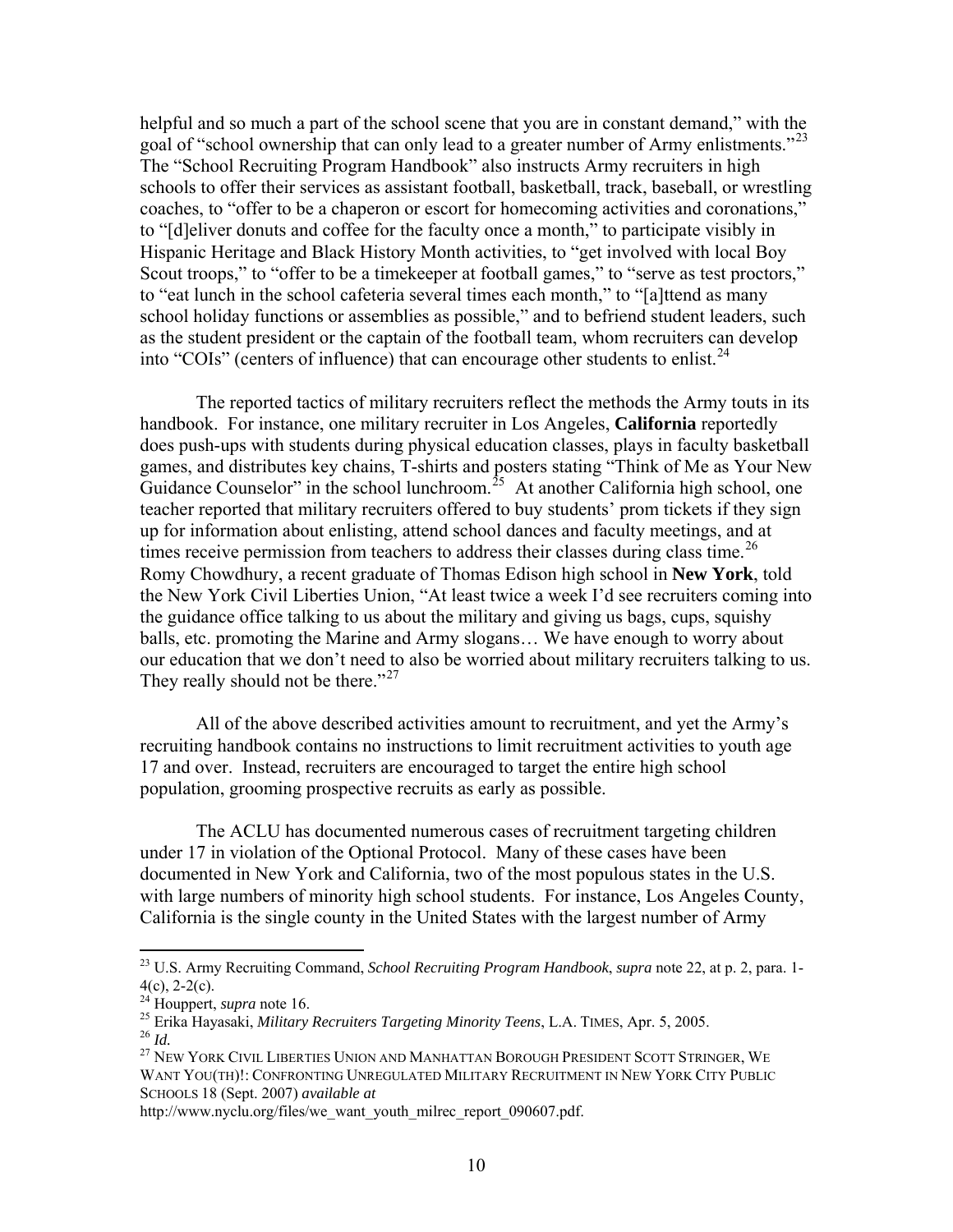helpful and so much a part of the school scene that you are in constant demand," with the goal of "school ownership that can only lead to a greater number of Army enlistments."[23] The "School Recruiting Program Handbook" also instructs Army recruiters in high schools to offer their services as assistant football, basketball, track, baseball, or wrestling coaches, to "offer to be a chaperon or escort for homecoming activities and coronations," to "[d]eliver donuts and coffee for the faculty once a month," to participate visibly in Hispanic Heritage and Black History Month activities, to "get involved with local Boy Scout troops," to "offer to be a timekeeper at football games," to "serve as test proctors," to "eat lunch in the school cafeteria several times each month," to "[a]ttend as many school holiday functions or assemblies as possible," and to befriend student leaders, such as the student president or the captain of the football team, whom recruiters can develop into "COIs" (centers of influence) that can encourage other students to enlist.[24]

The reported tactics of military recruiters reflect the methods the Army touts in its handbook. For instance, one military recruiter in Los Angeles, **California** reportedly does push-ups with students during physical education classes, plays in faculty basketball games, and distributes key chains, T-shirts and posters stating "Think of Me as Your New Guidance Counselor" in the school lunchroom.[25] At another California high school, one teacher reported that military recruiters offered to buy students' prom tickets if they sign up for information about enlisting, attend school dances and faculty meetings, and at times receive permission from teachers to address their classes during class time.[26] Romy Chowdhury, a recent graduate of Thomas Edison high school in **New York**, told the New York Civil Liberties Union, "At least twice a week I'd see recruiters coming into the guidance office talking to us about the military and giving us bags, cups, squishy balls, etc. promoting the Marine and Army slogans… We have enough to worry about our education that we don't need to also be worried about military recruiters talking to us. They really should not be there."[27]

All of the above described activities amount to recruitment, and yet the Army's recruiting handbook contains no instructions to limit recruitment activities to youth age 17 and over. Instead, recruiters are encouraged to target the entire high school population, grooming prospective recruits as early as possible.

The ACLU has documented numerous cases of recruitment targeting children under 17 in violation of the Optional Protocol. Many of these cases have been documented in New York and California, two of the most populous states in the U.S. with large numbers of minority high school students. For instance, Los Angeles County, California is the single county in the United States with the largest number of Army

---

[23] U.S. Army Recruiting Command, *School Recruiting Program Handbook*, *supra* note 22, at p. 2, para. 1-4(c), 2-2(c).

[24] Houppert, *supra* note 16.

[25] Erika Hayasaki, *Military Recruiters Targeting Minority Teens*, L.A. TIMES, Apr. 5, 2005.

[26] *Id.*

[27] NEW YORK CIVIL LIBERTIES UNION AND MANHATTAN BOROUGH PRESIDENT SCOTT STRINGER, WE WANT YOU(TH)!: CONFRONTING UNREGULATED MILITARY RECRUITMENT IN NEW YORK CITY PUBLIC SCHOOLS 18 (Sept. 2007) *available at* http://www.nyclu.org/files/we_want_youth_milrec_report_090607.pdf.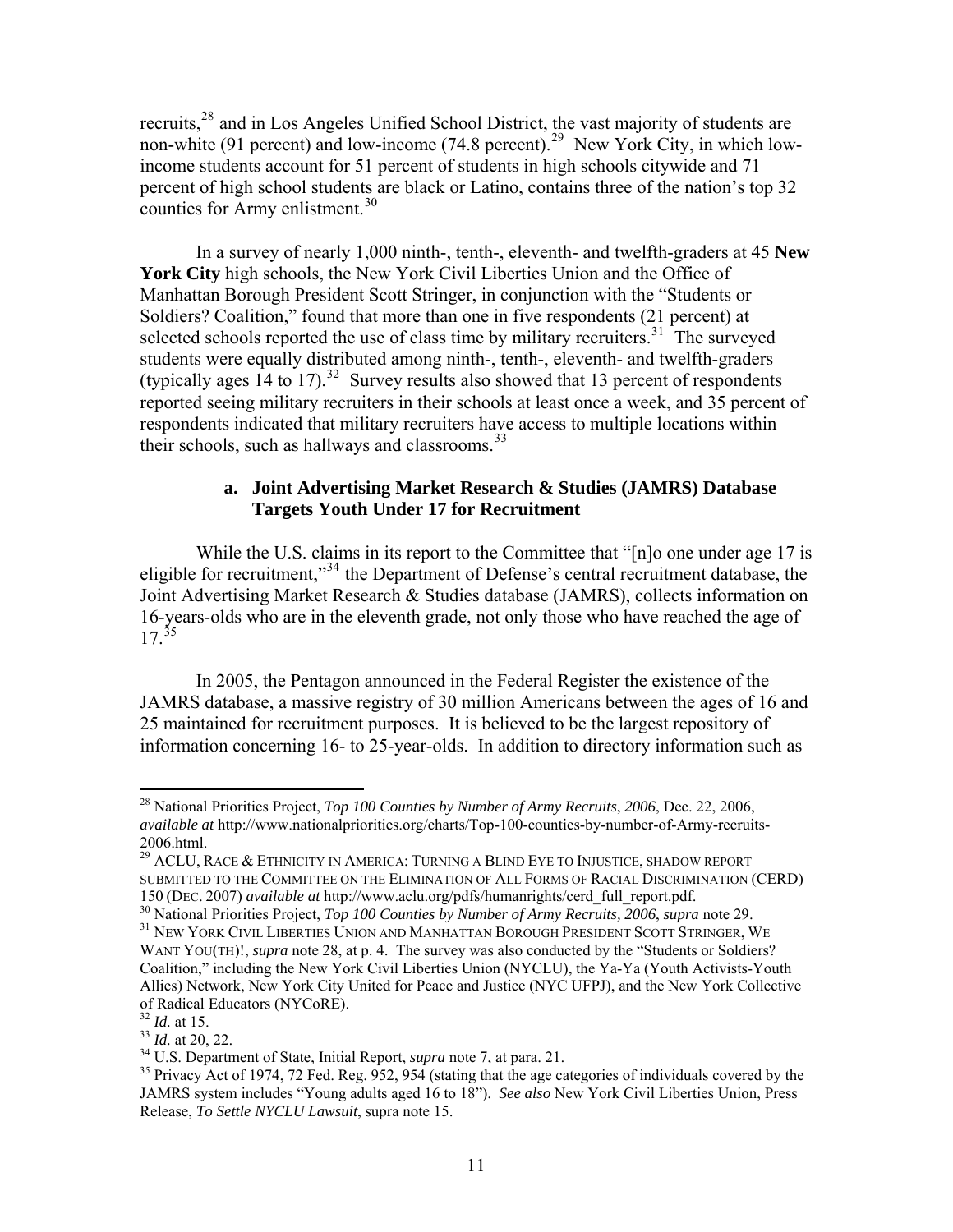recruits,[28] and in Los Angeles Unified School District, the vast majority of students are non-white (91 percent) and low-income (74.8 percent).[29] New York City, in which low-income students account for 51 percent of students in high schools citywide and 71 percent of high school students are black or Latino, contains three of the nation's top 32 counties for Army enlistment.[30]

In a survey of nearly 1,000 ninth-, tenth-, eleventh- and twelfth-graders at 45 **New York City** high schools, the New York Civil Liberties Union and the Office of Manhattan Borough President Scott Stringer, in conjunction with the "Students or Soldiers? Coalition," found that more than one in five respondents (21 percent) at selected schools reported the use of class time by military recruiters.[31] The surveyed students were equally distributed among ninth-, tenth-, eleventh- and twelfth-graders (typically ages 14 to 17).[32] Survey results also showed that 13 percent of respondents reported seeing military recruiters in their schools at least once a week, and 35 percent of respondents indicated that military recruiters have access to multiple locations within their schools, such as hallways and classrooms.[33]

#### a. Joint Advertising Market Research & Studies (JAMRS) Database Targets Youth Under 17 for Recruitment

While the U.S. claims in its report to the Committee that "[n]o one under age 17 is eligible for recruitment,"[34] the Department of Defense's central recruitment database, the Joint Advertising Market Research & Studies database (JAMRS), collects information on 16-years-olds who are in the eleventh grade, not only those who have reached the age of 17.[35]

In 2005, the Pentagon announced in the Federal Register the existence of the JAMRS database, a massive registry of 30 million Americans between the ages of 16 and 25 maintained for recruitment purposes. It is believed to be the largest repository of information concerning 16- to 25-year-olds. In addition to directory information such as

---

[28] National Priorities Project, *Top 100 Counties by Number of Army Recruits*, *2006*, Dec. 22, 2006, *available at* http://www.nationalpriorities.org/charts/Top-100-counties-by-number-of-Army-recruits-2006.html.

[29] ACLU, RACE & ETHNICITY IN AMERICA: TURNING A BLIND EYE TO INJUSTICE, SHADOW REPORT SUBMITTED TO THE COMMITTEE ON THE ELIMINATION OF ALL FORMS OF RACIAL DISCRIMINATION (CERD) 150 (DEC. 2007) *available at* http://www.aclu.org/pdfs/humanrights/cerd_full_report.pdf.

[30] National Priorities Project, *Top 100 Counties by Number of Army Recruits, 2006*, *supra* note 29.

[31] NEW YORK CIVIL LIBERTIES UNION AND MANHATTAN BOROUGH PRESIDENT SCOTT STRINGER, WE WANT YOU(TH)!, *supra* note 28, at p. 4. The survey was also conducted by the "Students or Soldiers? Coalition," including the New York Civil Liberties Union (NYCLU), the Ya-Ya (Youth Activists-Youth Allies) Network, New York City United for Peace and Justice (NYC UFPJ), and the New York Collective of Radical Educators (NYCoRE).

[32] *Id.* at 15.

[33] *Id.* at 20, 22.

[34] U.S. Department of State, Initial Report, *supra* note 7, at para. 21.

[35] Privacy Act of 1974, 72 Fed. Reg. 952, 954 (stating that the age categories of individuals covered by the JAMRS system includes "Young adults aged 16 to 18"). *See also* New York Civil Liberties Union, Press Release, *To Settle NYCLU Lawsuit*, supra note 15.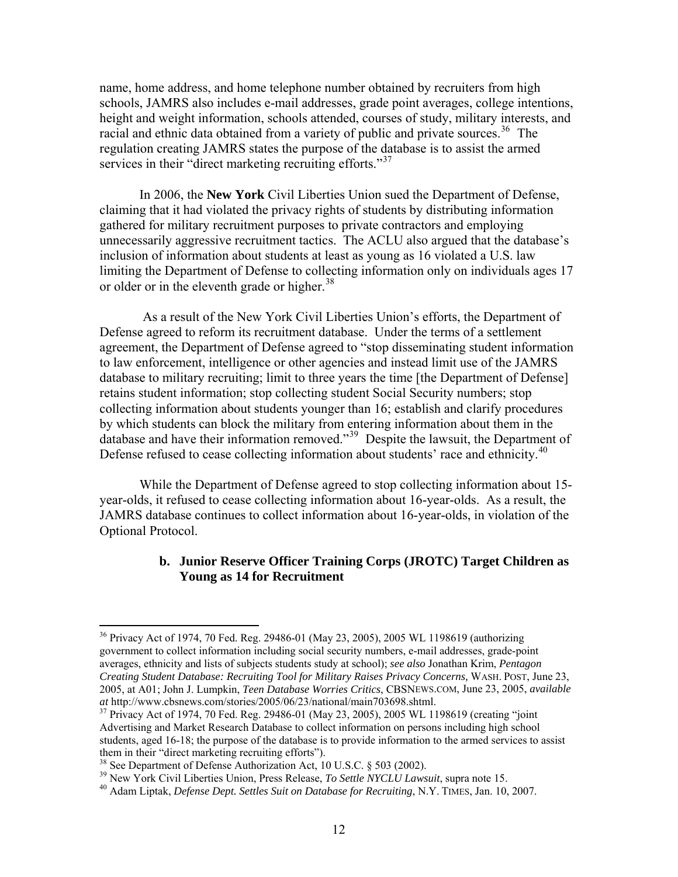name, home address, and home telephone number obtained by recruiters from high schools, JAMRS also includes e-mail addresses, grade point averages, college intentions, height and weight information, schools attended, courses of study, military interests, and racial and ethnic data obtained from a variety of public and private sources.[36] The regulation creating JAMRS states the purpose of the database is to assist the armed services in their "direct marketing recruiting efforts."[37]

In 2006, the **New York** Civil Liberties Union sued the Department of Defense, claiming that it had violated the privacy rights of students by distributing information gathered for military recruitment purposes to private contractors and employing unnecessarily aggressive recruitment tactics. The ACLU also argued that the database's inclusion of information about students at least as young as 16 violated a U.S. law limiting the Department of Defense to collecting information only on individuals ages 17 or older or in the eleventh grade or higher.[38]

As a result of the New York Civil Liberties Union's efforts, the Department of Defense agreed to reform its recruitment database. Under the terms of a settlement agreement, the Department of Defense agreed to "stop disseminating student information to law enforcement, intelligence or other agencies and instead limit use of the JAMRS database to military recruiting; limit to three years the time [the Department of Defense] retains student information; stop collecting student Social Security numbers; stop collecting information about students younger than 16; establish and clarify procedures by which students can block the military from entering information about them in the database and have their information removed."[39] Despite the lawsuit, the Department of Defense refused to cease collecting information about students' race and ethnicity.[40]

While the Department of Defense agreed to stop collecting information about 15-year-olds, it refused to cease collecting information about 16-year-olds. As a result, the JAMRS database continues to collect information about 16-year-olds, in violation of the Optional Protocol.

#### b. Junior Reserve Officer Training Corps (JROTC) Target Children as Young as 14 for Recruitment

---

[36] Privacy Act of 1974, 70 Fed. Reg. 29486-01 (May 23, 2005), 2005 WL 1198619 (authorizing government to collect information including social security numbers, e-mail addresses, grade-point averages, ethnicity and lists of subjects students study at school); *see also* Jonathan Krim, *Pentagon Creating Student Database: Recruiting Tool for Military Raises Privacy Concerns,* WASH. POST, June 23, 2005, at A01; John J. Lumpkin, *Teen Database Worries Critics*, CBSNEWS.COM, June 23, 2005, *available at* http://www.cbsnews.com/stories/2005/06/23/national/main703698.shtml.

[37] Privacy Act of 1974, 70 Fed. Reg. 29486-01 (May 23, 2005), 2005 WL 1198619 (creating "joint Advertising and Market Research Database to collect information on persons including high school students, aged 16-18; the purpose of the database is to provide information to the armed services to assist them in their "direct marketing recruiting efforts").

[38] See Department of Defense Authorization Act, 10 U.S.C. § 503 (2002).

[39] New York Civil Liberties Union, Press Release, *To Settle NYCLU Lawsuit*, supra note 15.

[40] Adam Liptak, *Defense Dept. Settles Suit on Database for Recruiting*, N.Y. TIMES, Jan. 10, 2007.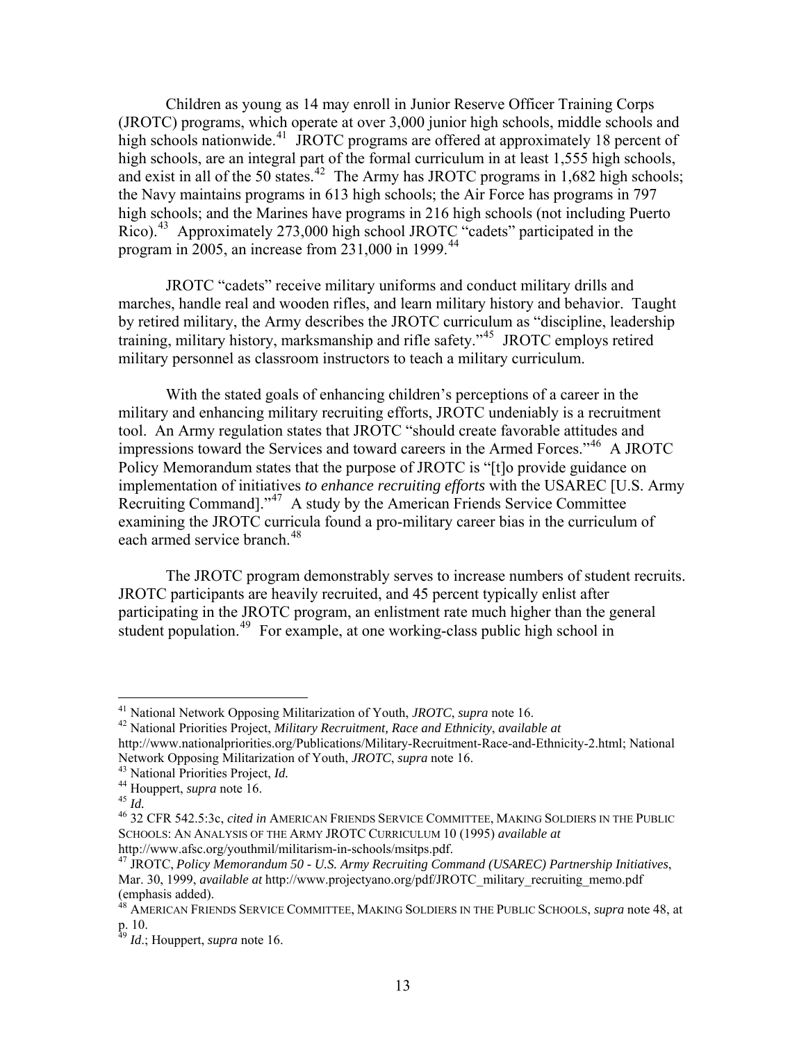Children as young as 14 may enroll in Junior Reserve Officer Training Corps (JROTC) programs, which operate at over 3,000 junior high schools, middle schools and high schools nationwide.[41] JROTC programs are offered at approximately 18 percent of high schools, are an integral part of the formal curriculum in at least 1,555 high schools, and exist in all of the 50 states.[42] The Army has JROTC programs in 1,682 high schools; the Navy maintains programs in 613 high schools; the Air Force has programs in 797 high schools; and the Marines have programs in 216 high schools (not including Puerto Rico).[43] Approximately 273,000 high school JROTC "cadets" participated in the program in 2005, an increase from 231,000 in 1999.[44]

JROTC "cadets" receive military uniforms and conduct military drills and marches, handle real and wooden rifles, and learn military history and behavior. Taught by retired military, the Army describes the JROTC curriculum as "discipline, leadership training, military history, marksmanship and rifle safety."[45] JROTC employs retired military personnel as classroom instructors to teach a military curriculum.

With the stated goals of enhancing children's perceptions of a career in the military and enhancing military recruiting efforts, JROTC undeniably is a recruitment tool. An Army regulation states that JROTC "should create favorable attitudes and impressions toward the Services and toward careers in the Armed Forces."[46] A JROTC Policy Memorandum states that the purpose of JROTC is "[t]o provide guidance on implementation of initiatives *to enhance recruiting efforts* with the USAREC [U.S. Army Recruiting Command]."[47] A study by the American Friends Service Committee examining the JROTC curricula found a pro-military career bias in the curriculum of each armed service branch.[48]

The JROTC program demonstrably serves to increase numbers of student recruits. JROTC participants are heavily recruited, and 45 percent typically enlist after participating in the JROTC program, an enlistment rate much higher than the general student population.[49] For example, at one working-class public high school in

---

[41] National Network Opposing Militarization of Youth, *JROTC*, *supra* note 16.

[42] National Priorities Project, *Military Recruitment, Race and Ethnicity*, *available at* http://www.nationalpriorities.org/Publications/Military-Recruitment-Race-and-Ethnicity-2.html; National Network Opposing Militarization of Youth, *JROTC*, *supra* note 16.

[43] National Priorities Project, *Id.*

[44] Houppert, *supra* note 16.

[45] *Id.*

[46] 32 CFR 542.5:3c, *cited in* AMERICAN FRIENDS SERVICE COMMITTEE, MAKING SOLDIERS IN THE PUBLIC SCHOOLS: AN ANALYSIS OF THE ARMY JROTC CURRICULUM 10 (1995) *available at* http://www.afsc.org/youthmil/militarism-in-schools/msitps.pdf.

[47] JROTC, *Policy Memorandum 50 - U.S. Army Recruiting Command (USAREC) Partnership Initiatives*, Mar. 30, 1999, *available at* http://www.projectyano.org/pdf/JROTC_military_recruiting_memo.pdf (emphasis added).

[48] AMERICAN FRIENDS SERVICE COMMITTEE, MAKING SOLDIERS IN THE PUBLIC SCHOOLS, *supra* note 48, at p. 10.

[49] *Id*.; Houppert, *supra* note 16.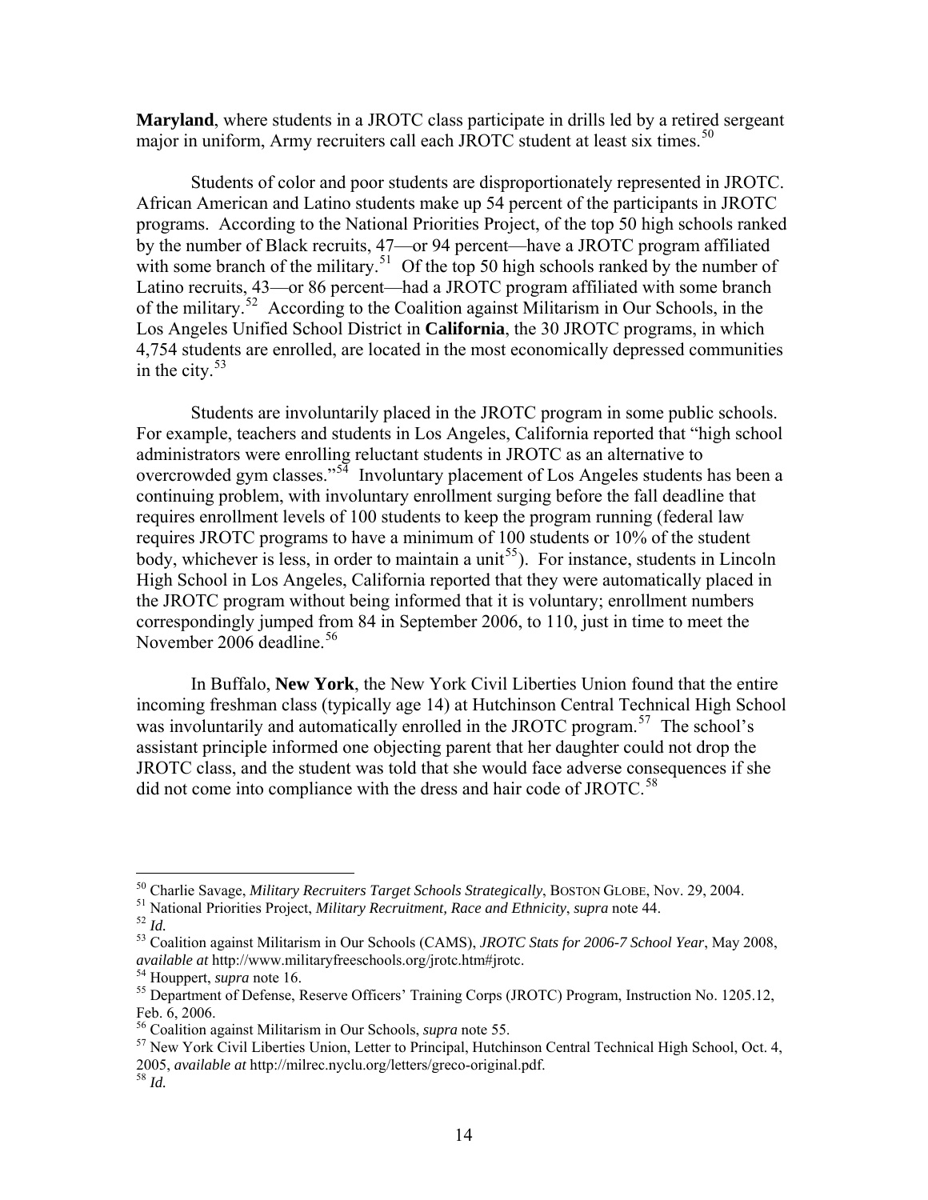**Maryland**, where students in a JROTC class participate in drills led by a retired sergeant major in uniform, Army recruiters call each JROTC student at least six times.[50]

Students of color and poor students are disproportionately represented in JROTC. African American and Latino students make up 54 percent of the participants in JROTC programs. According to the National Priorities Project, of the top 50 high schools ranked by the number of Black recruits, 47—or 94 percent—have a JROTC program affiliated with some branch of the military.[51] Of the top 50 high schools ranked by the number of Latino recruits, 43—or 86 percent—had a JROTC program affiliated with some branch of the military.[52] According to the Coalition against Militarism in Our Schools, in the Los Angeles Unified School District in **California**, the 30 JROTC programs, in which 4,754 students are enrolled, are located in the most economically depressed communities in the city.[53]

Students are involuntarily placed in the JROTC program in some public schools. For example, teachers and students in Los Angeles, California reported that "high school administrators were enrolling reluctant students in JROTC as an alternative to overcrowded gym classes."[54] Involuntary placement of Los Angeles students has been a continuing problem, with involuntary enrollment surging before the fall deadline that requires enrollment levels of 100 students to keep the program running (federal law requires JROTC programs to have a minimum of 100 students or 10% of the student body, whichever is less, in order to maintain a unit[55]). For instance, students in Lincoln High School in Los Angeles, California reported that they were automatically placed in the JROTC program without being informed that it is voluntary; enrollment numbers correspondingly jumped from 84 in September 2006, to 110, just in time to meet the November 2006 deadline.[56]

In Buffalo, **New York**, the New York Civil Liberties Union found that the entire incoming freshman class (typically age 14) at Hutchinson Central Technical High School was involuntarily and automatically enrolled in the JROTC program.[57] The school's assistant principle informed one objecting parent that her daughter could not drop the JROTC class, and the student was told that she would face adverse consequences if she did not come into compliance with the dress and hair code of JROTC.[58]

---

[50] Charlie Savage, *Military Recruiters Target Schools Strategically*, BOSTON GLOBE, Nov. 29, 2004.
[51] National Priorities Project, *Military Recruitment, Race and Ethnicity*, *supra* note 44.
[52] *Id.*
[53] Coalition against Militarism in Our Schools (CAMS), *JROTC Stats for 2006-7 School Year*, May 2008, *available at* http://www.militaryfreeschools.org/jrotc.htm#jrotc.
[54] Houppert, *supra* note 16.
[55] Department of Defense, Reserve Officers' Training Corps (JROTC) Program, Instruction No. 1205.12, Feb. 6, 2006.
[56] Coalition against Militarism in Our Schools, *supra* note 55.
[57] New York Civil Liberties Union, Letter to Principal, Hutchinson Central Technical High School, Oct. 4, 2005, *available at* http://milrec.nyclu.org/letters/greco-original.pdf.
[58] *Id.*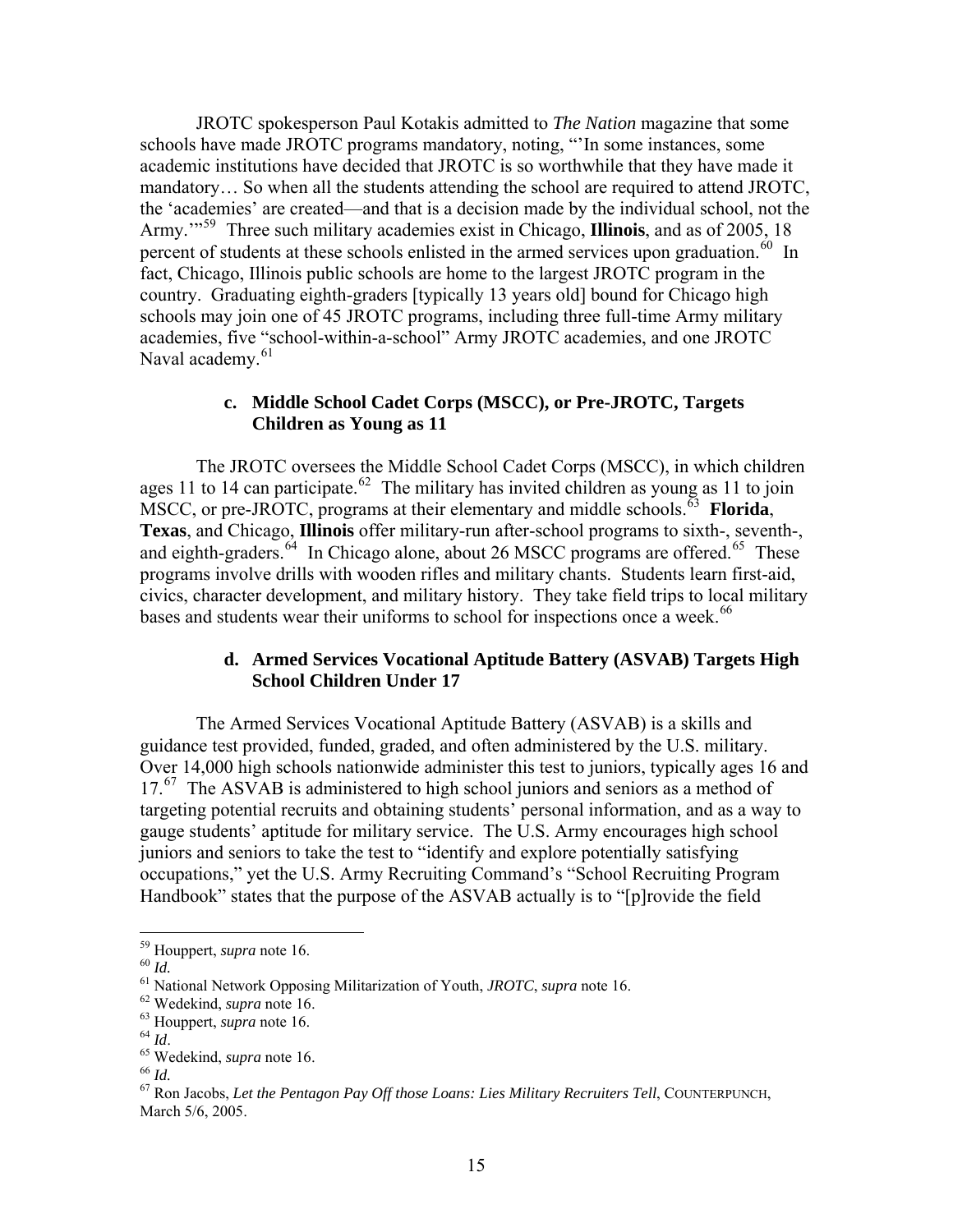JROTC spokesperson Paul Kotakis admitted to *The Nation* magazine that some schools have made JROTC programs mandatory, noting, "'In some instances, some academic institutions have decided that JROTC is so worthwhile that they have made it mandatory… So when all the students attending the school are required to attend JROTC, the 'academies' are created—and that is a decision made by the individual school, not the Army.'"[59] Three such military academies exist in Chicago, **Illinois**, and as of 2005, 18 percent of students at these schools enlisted in the armed services upon graduation.[60] In fact, Chicago, Illinois public schools are home to the largest JROTC program in the country. Graduating eighth-graders [typically 13 years old] bound for Chicago high schools may join one of 45 JROTC programs, including three full-time Army military academies, five "school-within-a-school" Army JROTC academies, and one JROTC Naval academy.[61]

### c. Middle School Cadet Corps (MSCC), or Pre-JROTC, Targets Children as Young as 11

The JROTC oversees the Middle School Cadet Corps (MSCC), in which children ages 11 to 14 can participate.[62] The military has invited children as young as 11 to join MSCC, or pre-JROTC, programs at their elementary and middle schools.[63] **Florida**, **Texas**, and Chicago, **Illinois** offer military-run after-school programs to sixth-, seventh-, and eighth-graders.[64] In Chicago alone, about 26 MSCC programs are offered.[65] These programs involve drills with wooden rifles and military chants. Students learn first-aid, civics, character development, and military history. They take field trips to local military bases and students wear their uniforms to school for inspections once a week.[66]

### d. Armed Services Vocational Aptitude Battery (ASVAB) Targets High School Children Under 17

The Armed Services Vocational Aptitude Battery (ASVAB) is a skills and guidance test provided, funded, graded, and often administered by the U.S. military. Over 14,000 high schools nationwide administer this test to juniors, typically ages 16 and 17.[67] The ASVAB is administered to high school juniors and seniors as a method of targeting potential recruits and obtaining students' personal information, and as a way to gauge students' aptitude for military service. The U.S. Army encourages high school juniors and seniors to take the test to "identify and explore potentially satisfying occupations," yet the U.S. Army Recruiting Command's "School Recruiting Program Handbook" states that the purpose of the ASVAB actually is to "[p]rovide the field

---

[59] Houppert, *supra* note 16.
[60] *Id.*
[61] National Network Opposing Militarization of Youth, *JROTC*, *supra* note 16.
[62] Wedekind, *supra* note 16.
[63] Houppert, *supra* note 16.
[64] *Id*.
[65] Wedekind, *supra* note 16.
[66] *Id.*
[67] Ron Jacobs, *Let the Pentagon Pay Off those Loans: Lies Military Recruiters Tell*, COUNTERPUNCH, March 5/6, 2005.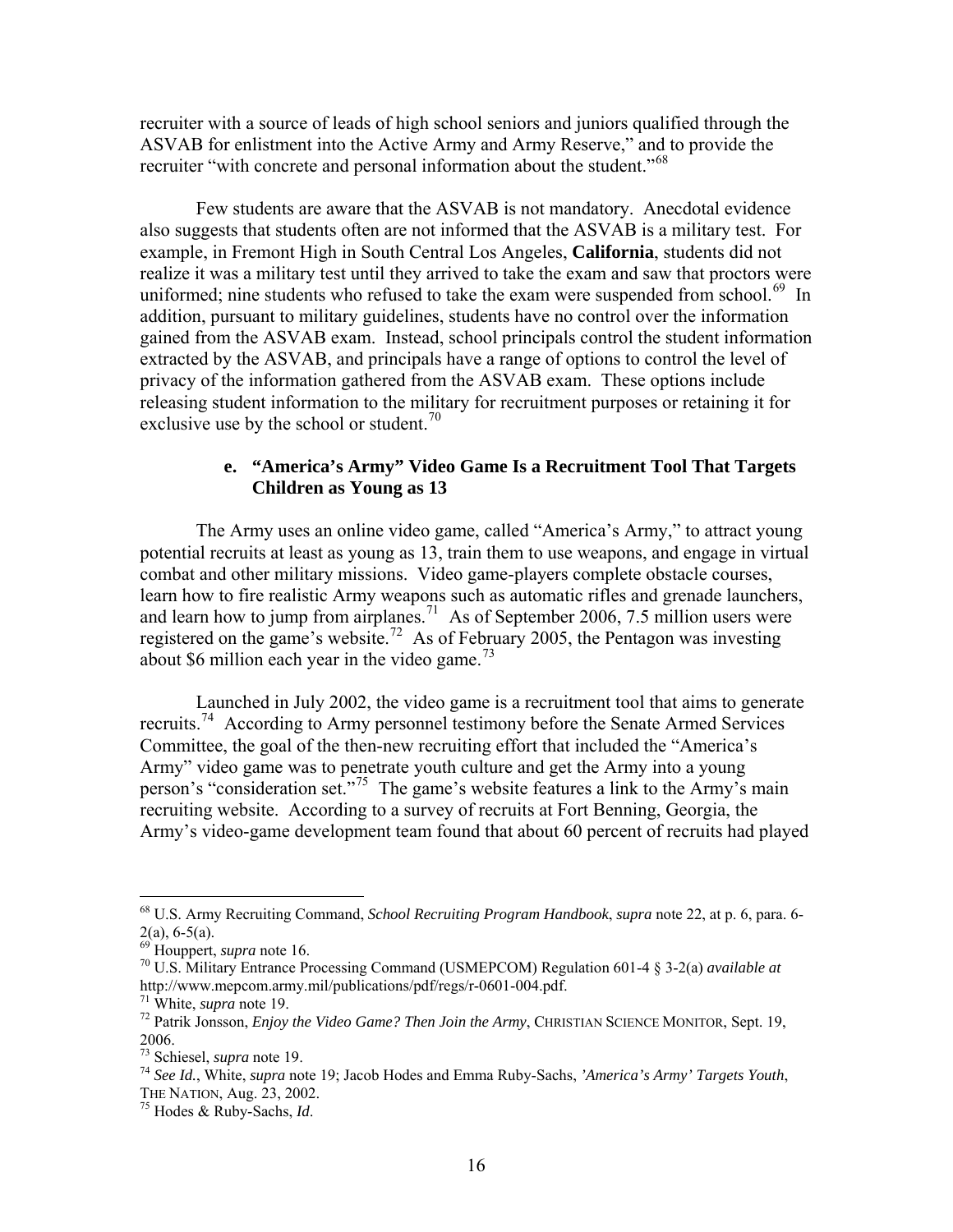recruiter with a source of leads of high school seniors and juniors qualified through the ASVAB for enlistment into the Active Army and Army Reserve," and to provide the recruiter "with concrete and personal information about the student."[68]

Few students are aware that the ASVAB is not mandatory. Anecdotal evidence also suggests that students often are not informed that the ASVAB is a military test. For example, in Fremont High in South Central Los Angeles, **California**, students did not realize it was a military test until they arrived to take the exam and saw that proctors were uniformed; nine students who refused to take the exam were suspended from school.[69] In addition, pursuant to military guidelines, students have no control over the information gained from the ASVAB exam. Instead, school principals control the student information extracted by the ASVAB, and principals have a range of options to control the level of privacy of the information gathered from the ASVAB exam. These options include releasing student information to the military for recruitment purposes or retaining it for exclusive use by the school or student.[70]

#### e. "America's Army" Video Game Is a Recruitment Tool That Targets Children as Young as 13

The Army uses an online video game, called "America's Army," to attract young potential recruits at least as young as 13, train them to use weapons, and engage in virtual combat and other military missions. Video game-players complete obstacle courses, learn how to fire realistic Army weapons such as automatic rifles and grenade launchers, and learn how to jump from airplanes.[71] As of September 2006, 7.5 million users were registered on the game's website.[72] As of February 2005, the Pentagon was investing about $6 million each year in the video game.[73]

Launched in July 2002, the video game is a recruitment tool that aims to generate recruits.[74] According to Army personnel testimony before the Senate Armed Services Committee, the goal of the then-new recruiting effort that included the "America's Army" video game was to penetrate youth culture and get the Army into a young person's "consideration set."[75] The game's website features a link to the Army's main recruiting website. According to a survey of recruits at Fort Benning, Georgia, the Army's video-game development team found that about 60 percent of recruits had played

---

[68] U.S. Army Recruiting Command, *School Recruiting Program Handbook*, *supra* note 22, at p. 6, para. 6-2(a), 6-5(a).

[69] Houppert, *supra* note 16.

[70] U.S. Military Entrance Processing Command (USMEPCOM) Regulation 601-4 § 3-2(a) *available at* http://www.mepcom.army.mil/publications/pdf/regs/r-0601-004.pdf.

[71] White, *supra* note 19.

[72] Patrik Jonsson, *Enjoy the Video Game? Then Join the Army*, CHRISTIAN SCIENCE MONITOR, Sept. 19, 2006.

[73] Schiesel, *supra* note 19.

[74] *See Id.*, White, *supra* note 19; Jacob Hodes and Emma Ruby-Sachs, *'America's Army' Targets Youth*, THE NATION, Aug. 23, 2002.

[75] Hodes & Ruby-Sachs, *Id*.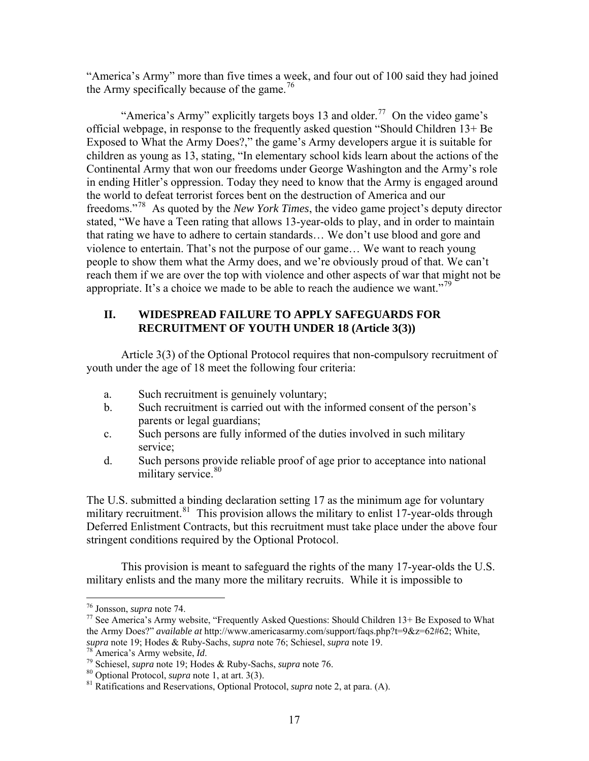"America's Army" more than five times a week, and four out of 100 said they had joined the Army specifically because of the game.[76]

"America's Army" explicitly targets boys 13 and older.[77] On the video game's official webpage, in response to the frequently asked question "Should Children 13+ Be Exposed to What the Army Does?," the game's Army developers argue it is suitable for children as young as 13, stating, "In elementary school kids learn about the actions of the Continental Army that won our freedoms under George Washington and the Army's role in ending Hitler's oppression. Today they need to know that the Army is engaged around the world to defeat terrorist forces bent on the destruction of America and our freedoms."[78] As quoted by the *New York Times*, the video game project's deputy director stated, "We have a Teen rating that allows 13-year-olds to play, and in order to maintain that rating we have to adhere to certain standards… We don't use blood and gore and violence to entertain. That's not the purpose of our game… We want to reach young people to show them what the Army does, and we're obviously proud of that. We can't reach them if we are over the top with violence and other aspects of war that might not be appropriate. It's a choice we made to be able to reach the audience we want."[79]

## II. WIDESPREAD FAILURE TO APPLY SAFEGUARDS FOR RECRUITMENT OF YOUTH UNDER 18 (Article 3(3))

Article 3(3) of the Optional Protocol requires that non-compulsory recruitment of youth under the age of 18 meet the following four criteria:

a. Such recruitment is genuinely voluntary;
b. Such recruitment is carried out with the informed consent of the person's parents or legal guardians;
c. Such persons are fully informed of the duties involved in such military service;
d. Such persons provide reliable proof of age prior to acceptance into national military service.[80]

The U.S. submitted a binding declaration setting 17 as the minimum age for voluntary military recruitment.[81] This provision allows the military to enlist 17-year-olds through Deferred Enlistment Contracts, but this recruitment must take place under the above four stringent conditions required by the Optional Protocol.

This provision is meant to safeguard the rights of the many 17-year-olds the U.S. military enlists and the many more the military recruits. While it is impossible to

---

[76] Jonsson, *supra* note 74.
[77] See America's Army website, "Frequently Asked Questions: Should Children 13+ Be Exposed to What the Army Does?" *available at* http://www.americasarmy.com/support/faqs.php?t=9&z=62#62; White, *supra* note 19; Hodes & Ruby-Sachs, *supra* note 76; Schiesel, *supra* note 19.
[78] America's Army website, *Id*.
[79] Schiesel, *supra* note 19; Hodes & Ruby-Sachs, *supra* note 76.
[80] Optional Protocol, *supra* note 1, at art. 3(3).
[81] Ratifications and Reservations, Optional Protocol, *supra* note 2, at para. (A).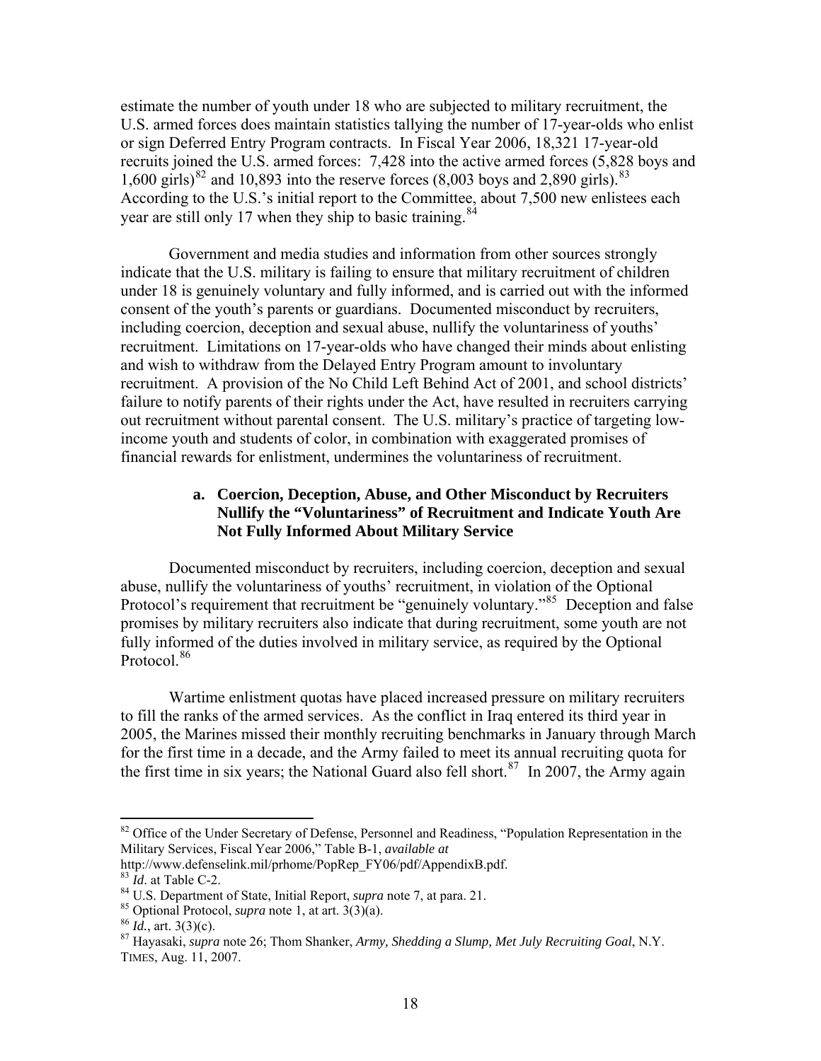estimate the number of youth under 18 who are subjected to military recruitment, the U.S. armed forces does maintain statistics tallying the number of 17-year-olds who enlist or sign Deferred Entry Program contracts. In Fiscal Year 2006, 18,321 17-year-old recruits joined the U.S. armed forces: 7,428 into the active armed forces (5,828 boys and 1,600 girls)[82] and 10,893 into the reserve forces (8,003 boys and 2,890 girls).[83] According to the U.S.'s initial report to the Committee, about 7,500 new enlistees each year are still only 17 when they ship to basic training.[84]

Government and media studies and information from other sources strongly indicate that the U.S. military is failing to ensure that military recruitment of children under 18 is genuinely voluntary and fully informed, and is carried out with the informed consent of the youth's parents or guardians. Documented misconduct by recruiters, including coercion, deception and sexual abuse, nullify the voluntariness of youths' recruitment. Limitations on 17-year-olds who have changed their minds about enlisting and wish to withdraw from the Delayed Entry Program amount to involuntary recruitment. A provision of the No Child Left Behind Act of 2001, and school districts' failure to notify parents of their rights under the Act, have resulted in recruiters carrying out recruitment without parental consent. The U.S. military's practice of targeting low-income youth and students of color, in combination with exaggerated promises of financial rewards for enlistment, undermines the voluntariness of recruitment.

#### a. Coercion, Deception, Abuse, and Other Misconduct by Recruiters Nullify the "Voluntariness" of Recruitment and Indicate Youth Are Not Fully Informed About Military Service

Documented misconduct by recruiters, including coercion, deception and sexual abuse, nullify the voluntariness of youths' recruitment, in violation of the Optional Protocol's requirement that recruitment be "genuinely voluntary."[85] Deception and false promises by military recruiters also indicate that during recruitment, some youth are not fully informed of the duties involved in military service, as required by the Optional Protocol.[86]

Wartime enlistment quotas have placed increased pressure on military recruiters to fill the ranks of the armed services. As the conflict in Iraq entered its third year in 2005, the Marines missed their monthly recruiting benchmarks in January through March for the first time in a decade, and the Army failed to meet its annual recruiting quota for the first time in six years; the National Guard also fell short.[87] In 2007, the Army again

---

[82] Office of the Under Secretary of Defense, Personnel and Readiness, "Population Representation in the Military Services, Fiscal Year 2006," Table B-1, *available at* http://www.defenselink.mil/prhome/PopRep_FY06/pdf/AppendixB.pdf.

[83] *Id*. at Table C-2.

[84] U.S. Department of State, Initial Report, *supra* note 7, at para. 21.

[85] Optional Protocol, *supra* note 1, at art. 3(3)(a).

[86] *Id.*, art. 3(3)(c).

[87] Hayasaki, *supra* note 26; Thom Shanker, *Army, Shedding a Slump, Met July Recruiting Goal*, N.Y. TIMES, Aug. 11, 2007.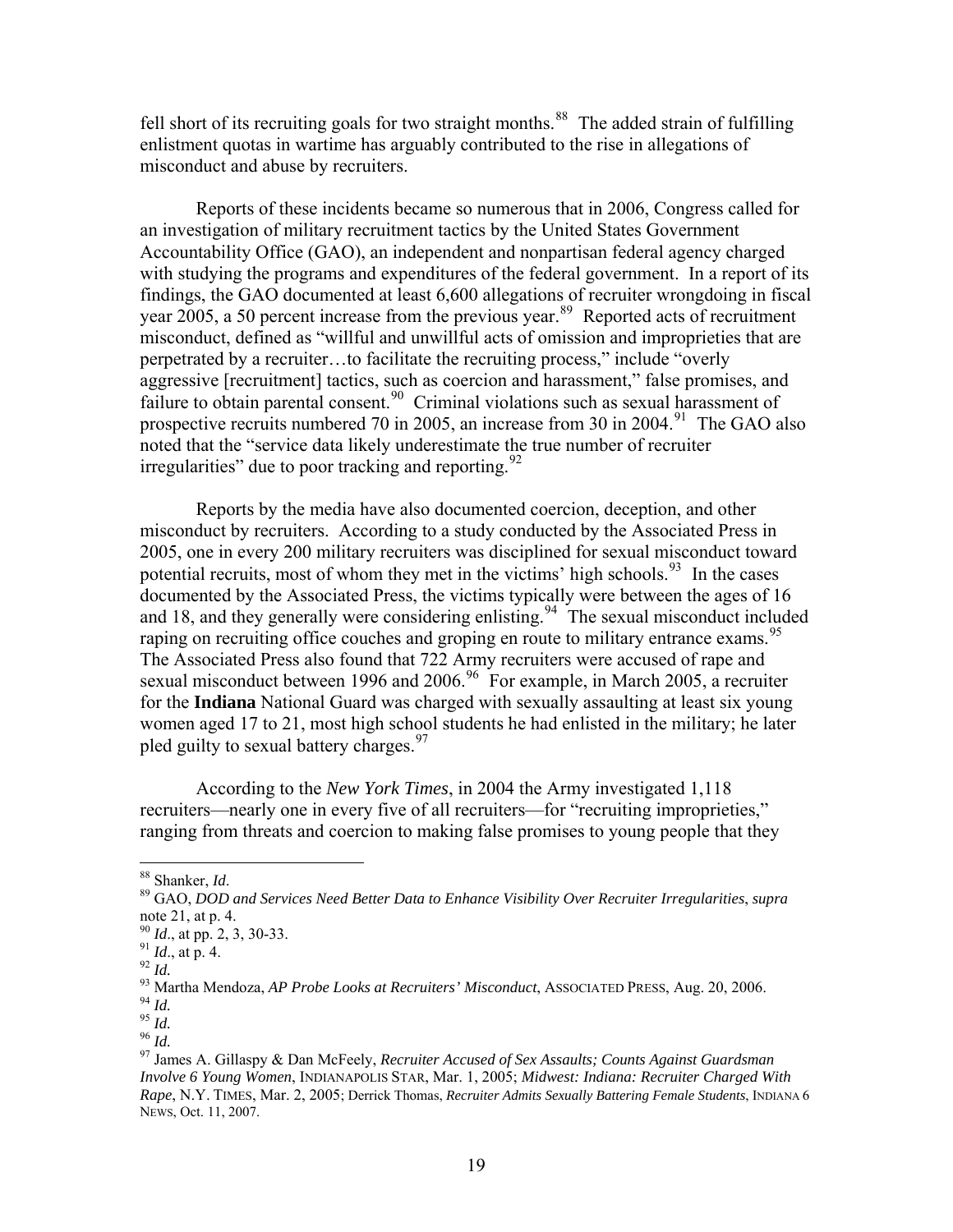fell short of its recruiting goals for two straight months.[88] The added strain of fulfilling enlistment quotas in wartime has arguably contributed to the rise in allegations of misconduct and abuse by recruiters.

Reports of these incidents became so numerous that in 2006, Congress called for an investigation of military recruitment tactics by the United States Government Accountability Office (GAO), an independent and nonpartisan federal agency charged with studying the programs and expenditures of the federal government. In a report of its findings, the GAO documented at least 6,600 allegations of recruiter wrongdoing in fiscal year 2005, a 50 percent increase from the previous year.[89] Reported acts of recruitment misconduct, defined as "willful and unwillful acts of omission and improprieties that are perpetrated by a recruiter…to facilitate the recruiting process," include "overly aggressive [recruitment] tactics, such as coercion and harassment," false promises, and failure to obtain parental consent.[90] Criminal violations such as sexual harassment of prospective recruits numbered 70 in 2005, an increase from 30 in 2004.[91] The GAO also noted that the "service data likely underestimate the true number of recruiter irregularities" due to poor tracking and reporting.[92]

Reports by the media have also documented coercion, deception, and other misconduct by recruiters. According to a study conducted by the Associated Press in 2005, one in every 200 military recruiters was disciplined for sexual misconduct toward potential recruits, most of whom they met in the victims' high schools.[93] In the cases documented by the Associated Press, the victims typically were between the ages of 16 and 18, and they generally were considering enlisting.[94] The sexual misconduct included raping on recruiting office couches and groping en route to military entrance exams.[95] The Associated Press also found that 722 Army recruiters were accused of rape and sexual misconduct between 1996 and 2006.[96] For example, in March 2005, a recruiter for the **Indiana** National Guard was charged with sexually assaulting at least six young women aged 17 to 21, most high school students he had enlisted in the military; he later pled guilty to sexual battery charges.[97]

According to the *New York Times*, in 2004 the Army investigated 1,118 recruiters—nearly one in every five of all recruiters—for "recruiting improprieties," ranging from threats and coercion to making false promises to young people that they

---

[88] Shanker, *Id*.

[89] GAO, *DOD and Services Need Better Data to Enhance Visibility Over Recruiter Irregularities*, *supra* note 21, at p. 4.

[90] *Id*., at pp. 2, 3, 30-33.

[91] *Id*., at p. 4.

[92] *Id.*

[93] Martha Mendoza, *AP Probe Looks at Recruiters' Misconduct*, ASSOCIATED PRESS, Aug. 20, 2006.

[94] *Id.*

[95] *Id.*

[96] *Id.*

[97] James A. Gillaspy & Dan McFeely, *Recruiter Accused of Sex Assaults; Counts Against Guardsman Involve 6 Young Women*, INDIANAPOLIS STAR, Mar. 1, 2005; *Midwest: Indiana: Recruiter Charged With Rape*, N.Y. TIMES, Mar. 2, 2005; Derrick Thomas, *Recruiter Admits Sexually Battering Female Students*, INDIANA 6 NEWS, Oct. 11, 2007.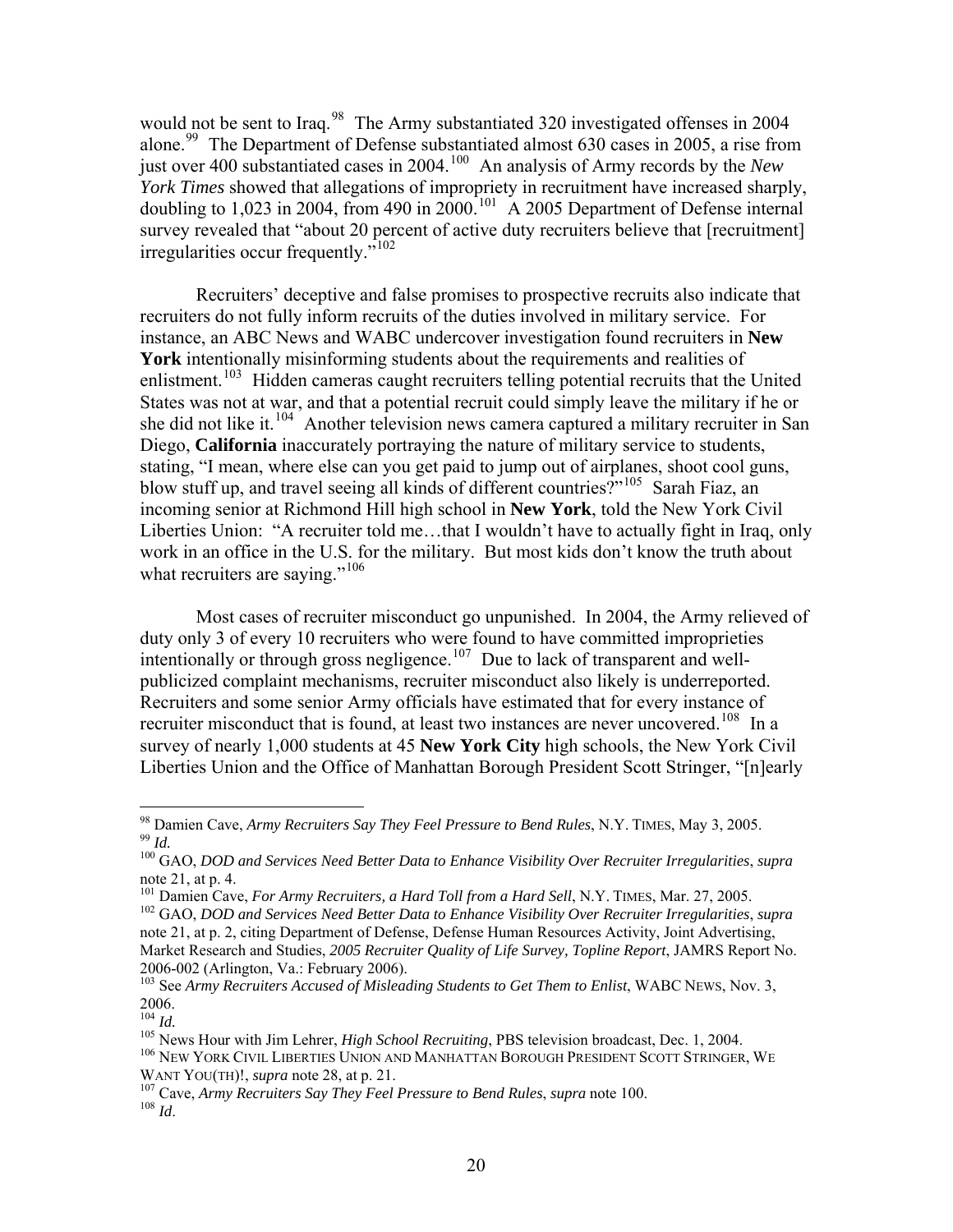would not be sent to Iraq.[98] The Army substantiated 320 investigated offenses in 2004 alone.[99] The Department of Defense substantiated almost 630 cases in 2005, a rise from just over 400 substantiated cases in 2004.[100] An analysis of Army records by the *New York Times* showed that allegations of impropriety in recruitment have increased sharply, doubling to 1,023 in 2004, from 490 in 2000.[101] A 2005 Department of Defense internal survey revealed that "about 20 percent of active duty recruiters believe that [recruitment] irregularities occur frequently."[102]

Recruiters' deceptive and false promises to prospective recruits also indicate that recruiters do not fully inform recruits of the duties involved in military service. For instance, an ABC News and WABC undercover investigation found recruiters in **New York** intentionally misinforming students about the requirements and realities of enlistment.[103] Hidden cameras caught recruiters telling potential recruits that the United States was not at war, and that a potential recruit could simply leave the military if he or she did not like it.[104] Another television news camera captured a military recruiter in San Diego, **California** inaccurately portraying the nature of military service to students, stating, "I mean, where else can you get paid to jump out of airplanes, shoot cool guns, blow stuff up, and travel seeing all kinds of different countries?"[105] Sarah Fiaz, an incoming senior at Richmond Hill high school in **New York**, told the New York Civil Liberties Union: "A recruiter told me…that I wouldn't have to actually fight in Iraq, only work in an office in the U.S. for the military. But most kids don't know the truth about what recruiters are saying."[106]

Most cases of recruiter misconduct go unpunished. In 2004, the Army relieved of duty only 3 of every 10 recruiters who were found to have committed improprieties intentionally or through gross negligence.[107] Due to lack of transparent and well-publicized complaint mechanisms, recruiter misconduct also likely is underreported. Recruiters and some senior Army officials have estimated that for every instance of recruiter misconduct that is found, at least two instances are never uncovered.[108] In a survey of nearly 1,000 students at 45 **New York City** high schools, the New York Civil Liberties Union and the Office of Manhattan Borough President Scott Stringer, "[n]early

---

[98] Damien Cave, *Army Recruiters Say They Feel Pressure to Bend Rules*, N.Y. TIMES, May 3, 2005.
[99] *Id.*
[100] GAO, *DOD and Services Need Better Data to Enhance Visibility Over Recruiter Irregularities*, *supra* note 21, at p. 4.
[101] Damien Cave, *For Army Recruiters, a Hard Toll from a Hard Sell*, N.Y. TIMES, Mar. 27, 2005.
[102] GAO, *DOD and Services Need Better Data to Enhance Visibility Over Recruiter Irregularities*, *supra* note 21, at p. 2, citing Department of Defense, Defense Human Resources Activity, Joint Advertising, Market Research and Studies, *2005 Recruiter Quality of Life Survey, Topline Report*, JAMRS Report No. 2006-002 (Arlington, Va.: February 2006).
[103] See *Army Recruiters Accused of Misleading Students to Get Them to Enlist*, WABC NEWS, Nov. 3, 2006.
[104] *Id.*
[105] News Hour with Jim Lehrer, *High School Recruiting*, PBS television broadcast, Dec. 1, 2004.
[106] NEW YORK CIVIL LIBERTIES UNION AND MANHATTAN BOROUGH PRESIDENT SCOTT STRINGER, WE WANT YOU(TH)!, *supra* note 28, at p. 21.
[107] Cave, *Army Recruiters Say They Feel Pressure to Bend Rules*, *supra* note 100.
[108] *Id*.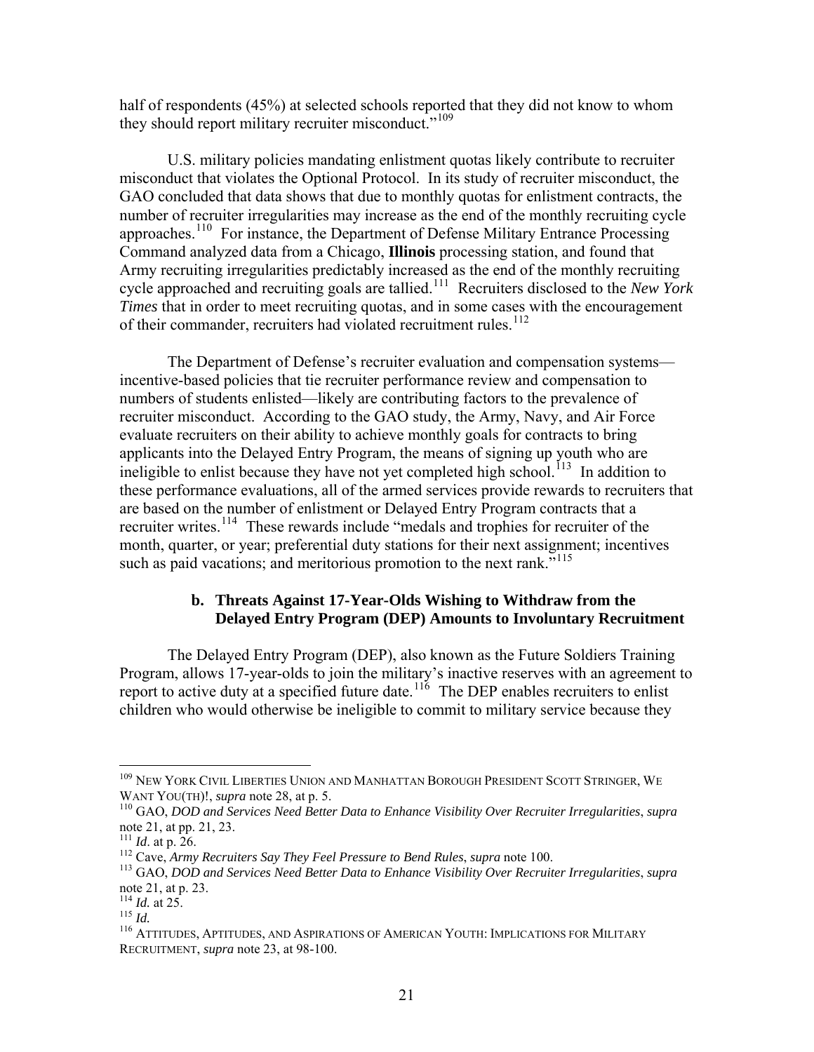half of respondents (45%) at selected schools reported that they did not know to whom they should report military recruiter misconduct."[109]

U.S. military policies mandating enlistment quotas likely contribute to recruiter misconduct that violates the Optional Protocol. In its study of recruiter misconduct, the GAO concluded that data shows that due to monthly quotas for enlistment contracts, the number of recruiter irregularities may increase as the end of the monthly recruiting cycle approaches.[110] For instance, the Department of Defense Military Entrance Processing Command analyzed data from a Chicago, **Illinois** processing station, and found that Army recruiting irregularities predictably increased as the end of the monthly recruiting cycle approached and recruiting goals are tallied.[111] Recruiters disclosed to the *New York Times* that in order to meet recruiting quotas, and in some cases with the encouragement of their commander, recruiters had violated recruitment rules.[112]

The Department of Defense's recruiter evaluation and compensation systems—incentive-based policies that tie recruiter performance review and compensation to numbers of students enlisted—likely are contributing factors to the prevalence of recruiter misconduct. According to the GAO study, the Army, Navy, and Air Force evaluate recruiters on their ability to achieve monthly goals for contracts to bring applicants into the Delayed Entry Program, the means of signing up youth who are ineligible to enlist because they have not yet completed high school.[113] In addition to these performance evaluations, all of the armed services provide rewards to recruiters that are based on the number of enlistment or Delayed Entry Program contracts that a recruiter writes.[114] These rewards include "medals and trophies for recruiter of the month, quarter, or year; preferential duty stations for their next assignment; incentives such as paid vacations; and meritorious promotion to the next rank."[115]

### b. Threats Against 17-Year-Olds Wishing to Withdraw from the Delayed Entry Program (DEP) Amounts to Involuntary Recruitment

The Delayed Entry Program (DEP), also known as the Future Soldiers Training Program, allows 17-year-olds to join the military's inactive reserves with an agreement to report to active duty at a specified future date.[116] The DEP enables recruiters to enlist children who would otherwise be ineligible to commit to military service because they

---

[109] New York Civil Liberties Union and Manhattan Borough President Scott Stringer, We Want You(th)!, *supra* note 28, at p. 5.

[110] GAO, *DOD and Services Need Better Data to Enhance Visibility Over Recruiter Irregularities*, *supra* note 21, at pp. 21, 23.

[111] *Id*. at p. 26.

[112] Cave, *Army Recruiters Say They Feel Pressure to Bend Rules*, *supra* note 100.

[113] GAO, *DOD and Services Need Better Data to Enhance Visibility Over Recruiter Irregularities*, *supra* note 21, at p. 23.

[114] *Id.* at 25.

[115] *Id.*

[116] Attitudes, Aptitudes, and Aspirations of American Youth: Implications for Military Recruitment, *supra* note 23, at 98-100.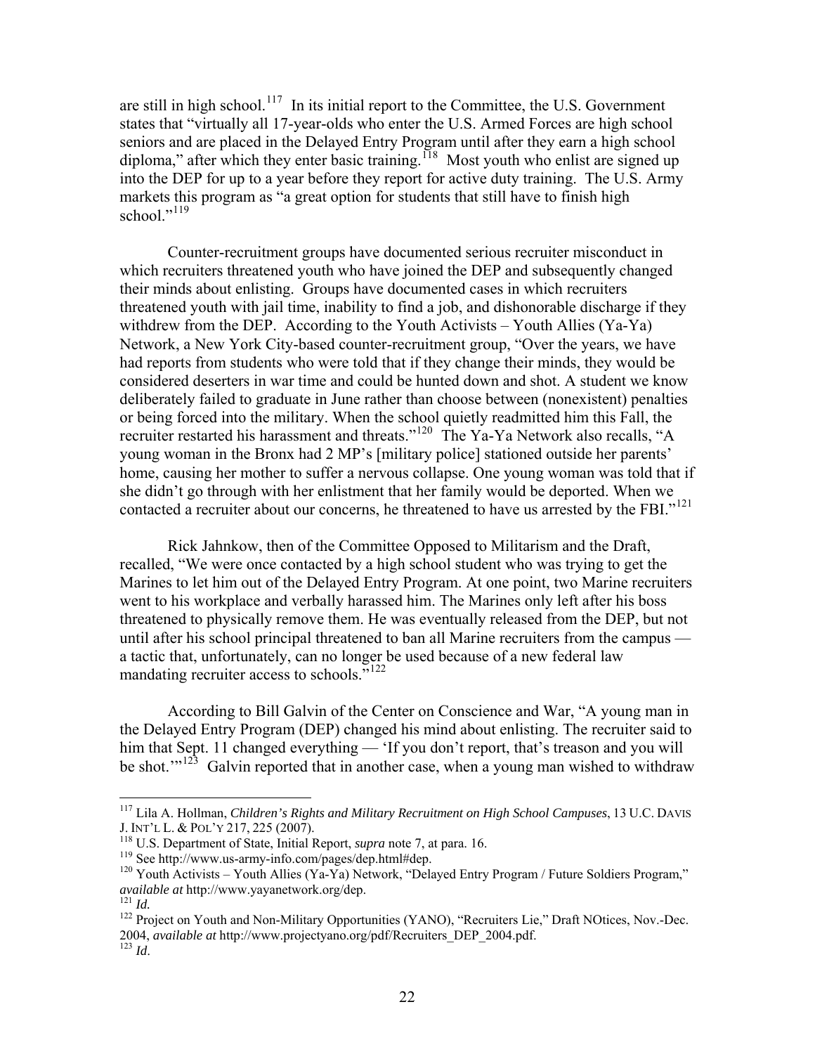are still in high school.[117] In its initial report to the Committee, the U.S. Government states that "virtually all 17-year-olds who enter the U.S. Armed Forces are high school seniors and are placed in the Delayed Entry Program until after they earn a high school diploma," after which they enter basic training.[118] Most youth who enlist are signed up into the DEP for up to a year before they report for active duty training. The U.S. Army markets this program as "a great option for students that still have to finish high school."[119]

Counter-recruitment groups have documented serious recruiter misconduct in which recruiters threatened youth who have joined the DEP and subsequently changed their minds about enlisting. Groups have documented cases in which recruiters threatened youth with jail time, inability to find a job, and dishonorable discharge if they withdrew from the DEP. According to the Youth Activists – Youth Allies (Ya-Ya) Network, a New York City-based counter-recruitment group, "Over the years, we have had reports from students who were told that if they change their minds, they would be considered deserters in war time and could be hunted down and shot. A student we know deliberately failed to graduate in June rather than choose between (nonexistent) penalties or being forced into the military. When the school quietly readmitted him this Fall, the recruiter restarted his harassment and threats."[120] The Ya-Ya Network also recalls, "A young woman in the Bronx had 2 MP's [military police] stationed outside her parents' home, causing her mother to suffer a nervous collapse. One young woman was told that if she didn't go through with her enlistment that her family would be deported. When we contacted a recruiter about our concerns, he threatened to have us arrested by the FBI."[121]

Rick Jahnkow, then of the Committee Opposed to Militarism and the Draft, recalled, "We were once contacted by a high school student who was trying to get the Marines to let him out of the Delayed Entry Program. At one point, two Marine recruiters went to his workplace and verbally harassed him. The Marines only left after his boss threatened to physically remove them. He was eventually released from the DEP, but not until after his school principal threatened to ban all Marine recruiters from the campus — a tactic that, unfortunately, can no longer be used because of a new federal law mandating recruiter access to schools."[122]

According to Bill Galvin of the Center on Conscience and War, "A young man in the Delayed Entry Program (DEP) changed his mind about enlisting. The recruiter said to him that Sept. 11 changed everything — 'If you don't report, that's treason and you will be shot.'"[123] Galvin reported that in another case, when a young man wished to withdraw

---

[117] Lila A. Hollman, *Children's Rights and Military Recruitment on High School Campuses*, 13 U.C. DAVIS J. INT'L L. & POL'Y 217, 225 (2007).

[118] U.S. Department of State, Initial Report, *supra* note 7, at para. 16.

[119] See http://www.us-army-info.com/pages/dep.html#dep.

[120] Youth Activists – Youth Allies (Ya-Ya) Network, "Delayed Entry Program / Future Soldiers Program," *available at* http://www.yayanetwork.org/dep.

[121] *Id.*

[122] Project on Youth and Non-Military Opportunities (YANO), "Recruiters Lie," Draft NOtices, Nov.-Dec. 2004, *available at* http://www.projectyano.org/pdf/Recruiters_DEP_2004.pdf.

[123] *Id*.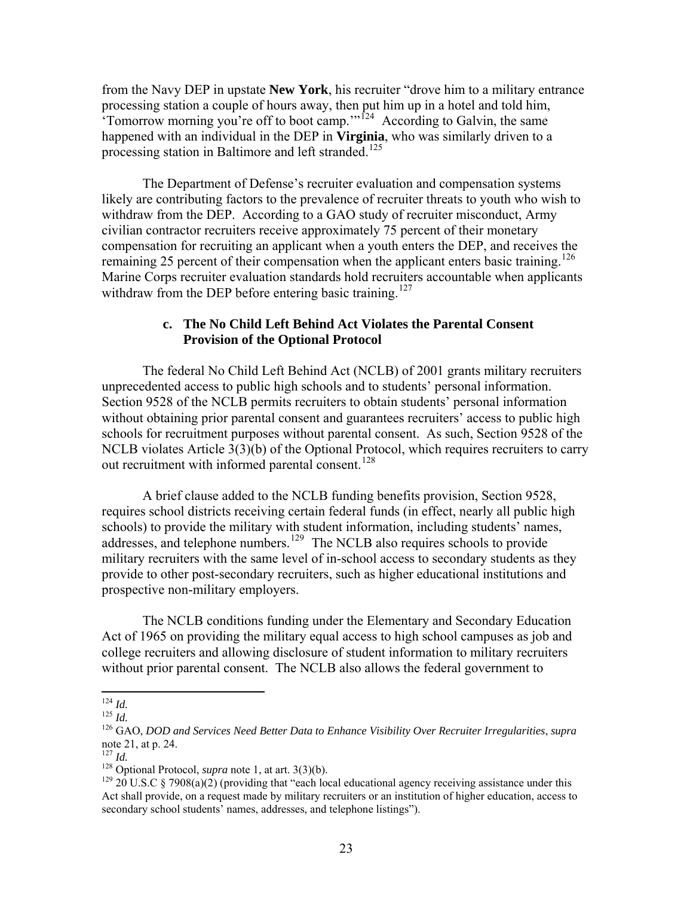from the Navy DEP in upstate **New York**, his recruiter "drove him to a military entrance processing station a couple of hours away, then put him up in a hotel and told him, 'Tomorrow morning you're off to boot camp.'"[124] According to Galvin, the same happened with an individual in the DEP in **Virginia**, who was similarly driven to a processing station in Baltimore and left stranded.[125]

The Department of Defense's recruiter evaluation and compensation systems likely are contributing factors to the prevalence of recruiter threats to youth who wish to withdraw from the DEP. According to a GAO study of recruiter misconduct, Army civilian contractor recruiters receive approximately 75 percent of their monetary compensation for recruiting an applicant when a youth enters the DEP, and receives the remaining 25 percent of their compensation when the applicant enters basic training.[126] Marine Corps recruiter evaluation standards hold recruiters accountable when applicants withdraw from the DEP before entering basic training.[127]

### c. The No Child Left Behind Act Violates the Parental Consent Provision of the Optional Protocol

The federal No Child Left Behind Act (NCLB) of 2001 grants military recruiters unprecedented access to public high schools and to students' personal information. Section 9528 of the NCLB permits recruiters to obtain students' personal information without obtaining prior parental consent and guarantees recruiters' access to public high schools for recruitment purposes without parental consent. As such, Section 9528 of the NCLB violates Article 3(3)(b) of the Optional Protocol, which requires recruiters to carry out recruitment with informed parental consent.[128]

A brief clause added to the NCLB funding benefits provision, Section 9528, requires school districts receiving certain federal funds (in effect, nearly all public high schools) to provide the military with student information, including students' names, addresses, and telephone numbers.[129] The NCLB also requires schools to provide military recruiters with the same level of in-school access to secondary students as they provide to other post-secondary recruiters, such as higher educational institutions and prospective non-military employers.

The NCLB conditions funding under the Elementary and Secondary Education Act of 1965 on providing the military equal access to high school campuses as job and college recruiters and allowing disclosure of student information to military recruiters without prior parental consent. The NCLB also allows the federal government to

---

[124] *Id.*

[125] *Id.*

[126] GAO, *DOD and Services Need Better Data to Enhance Visibility Over Recruiter Irregularities*, *supra* note 21, at p. 24.

[127] *Id.*

[128] Optional Protocol, *supra* note 1, at art. 3(3)(b).

[129] 20 U.S.C § 7908(a)(2) (providing that "each local educational agency receiving assistance under this Act shall provide, on a request made by military recruiters or an institution of higher education, access to secondary school students' names, addresses, and telephone listings").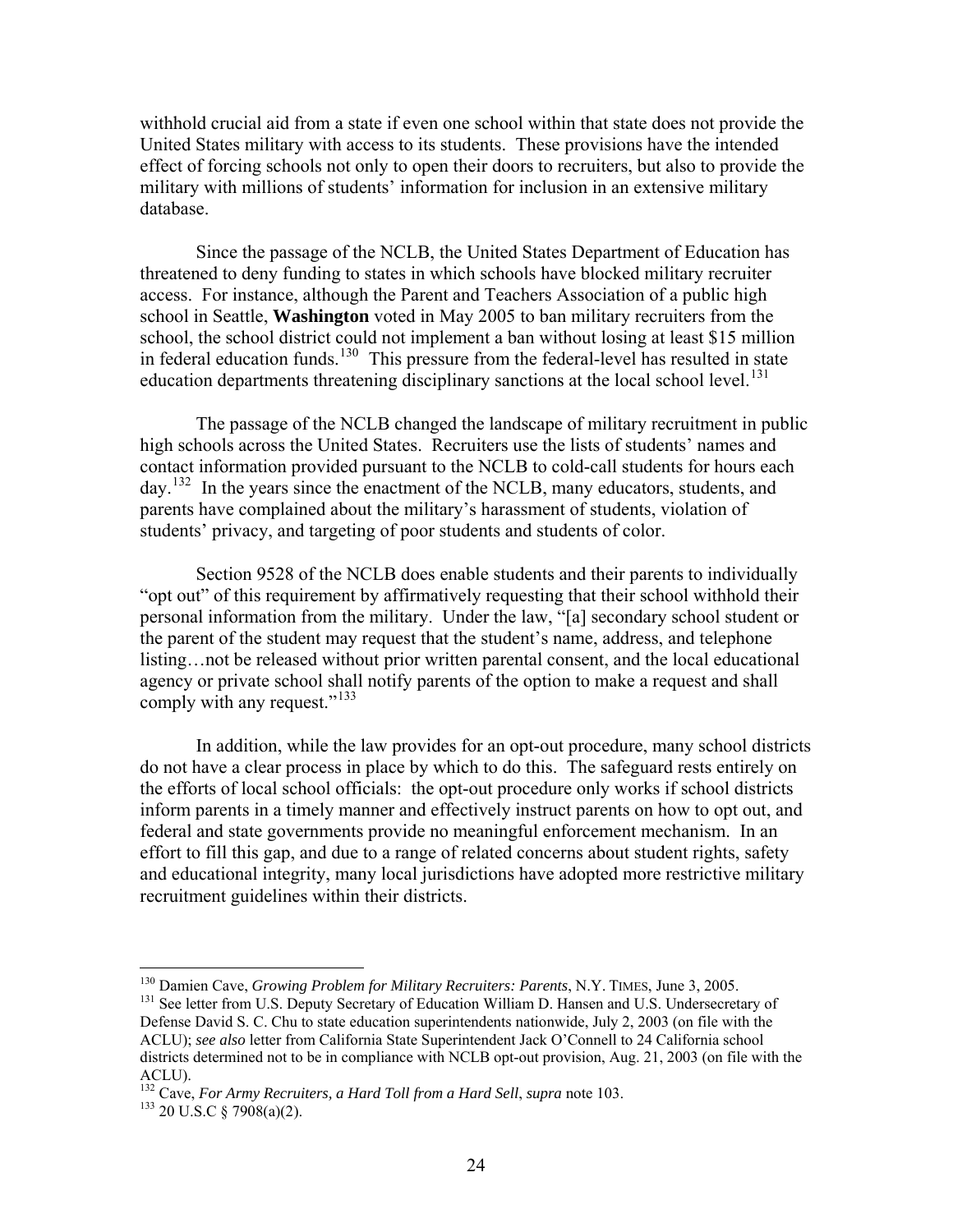withhold crucial aid from a state if even one school within that state does not provide the United States military with access to its students. These provisions have the intended effect of forcing schools not only to open their doors to recruiters, but also to provide the military with millions of students' information for inclusion in an extensive military database.

Since the passage of the NCLB, the United States Department of Education has threatened to deny funding to states in which schools have blocked military recruiter access. For instance, although the Parent and Teachers Association of a public high school in Seattle, **Washington** voted in May 2005 to ban military recruiters from the school, the school district could not implement a ban without losing at least $15 million in federal education funds.[130] This pressure from the federal-level has resulted in state education departments threatening disciplinary sanctions at the local school level.[131]

The passage of the NCLB changed the landscape of military recruitment in public high schools across the United States. Recruiters use the lists of students' names and contact information provided pursuant to the NCLB to cold-call students for hours each day.[132] In the years since the enactment of the NCLB, many educators, students, and parents have complained about the military's harassment of students, violation of students' privacy, and targeting of poor students and students of color.

Section 9528 of the NCLB does enable students and their parents to individually "opt out" of this requirement by affirmatively requesting that their school withhold their personal information from the military. Under the law, "[a] secondary school student or the parent of the student may request that the student's name, address, and telephone listing…not be released without prior written parental consent, and the local educational agency or private school shall notify parents of the option to make a request and shall comply with any request."[133]

In addition, while the law provides for an opt-out procedure, many school districts do not have a clear process in place by which to do this. The safeguard rests entirely on the efforts of local school officials: the opt-out procedure only works if school districts inform parents in a timely manner and effectively instruct parents on how to opt out, and federal and state governments provide no meaningful enforcement mechanism. In an effort to fill this gap, and due to a range of related concerns about student rights, safety and educational integrity, many local jurisdictions have adopted more restrictive military recruitment guidelines within their districts.

---

[130] Damien Cave, *Growing Problem for Military Recruiters: Parents*, N.Y. TIMES, June 3, 2005.

[131] See letter from U.S. Deputy Secretary of Education William D. Hansen and U.S. Undersecretary of Defense David S. C. Chu to state education superintendents nationwide, July 2, 2003 (on file with the ACLU); *see also* letter from California State Superintendent Jack O'Connell to 24 California school districts determined not to be in compliance with NCLB opt-out provision, Aug. 21, 2003 (on file with the ACLU).

[132] Cave, *For Army Recruiters, a Hard Toll from a Hard Sell*, *supra* note 103.

[133] 20 U.S.C § 7908(a)(2).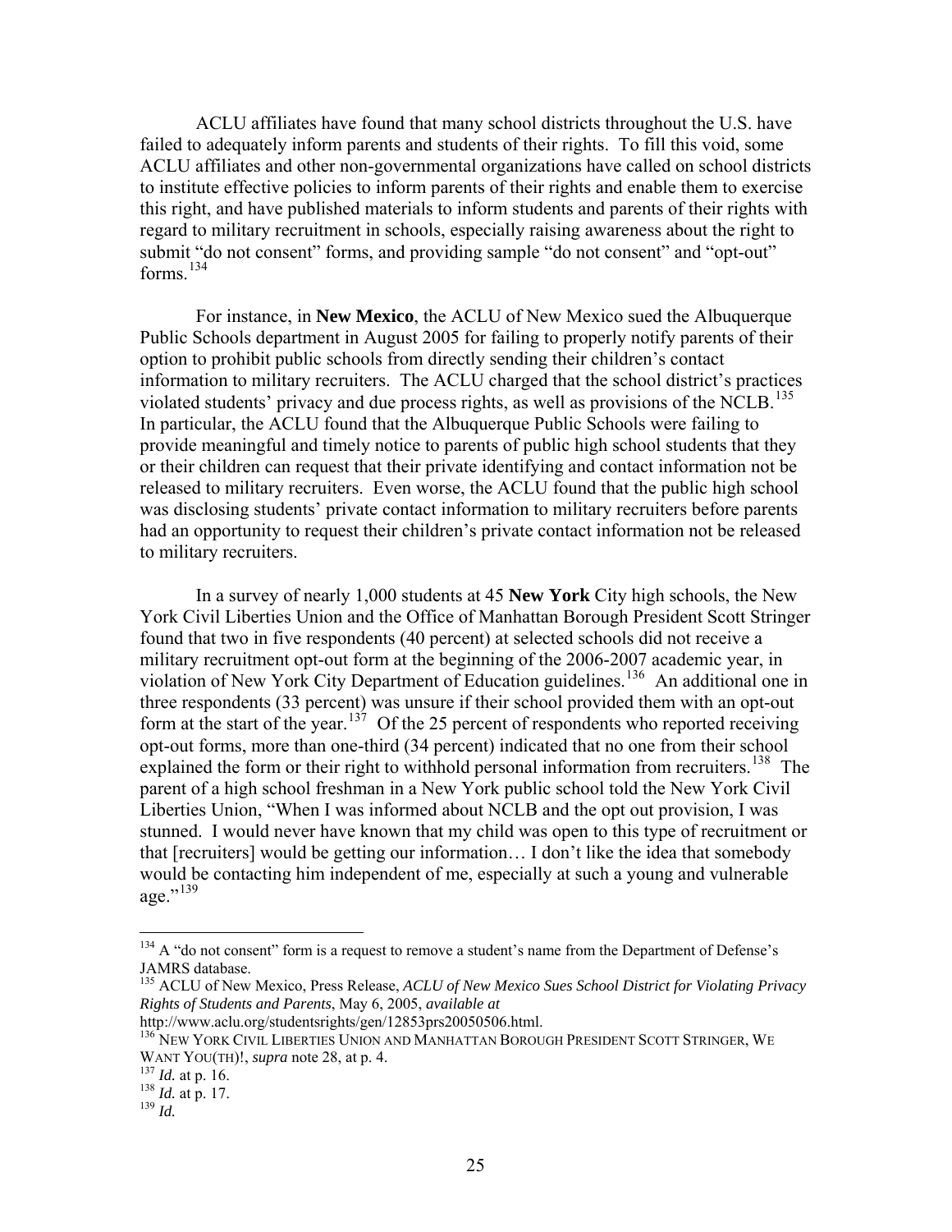ACLU affiliates have found that many school districts throughout the U.S. have failed to adequately inform parents and students of their rights. To fill this void, some ACLU affiliates and other non-governmental organizations have called on school districts to institute effective policies to inform parents of their rights and enable them to exercise this right, and have published materials to inform students and parents of their rights with regard to military recruitment in schools, especially raising awareness about the right to submit "do not consent" forms, and providing sample "do not consent" and "opt-out" forms.[134]

For instance, in **New Mexico**, the ACLU of New Mexico sued the Albuquerque Public Schools department in August 2005 for failing to properly notify parents of their option to prohibit public schools from directly sending their children's contact information to military recruiters. The ACLU charged that the school district's practices violated students' privacy and due process rights, as well as provisions of the NCLB.[135] In particular, the ACLU found that the Albuquerque Public Schools were failing to provide meaningful and timely notice to parents of public high school students that they or their children can request that their private identifying and contact information not be released to military recruiters. Even worse, the ACLU found that the public high school was disclosing students' private contact information to military recruiters before parents had an opportunity to request their children's private contact information not be released to military recruiters.

In a survey of nearly 1,000 students at 45 **New York** City high schools, the New York Civil Liberties Union and the Office of Manhattan Borough President Scott Stringer found that two in five respondents (40 percent) at selected schools did not receive a military recruitment opt-out form at the beginning of the 2006-2007 academic year, in violation of New York City Department of Education guidelines.[136] An additional one in three respondents (33 percent) was unsure if their school provided them with an opt-out form at the start of the year.[137] Of the 25 percent of respondents who reported receiving opt-out forms, more than one-third (34 percent) indicated that no one from their school explained the form or their right to withhold personal information from recruiters.[138] The parent of a high school freshman in a New York public school told the New York Civil Liberties Union, "When I was informed about NCLB and the opt out provision, I was stunned. I would never have known that my child was open to this type of recruitment or that [recruiters] would be getting our information… I don't like the idea that somebody would be contacting him independent of me, especially at such a young and vulnerable age."[139]

---

[134] A "do not consent" form is a request to remove a student's name from the Department of Defense's JAMRS database.

[135] ACLU of New Mexico, Press Release, *ACLU of New Mexico Sues School District for Violating Privacy Rights of Students and Parents*, May 6, 2005, *available at* http://www.aclu.org/studentsrights/gen/12853prs20050506.html.

[136] NEW YORK CIVIL LIBERTIES UNION AND MANHATTAN BOROUGH PRESIDENT SCOTT STRINGER, WE WANT YOU(TH)!, *supra* note 28, at p. 4.

[137] *Id.* at p. 16.

[138] *Id.* at p. 17.

[139] *Id.*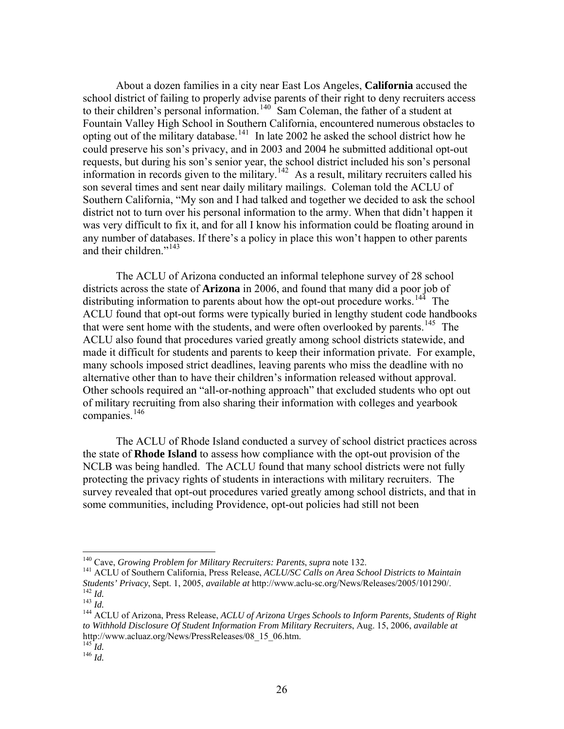About a dozen families in a city near East Los Angeles, **California** accused the school district of failing to properly advise parents of their right to deny recruiters access to their children's personal information.[140] Sam Coleman, the father of a student at Fountain Valley High School in Southern California, encountered numerous obstacles to opting out of the military database.[141] In late 2002 he asked the school district how he could preserve his son's privacy, and in 2003 and 2004 he submitted additional opt-out requests, but during his son's senior year, the school district included his son's personal information in records given to the military.[142] As a result, military recruiters called his son several times and sent near daily military mailings. Coleman told the ACLU of Southern California, "My son and I had talked and together we decided to ask the school district not to turn over his personal information to the army. When that didn't happen it was very difficult to fix it, and for all I know his information could be floating around in any number of databases. If there's a policy in place this won't happen to other parents and their children."[143]

The ACLU of Arizona conducted an informal telephone survey of 28 school districts across the state of **Arizona** in 2006, and found that many did a poor job of distributing information to parents about how the opt-out procedure works.[144] The ACLU found that opt-out forms were typically buried in lengthy student code handbooks that were sent home with the students, and were often overlooked by parents.[145] The ACLU also found that procedures varied greatly among school districts statewide, and made it difficult for students and parents to keep their information private. For example, many schools imposed strict deadlines, leaving parents who miss the deadline with no alternative other than to have their children's information released without approval. Other schools required an "all-or-nothing approach" that excluded students who opt out of military recruiting from also sharing their information with colleges and yearbook companies.[146]

The ACLU of Rhode Island conducted a survey of school district practices across the state of **Rhode Island** to assess how compliance with the opt-out provision of the NCLB was being handled. The ACLU found that many school districts were not fully protecting the privacy rights of students in interactions with military recruiters. The survey revealed that opt-out procedures varied greatly among school districts, and that in some communities, including Providence, opt-out policies had still not been

---

[140] Cave, *Growing Problem for Military Recruiters: Parents*, *supra* note 132.

[141] ACLU of Southern California, Press Release, *ACLU/SC Calls on Area School Districts to Maintain Students' Privacy*, Sept. 1, 2005, *available at* http://www.aclu-sc.org/News/Releases/2005/101290/.

[142] *Id.*

[143] *Id.*

[144] ACLU of Arizona, Press Release, *ACLU of Arizona Urges Schools to Inform Parents, Students of Right to Withhold Disclosure Of Student Information From Military Recruiters*, Aug. 15, 2006, *available at* http://www.acluaz.org/News/PressReleases/08_15_06.htm.

[145] *Id.*

[146] *Id.*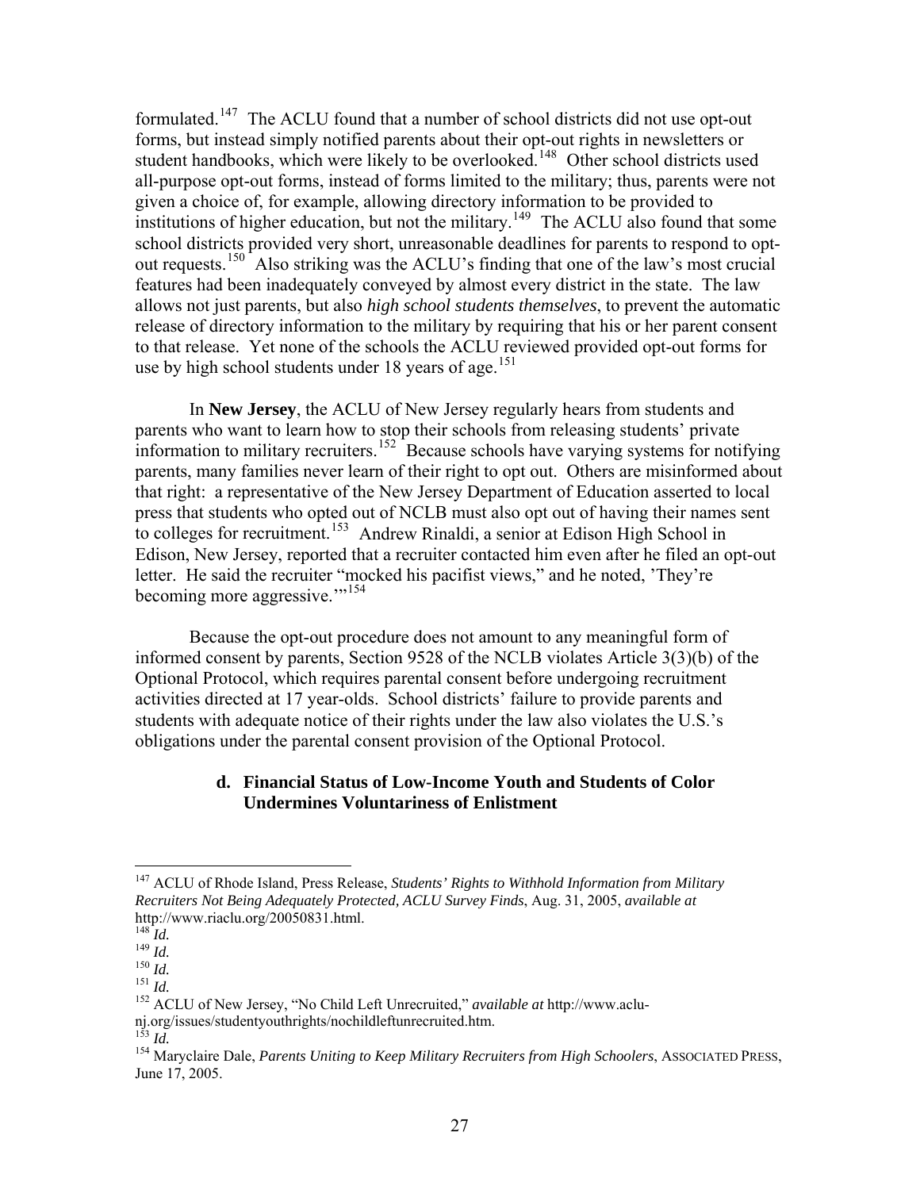formulated.[147] The ACLU found that a number of school districts did not use opt-out forms, but instead simply notified parents about their opt-out rights in newsletters or student handbooks, which were likely to be overlooked.[148] Other school districts used all-purpose opt-out forms, instead of forms limited to the military; thus, parents were not given a choice of, for example, allowing directory information to be provided to institutions of higher education, but not the military.[149] The ACLU also found that some school districts provided very short, unreasonable deadlines for parents to respond to opt-out requests.[150] Also striking was the ACLU's finding that one of the law's most crucial features had been inadequately conveyed by almost every district in the state. The law allows not just parents, but also *high school students themselves*, to prevent the automatic release of directory information to the military by requiring that his or her parent consent to that release. Yet none of the schools the ACLU reviewed provided opt-out forms for use by high school students under 18 years of age.[151]

In **New Jersey**, the ACLU of New Jersey regularly hears from students and parents who want to learn how to stop their schools from releasing students' private information to military recruiters.[152] Because schools have varying systems for notifying parents, many families never learn of their right to opt out. Others are misinformed about that right: a representative of the New Jersey Department of Education asserted to local press that students who opted out of NCLB must also opt out of having their names sent to colleges for recruitment.[153] Andrew Rinaldi, a senior at Edison High School in Edison, New Jersey, reported that a recruiter contacted him even after he filed an opt-out letter. He said the recruiter "mocked his pacifist views," and he noted, 'They're becoming more aggressive.'"[154]

Because the opt-out procedure does not amount to any meaningful form of informed consent by parents, Section 9528 of the NCLB violates Article 3(3)(b) of the Optional Protocol, which requires parental consent before undergoing recruitment activities directed at 17 year-olds. School districts' failure to provide parents and students with adequate notice of their rights under the law also violates the U.S.'s obligations under the parental consent provision of the Optional Protocol.

#### d. Financial Status of Low-Income Youth and Students of Color Undermines Voluntariness of Enlistment

---

[147] ACLU of Rhode Island, Press Release, *Students' Rights to Withhold Information from Military Recruiters Not Being Adequately Protected, ACLU Survey Finds*, Aug. 31, 2005, *available at* http://www.riaclu.org/20050831.html.

[148] *Id.*

[149] *Id.*

[150] *Id.*

[151] *Id.*

[152] ACLU of New Jersey, "No Child Left Unrecruited," *available at* http://www.aclu-nj.org/issues/studentyouthrights/nochildleftunrecruited.htm.

[153] *Id.*

[154] Maryclaire Dale, *Parents Uniting to Keep Military Recruiters from High Schoolers*, ASSOCIATED PRESS, June 17, 2005.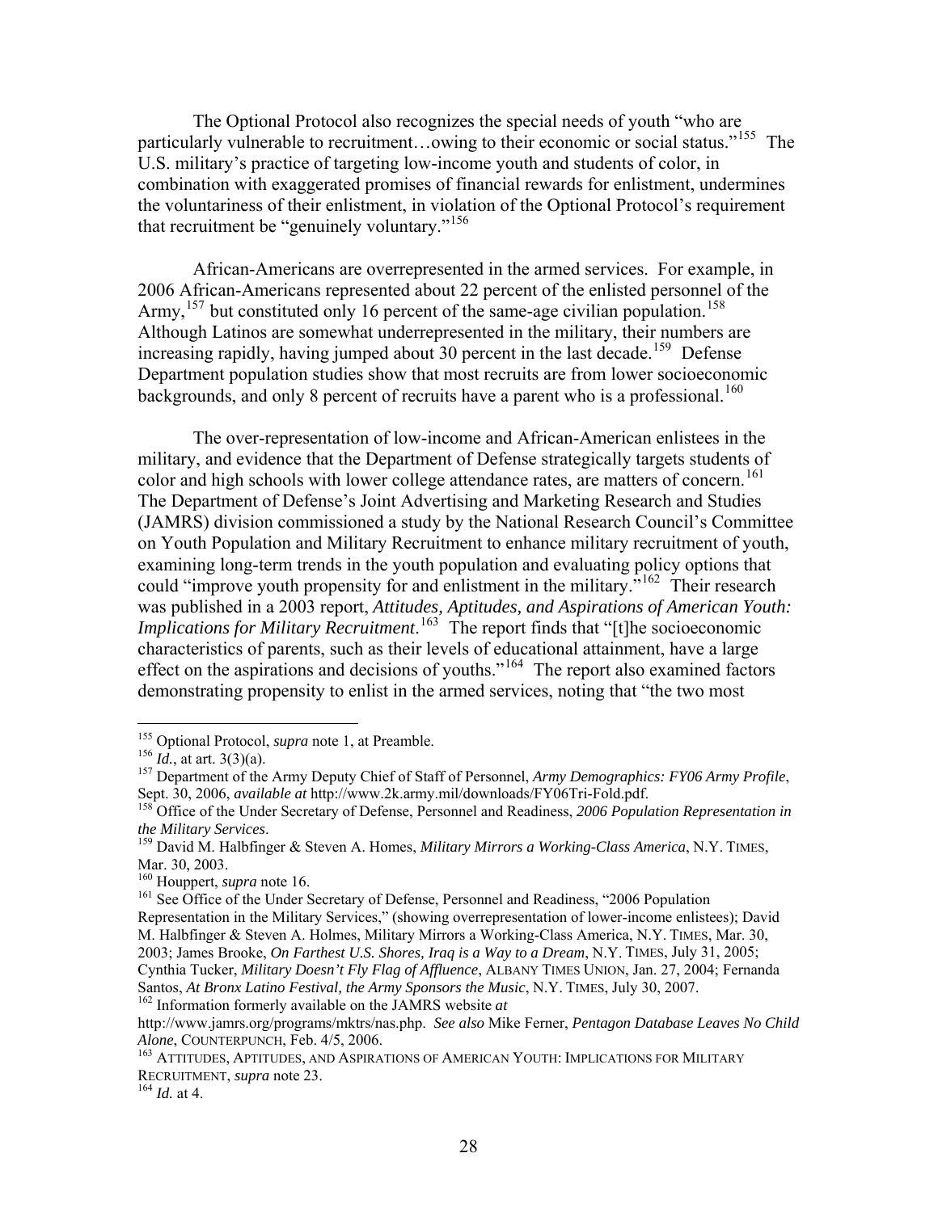The Optional Protocol also recognizes the special needs of youth "who are particularly vulnerable to recruitment…owing to their economic or social status."[155] The U.S. military's practice of targeting low-income youth and students of color, in combination with exaggerated promises of financial rewards for enlistment, undermines the voluntariness of their enlistment, in violation of the Optional Protocol's requirement that recruitment be "genuinely voluntary."[156]

African-Americans are overrepresented in the armed services. For example, in 2006 African-Americans represented about 22 percent of the enlisted personnel of the Army,[157] but constituted only 16 percent of the same-age civilian population.[158] Although Latinos are somewhat underrepresented in the military, their numbers are increasing rapidly, having jumped about 30 percent in the last decade.[159] Defense Department population studies show that most recruits are from lower socioeconomic backgrounds, and only 8 percent of recruits have a parent who is a professional.[160]

The over-representation of low-income and African-American enlistees in the military, and evidence that the Department of Defense strategically targets students of color and high schools with lower college attendance rates, are matters of concern.[161] The Department of Defense's Joint Advertising and Marketing Research and Studies (JAMRS) division commissioned a study by the National Research Council's Committee on Youth Population and Military Recruitment to enhance military recruitment of youth, examining long-term trends in the youth population and evaluating policy options that could "improve youth propensity for and enlistment in the military."[162] Their research was published in a 2003 report, *Attitudes, Aptitudes, and Aspirations of American Youth: Implications for Military Recruitment*.[163] The report finds that "[t]he socioeconomic characteristics of parents, such as their levels of educational attainment, have a large effect on the aspirations and decisions of youths."[164] The report also examined factors demonstrating propensity to enlist in the armed services, noting that "the two most

---

[155] Optional Protocol, *supra* note 1, at Preamble.

[156] *Id.*, at art. 3(3)(a).

[157] Department of the Army Deputy Chief of Staff of Personnel, *Army Demographics: FY06 Army Profile*, Sept. 30, 2006, *available at* http://www.2k.army.mil/downloads/FY06Tri-Fold.pdf.

[158] Office of the Under Secretary of Defense, Personnel and Readiness, *2006 Population Representation in the Military Services*.

[159] David M. Halbfinger & Steven A. Homes, *Military Mirrors a Working-Class America*, N.Y. TIMES, Mar. 30, 2003.

[160] Houppert, *supra* note 16.

[161] See Office of the Under Secretary of Defense, Personnel and Readiness, "2006 Population Representation in the Military Services," (showing overrepresentation of lower-income enlistees); David M. Halbfinger & Steven A. Holmes, Military Mirrors a Working-Class America, N.Y. TIMES, Mar. 30, 2003; James Brooke, *On Farthest U.S. Shores, Iraq is a Way to a Dream*, N.Y. TIMES, July 31, 2005; Cynthia Tucker, *Military Doesn't Fly Flag of Affluence*, ALBANY TIMES UNION, Jan. 27, 2004; Fernanda Santos, *At Bronx Latino Festival, the Army Sponsors the Music*, N.Y. TIMES, July 30, 2007.

[162] Information formerly available on the JAMRS website *at* http://www.jamrs.org/programs/mktrs/nas.php. *See also* Mike Ferner, *Pentagon Database Leaves No Child Alone*, COUNTERPUNCH, Feb. 4/5, 2006.

[163] ATTITUDES, APTITUDES, AND ASPIRATIONS OF AMERICAN YOUTH: IMPLICATIONS FOR MILITARY RECRUITMENT, *supra* note 23.

[164] *Id.* at 4.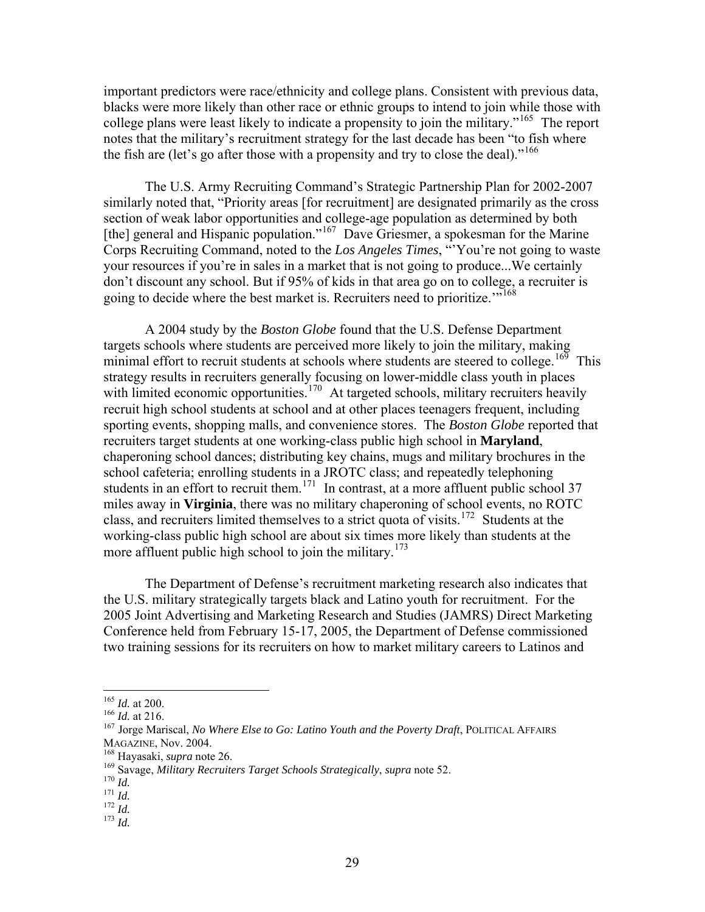important predictors were race/ethnicity and college plans. Consistent with previous data, blacks were more likely than other race or ethnic groups to intend to join while those with college plans were least likely to indicate a propensity to join the military."[165] The report notes that the military's recruitment strategy for the last decade has been "to fish where the fish are (let's go after those with a propensity and try to close the deal)."[166]

The U.S. Army Recruiting Command's Strategic Partnership Plan for 2002-2007 similarly noted that, "Priority areas [for recruitment] are designated primarily as the cross section of weak labor opportunities and college-age population as determined by both [the] general and Hispanic population."[167] Dave Griesmer, a spokesman for the Marine Corps Recruiting Command, noted to the *Los Angeles Times*, "'You're not going to waste your resources if you're in sales in a market that is not going to produce...We certainly don't discount any school. But if 95% of kids in that area go on to college, a recruiter is going to decide where the best market is. Recruiters need to prioritize.'"[168]

A 2004 study by the *Boston Globe* found that the U.S. Defense Department targets schools where students are perceived more likely to join the military, making minimal effort to recruit students at schools where students are steered to college.[169] This strategy results in recruiters generally focusing on lower-middle class youth in places with limited economic opportunities.[170] At targeted schools, military recruiters heavily recruit high school students at school and at other places teenagers frequent, including sporting events, shopping malls, and convenience stores. The *Boston Globe* reported that recruiters target students at one working-class public high school in **Maryland**, chaperoning school dances; distributing key chains, mugs and military brochures in the school cafeteria; enrolling students in a JROTC class; and repeatedly telephoning students in an effort to recruit them.[171] In contrast, at a more affluent public school 37 miles away in **Virginia**, there was no military chaperoning of school events, no ROTC class, and recruiters limited themselves to a strict quota of visits.[172] Students at the working-class public high school are about six times more likely than students at the more affluent public high school to join the military.[173]

The Department of Defense's recruitment marketing research also indicates that the U.S. military strategically targets black and Latino youth for recruitment. For the 2005 Joint Advertising and Marketing Research and Studies (JAMRS) Direct Marketing Conference held from February 15-17, 2005, the Department of Defense commissioned two training sessions for its recruiters on how to market military careers to Latinos and

---

[165] *Id.* at 200.
[166] *Id.* at 216.
[167] Jorge Mariscal, *No Where Else to Go: Latino Youth and the Poverty Draft*, POLITICAL AFFAIRS MAGAZINE, Nov. 2004.
[168] Hayasaki, *supra* note 26.
[169] Savage, *Military Recruiters Target Schools Strategically*, *supra* note 52.
[170] *Id.*
[171] *Id.*
[172] *Id.*
[173] *Id.*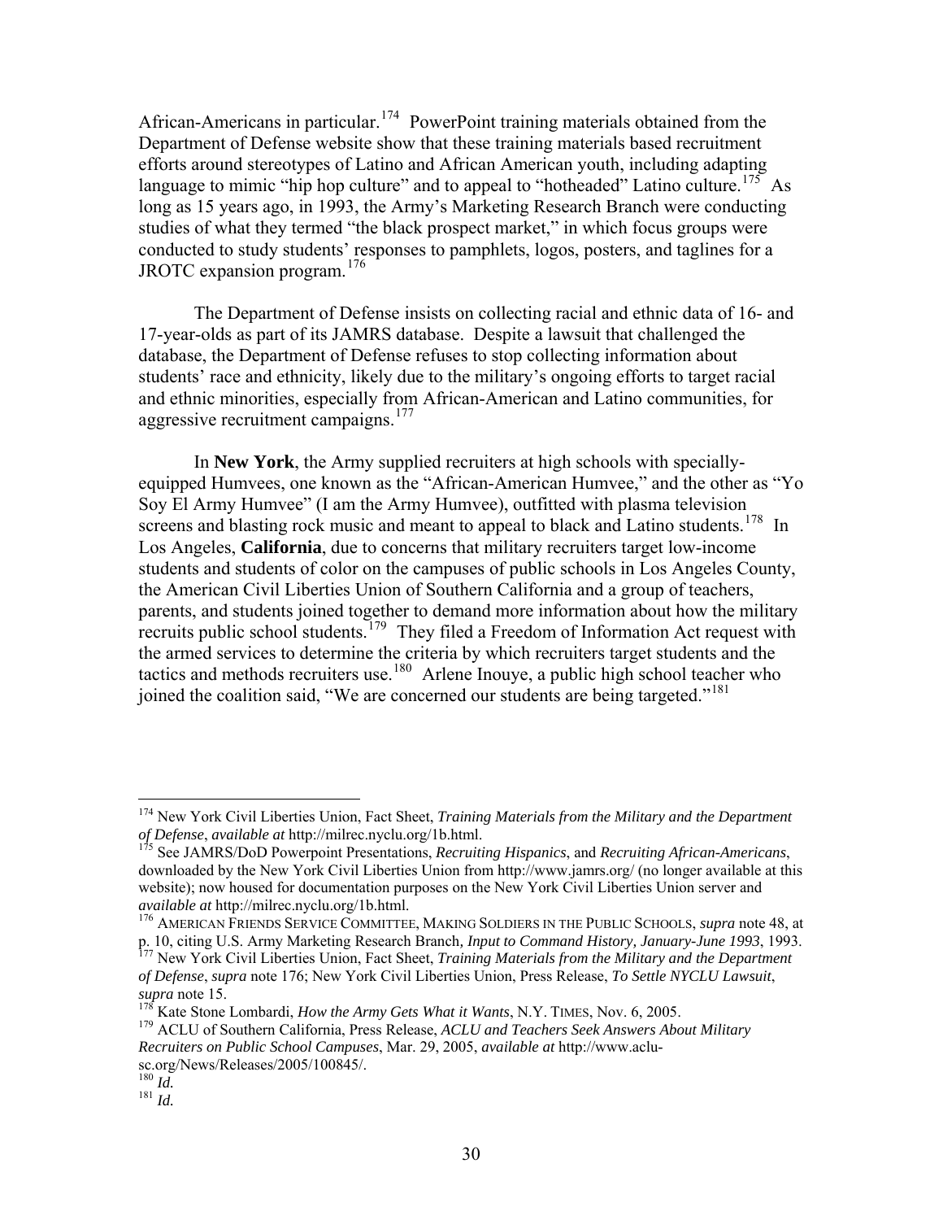African-Americans in particular.[174] PowerPoint training materials obtained from the Department of Defense website show that these training materials based recruitment efforts around stereotypes of Latino and African American youth, including adapting language to mimic "hip hop culture" and to appeal to "hotheaded" Latino culture.[175] As long as 15 years ago, in 1993, the Army's Marketing Research Branch were conducting studies of what they termed "the black prospect market," in which focus groups were conducted to study students' responses to pamphlets, logos, posters, and taglines for a JROTC expansion program.[176]

The Department of Defense insists on collecting racial and ethnic data of 16- and 17-year-olds as part of its JAMRS database. Despite a lawsuit that challenged the database, the Department of Defense refuses to stop collecting information about students' race and ethnicity, likely due to the military's ongoing efforts to target racial and ethnic minorities, especially from African-American and Latino communities, for aggressive recruitment campaigns.[177]

In **New York**, the Army supplied recruiters at high schools with specially-equipped Humvees, one known as the "African-American Humvee," and the other as "Yo Soy El Army Humvee" (I am the Army Humvee), outfitted with plasma television screens and blasting rock music and meant to appeal to black and Latino students.[178] In Los Angeles, **California**, due to concerns that military recruiters target low-income students and students of color on the campuses of public schools in Los Angeles County, the American Civil Liberties Union of Southern California and a group of teachers, parents, and students joined together to demand more information about how the military recruits public school students.[179] They filed a Freedom of Information Act request with the armed services to determine the criteria by which recruiters target students and the tactics and methods recruiters use.[180] Arlene Inouye, a public high school teacher who joined the coalition said, "We are concerned our students are being targeted."[181]

---

[174] New York Civil Liberties Union, Fact Sheet, *Training Materials from the Military and the Department of Defense*, *available at* http://milrec.nyclu.org/1b.html.

[175] See JAMRS/DoD Powerpoint Presentations, *Recruiting Hispanics*, and *Recruiting African-Americans*, downloaded by the New York Civil Liberties Union from http://www.jamrs.org/ (no longer available at this website); now housed for documentation purposes on the New York Civil Liberties Union server and *available at* http://milrec.nyclu.org/1b.html.

[176] AMERICAN FRIENDS SERVICE COMMITTEE, MAKING SOLDIERS IN THE PUBLIC SCHOOLS, *supra* note 48, at p. 10, citing U.S. Army Marketing Research Branch, *Input to Command History, January-June 1993*, 1993.

[177] New York Civil Liberties Union, Fact Sheet, *Training Materials from the Military and the Department of Defense*, *supra* note 176; New York Civil Liberties Union, Press Release, *To Settle NYCLU Lawsuit*, *supra* note 15.

[178] Kate Stone Lombardi, *How the Army Gets What it Wants*, N.Y. TIMES, Nov. 6, 2005.

[179] ACLU of Southern California, Press Release, *ACLU and Teachers Seek Answers About Military Recruiters on Public School Campuses*, Mar. 29, 2005, *available at* http://www.aclu-sc.org/News/Releases/2005/100845/.

[180] *Id.*

[181] *Id.*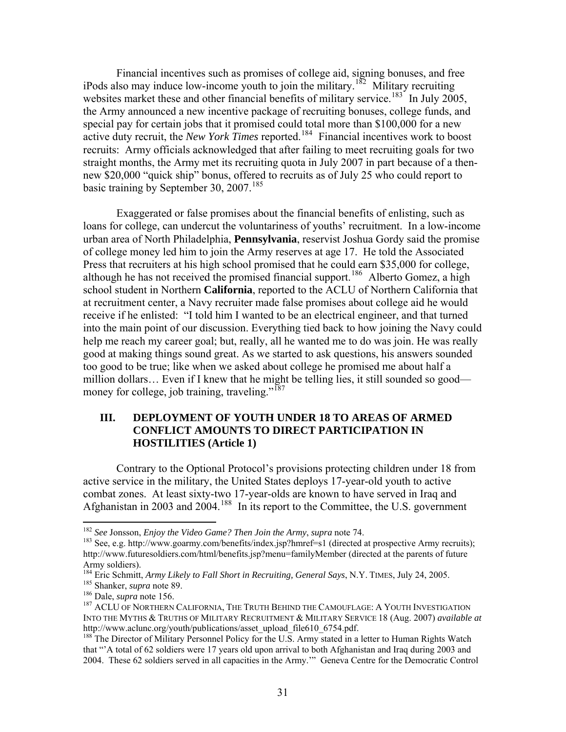Financial incentives such as promises of college aid, signing bonuses, and free iPods also may induce low-income youth to join the military.[182] Military recruiting websites market these and other financial benefits of military service.[183] In July 2005, the Army announced a new incentive package of recruiting bonuses, college funds, and special pay for certain jobs that it promised could total more than $100,000 for a new active duty recruit, the *New York Times* reported.[184] Financial incentives work to boost recruits: Army officials acknowledged that after failing to meet recruiting goals for two straight months, the Army met its recruiting quota in July 2007 in part because of a then-new $20,000 "quick ship" bonus, offered to recruits as of July 25 who could report to basic training by September 30, 2007.[185]

Exaggerated or false promises about the financial benefits of enlisting, such as loans for college, can undercut the voluntariness of youths' recruitment. In a low-income urban area of North Philadelphia, **Pennsylvania**, reservist Joshua Gordy said the promise of college money led him to join the Army reserves at age 17. He told the Associated Press that recruiters at his high school promised that he could earn $35,000 for college, although he has not received the promised financial support.[186] Alberto Gomez, a high school student in Northern **California**, reported to the ACLU of Northern California that at recruitment center, a Navy recruiter made false promises about college aid he would receive if he enlisted: "I told him I wanted to be an electrical engineer, and that turned into the main point of our discussion. Everything tied back to how joining the Navy could help me reach my career goal; but, really, all he wanted me to do was join. He was really good at making things sound great. As we started to ask questions, his answers sounded too good to be true; like when we asked about college he promised me about half a million dollars… Even if I knew that he might be telling lies, it still sounded so good—money for college, job training, traveling."[187]

## III. DEPLOYMENT OF YOUTH UNDER 18 TO AREAS OF ARMED CONFLICT AMOUNTS TO DIRECT PARTICIPATION IN HOSTILITIES (Article 1)

Contrary to the Optional Protocol's provisions protecting children under 18 from active service in the military, the United States deploys 17-year-old youth to active combat zones. At least sixty-two 17-year-olds are known to have served in Iraq and Afghanistan in 2003 and 2004.[188] In its report to the Committee, the U.S. government

---

[182] *See* Jonsson, *Enjoy the Video Game? Then Join the Army*, *supra* note 74.

[183] See, e.g. http://www.goarmy.com/benefits/index.jsp?hmref=s1 (directed at prospective Army recruits); http://www.futuresoldiers.com/html/benefits.jsp?menu=familyMember (directed at the parents of future Army soldiers).

[184] Eric Schmitt, *Army Likely to Fall Short in Recruiting, General Says*, N.Y. TIMES, July 24, 2005.

[185] Shanker, *supra* note 89.

[186] Dale, *supra* note 156.

[187] ACLU OF NORTHERN CALIFORNIA, THE TRUTH BEHIND THE CAMOUFLAGE: A YOUTH INVESTIGATION INTO THE MYTHS & TRUTHS OF MILITARY RECRUITMENT & MILITARY SERVICE 18 (Aug. 2007) *available at* http://www.aclunc.org/youth/publications/asset_upload_file610_6754.pdf.

[188] The Director of Military Personnel Policy for the U.S. Army stated in a letter to Human Rights Watch that "'A total of 62 soldiers were 17 years old upon arrival to both Afghanistan and Iraq during 2003 and 2004. These 62 soldiers served in all capacities in the Army.'" Geneva Centre for the Democratic Control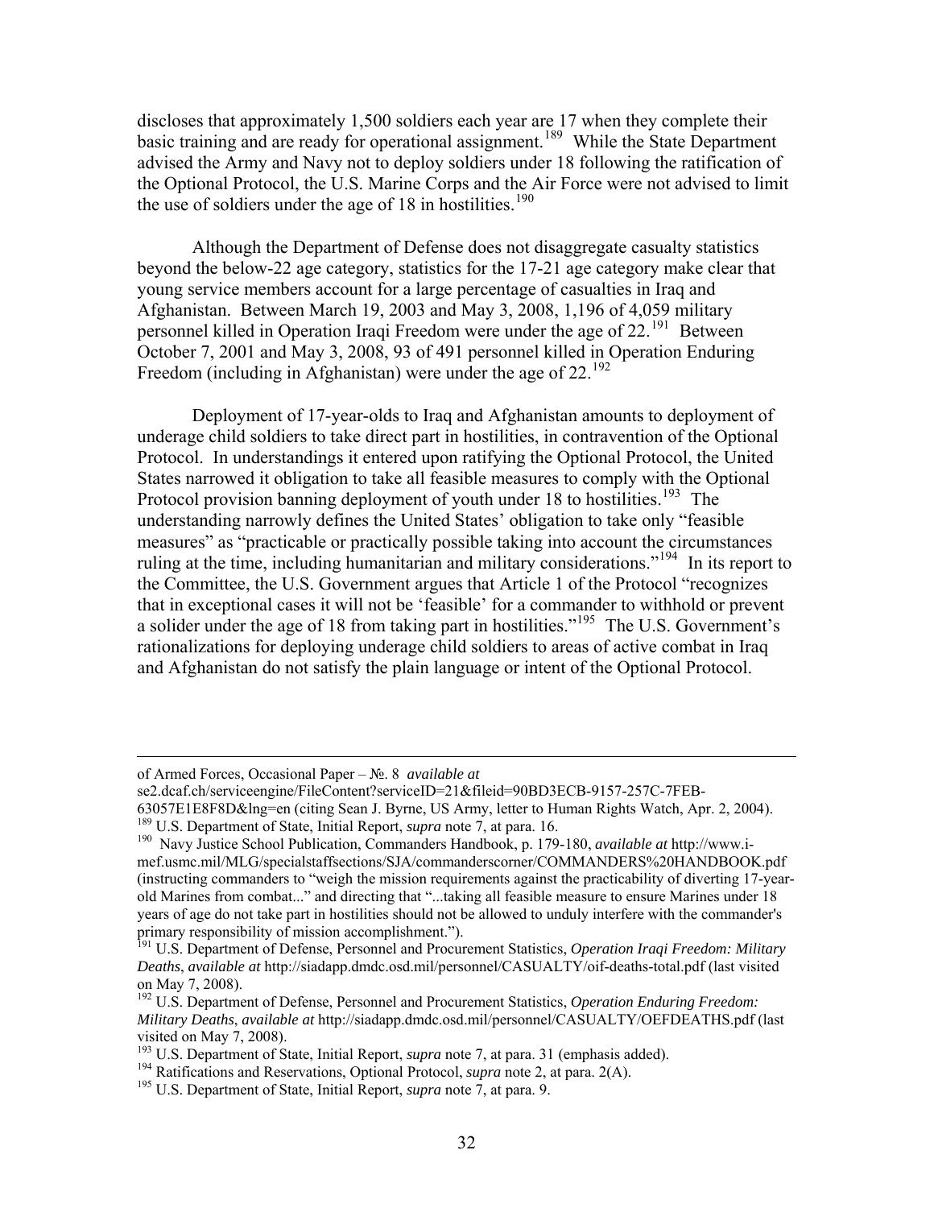discloses that approximately 1,500 soldiers each year are 17 when they complete their basic training and are ready for operational assignment.[189] While the State Department advised the Army and Navy not to deploy soldiers under 18 following the ratification of the Optional Protocol, the U.S. Marine Corps and the Air Force were not advised to limit the use of soldiers under the age of 18 in hostilities.[190]

Although the Department of Defense does not disaggregate casualty statistics beyond the below-22 age category, statistics for the 17-21 age category make clear that young service members account for a large percentage of casualties in Iraq and Afghanistan. Between March 19, 2003 and May 3, 2008, 1,196 of 4,059 military personnel killed in Operation Iraqi Freedom were under the age of 22.[191] Between October 7, 2001 and May 3, 2008, 93 of 491 personnel killed in Operation Enduring Freedom (including in Afghanistan) were under the age of 22.[192]

Deployment of 17-year-olds to Iraq and Afghanistan amounts to deployment of underage child soldiers to take direct part in hostilities, in contravention of the Optional Protocol. In understandings it entered upon ratifying the Optional Protocol, the United States narrowed it obligation to take all feasible measures to comply with the Optional Protocol provision banning deployment of youth under 18 to hostilities.[193] The understanding narrowly defines the United States' obligation to take only "feasible measures" as "practicable or practically possible taking into account the circumstances ruling at the time, including humanitarian and military considerations."[194] In its report to the Committee, the U.S. Government argues that Article 1 of the Protocol "recognizes that in exceptional cases it will not be 'feasible' for a commander to withhold or prevent a solider under the age of 18 from taking part in hostilities."[195] The U.S. Government's rationalizations for deploying underage child soldiers to areas of active combat in Iraq and Afghanistan do not satisfy the plain language or intent of the Optional Protocol.

---

of Armed Forces, Occasional Paper – №. 8 *available at* se2.dcaf.ch/serviceengine/FileContent?serviceID=21&fileid=90BD3ECB-9157-257C-7FEB-63057E1E8F8D&lng=en (citing Sean J. Byrne, US Army, letter to Human Rights Watch, Apr. 2, 2004).

[189] U.S. Department of State, Initial Report, *supra* note 7, at para. 16.

[190] Navy Justice School Publication, Commanders Handbook, p. 179-180, *available at* http://www.i-mef.usmc.mil/MLG/specialstaffsections/SJA/commanderscorner/COMMANDERS%20HANDBOOK.pdf (instructing commanders to "weigh the mission requirements against the practicability of diverting 17-year-old Marines from combat..." and directing that "...taking all feasible measure to ensure Marines under 18 years of age do not take part in hostilities should not be allowed to unduly interfere with the commander's primary responsibility of mission accomplishment.").

[191] U.S. Department of Defense, Personnel and Procurement Statistics, *Operation Iraqi Freedom: Military Deaths*, *available at* http://siadapp.dmdc.osd.mil/personnel/CASUALTY/oif-deaths-total.pdf (last visited on May 7, 2008).

[192] U.S. Department of Defense, Personnel and Procurement Statistics, *Operation Enduring Freedom: Military Deaths*, *available at* http://siadapp.dmdc.osd.mil/personnel/CASUALTY/OEFDEATHS.pdf (last visited on May 7, 2008).

[193] U.S. Department of State, Initial Report, *supra* note 7, at para. 31 (emphasis added).

[194] Ratifications and Reservations, Optional Protocol, *supra* note 2, at para. 2(A).

[195] U.S. Department of State, Initial Report, *supra* note 7, at para. 9.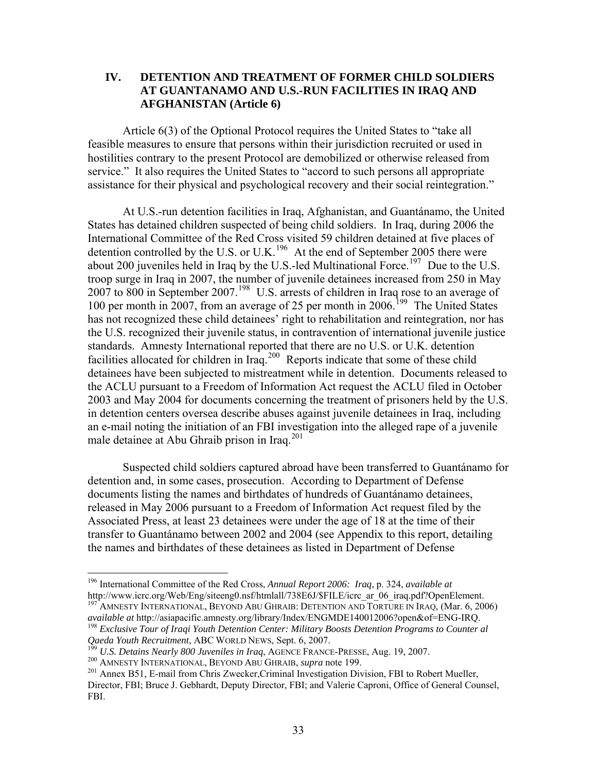## IV. DETENTION AND TREATMENT OF FORMER CHILD SOLDIERS AT GUANTANAMO AND U.S.-RUN FACILITIES IN IRAQ AND AFGHANISTAN (Article 6)

Article 6(3) of the Optional Protocol requires the United States to "take all feasible measures to ensure that persons within their jurisdiction recruited or used in hostilities contrary to the present Protocol are demobilized or otherwise released from service." It also requires the United States to "accord to such persons all appropriate assistance for their physical and psychological recovery and their social reintegration."

At U.S.-run detention facilities in Iraq, Afghanistan, and Guantánamo, the United States has detained children suspected of being child soldiers. In Iraq, during 2006 the International Committee of the Red Cross visited 59 children detained at five places of detention controlled by the U.S. or U.K.[196] At the end of September 2005 there were about 200 juveniles held in Iraq by the U.S.-led Multinational Force.[197] Due to the U.S. troop surge in Iraq in 2007, the number of juvenile detainees increased from 250 in May 2007 to 800 in September 2007.[198] U.S. arrests of children in Iraq rose to an average of 100 per month in 2007, from an average of 25 per month in 2006.[199] The United States has not recognized these child detainees' right to rehabilitation and reintegration, nor has the U.S. recognized their juvenile status, in contravention of international juvenile justice standards. Amnesty International reported that there are no U.S. or U.K. detention facilities allocated for children in Iraq.[200] Reports indicate that some of these child detainees have been subjected to mistreatment while in detention. Documents released to the ACLU pursuant to a Freedom of Information Act request the ACLU filed in October 2003 and May 2004 for documents concerning the treatment of prisoners held by the U.S. in detention centers oversea describe abuses against juvenile detainees in Iraq, including an e-mail noting the initiation of an FBI investigation into the alleged rape of a juvenile male detainee at Abu Ghraib prison in Iraq.[201]

Suspected child soldiers captured abroad have been transferred to Guantánamo for detention and, in some cases, prosecution. According to Department of Defense documents listing the names and birthdates of hundreds of Guantánamo detainees, released in May 2006 pursuant to a Freedom of Information Act request filed by the Associated Press, at least 23 detainees were under the age of 18 at the time of their transfer to Guantánamo between 2002 and 2004 (see Appendix to this report, detailing the names and birthdates of these detainees as listed in Department of Defense

---

[196] International Committee of the Red Cross, *Annual Report 2006: Iraq*, p. 324, *available at* http://www.icrc.org/Web/Eng/siteeng0.nsf/htmlall/738E6J/$FILE/icrc_ar_06_iraq.pdf?OpenElement.

[197] AMNESTY INTERNATIONAL, BEYOND ABU GHRAIB: DETENTION AND TORTURE IN IRAQ, (Mar. 6, 2006) *available at* http://asiapacific.amnesty.org/library/Index/ENGMDE140012006?open&of=ENG-IRQ.

[198] *Exclusive Tour of Iraqi Youth Detention Center: Military Boosts Detention Programs to Counter al Qaeda Youth Recruitment*, ABC WORLD NEWS, Sept. 6, 2007.

[199] *U.S. Detains Nearly 800 Juveniles in Iraq*, AGENCE FRANCE-PRESSE, Aug. 19, 2007.

[200] AMNESTY INTERNATIONAL, BEYOND ABU GHRAIB, *supra* note 199.

[201] Annex B51, E-mail from Chris Zwecker,Criminal Investigation Division, FBI to Robert Mueller, Director, FBI; Bruce J. Gebhardt, Deputy Director, FBI; and Valerie Caproni, Office of General Counsel, FBI.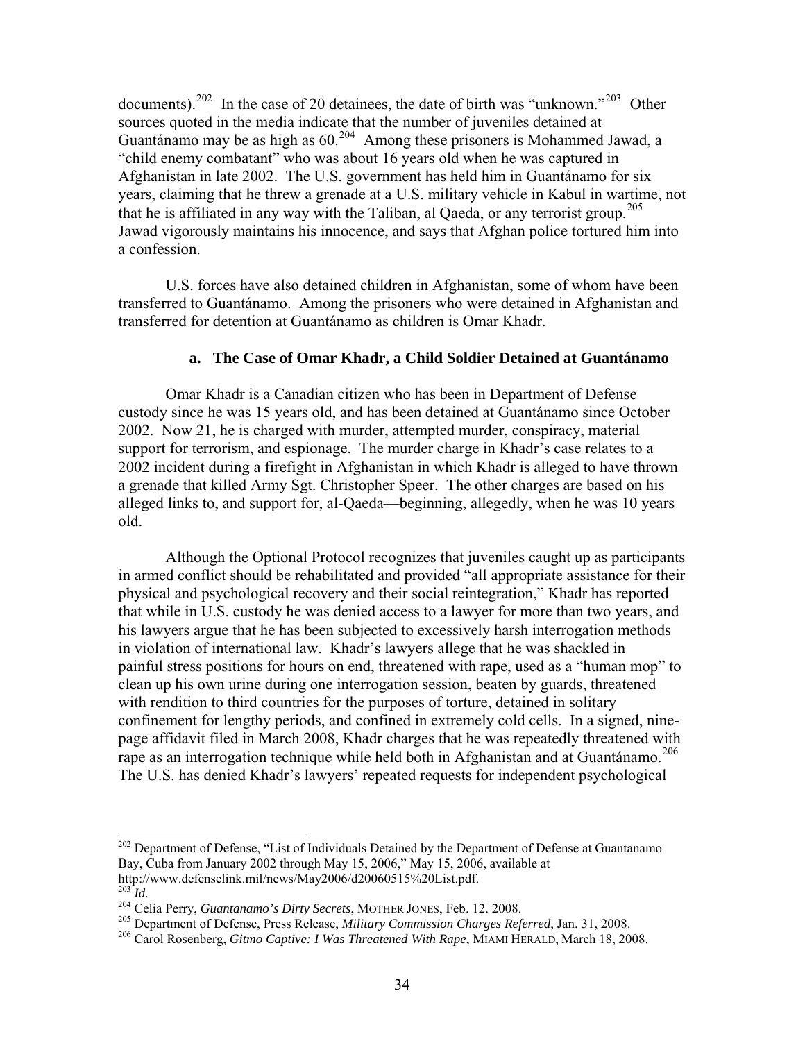documents).[202] In the case of 20 detainees, the date of birth was "unknown."[203] Other sources quoted in the media indicate that the number of juveniles detained at Guantánamo may be as high as 60.[204] Among these prisoners is Mohammed Jawad, a "child enemy combatant" who was about 16 years old when he was captured in Afghanistan in late 2002. The U.S. government has held him in Guantánamo for six years, claiming that he threw a grenade at a U.S. military vehicle in Kabul in wartime, not that he is affiliated in any way with the Taliban, al Qaeda, or any terrorist group.[205] Jawad vigorously maintains his innocence, and says that Afghan police tortured him into a confession.

U.S. forces have also detained children in Afghanistan, some of whom have been transferred to Guantánamo. Among the prisoners who were detained in Afghanistan and transferred for detention at Guantánamo as children is Omar Khadr.

#### a. The Case of Omar Khadr, a Child Soldier Detained at Guantánamo

Omar Khadr is a Canadian citizen who has been in Department of Defense custody since he was 15 years old, and has been detained at Guantánamo since October 2002. Now 21, he is charged with murder, attempted murder, conspiracy, material support for terrorism, and espionage. The murder charge in Khadr's case relates to a 2002 incident during a firefight in Afghanistan in which Khadr is alleged to have thrown a grenade that killed Army Sgt. Christopher Speer. The other charges are based on his alleged links to, and support for, al-Qaeda—beginning, allegedly, when he was 10 years old.

Although the Optional Protocol recognizes that juveniles caught up as participants in armed conflict should be rehabilitated and provided "all appropriate assistance for their physical and psychological recovery and their social reintegration," Khadr has reported that while in U.S. custody he was denied access to a lawyer for more than two years, and his lawyers argue that he has been subjected to excessively harsh interrogation methods in violation of international law. Khadr's lawyers allege that he was shackled in painful stress positions for hours on end, threatened with rape, used as a "human mop" to clean up his own urine during one interrogation session, beaten by guards, threatened with rendition to third countries for the purposes of torture, detained in solitary confinement for lengthy periods, and confined in extremely cold cells. In a signed, nine-page affidavit filed in March 2008, Khadr charges that he was repeatedly threatened with rape as an interrogation technique while held both in Afghanistan and at Guantánamo.[206] The U.S. has denied Khadr's lawyers' repeated requests for independent psychological

---

[202] Department of Defense, "List of Individuals Detained by the Department of Defense at Guantanamo Bay, Cuba from January 2002 through May 15, 2006," May 15, 2006, available at http://www.defenselink.mil/news/May2006/d20060515%20List.pdf.

[203] *Id.*

[204] Celia Perry, *Guantanamo's Dirty Secrets*, MOTHER JONES, Feb. 12. 2008.

[205] Department of Defense, Press Release, *Military Commission Charges Referred*, Jan. 31, 2008.

[206] Carol Rosenberg, *Gitmo Captive: I Was Threatened With Rape*, MIAMI HERALD, March 18, 2008.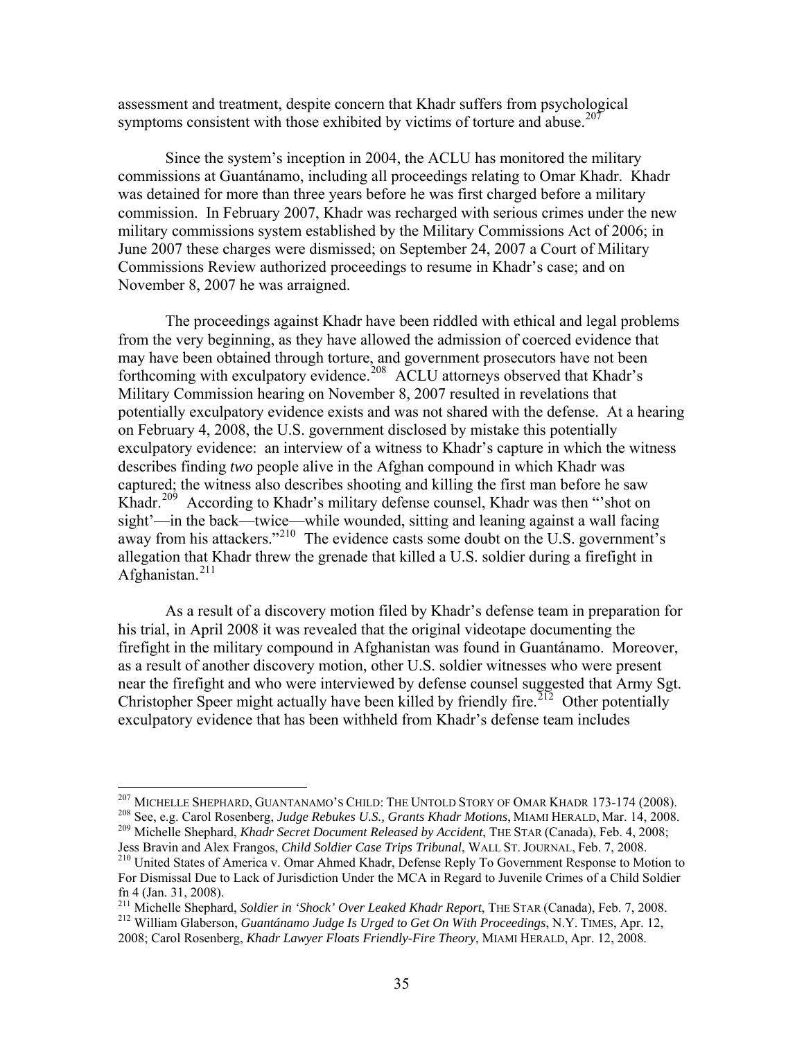assessment and treatment, despite concern that Khadr suffers from psychological symptoms consistent with those exhibited by victims of torture and abuse.[207]

Since the system's inception in 2004, the ACLU has monitored the military commissions at Guantánamo, including all proceedings relating to Omar Khadr. Khadr was detained for more than three years before he was first charged before a military commission. In February 2007, Khadr was recharged with serious crimes under the new military commissions system established by the Military Commissions Act of 2006; in June 2007 these charges were dismissed; on September 24, 2007 a Court of Military Commissions Review authorized proceedings to resume in Khadr's case; and on November 8, 2007 he was arraigned.

The proceedings against Khadr have been riddled with ethical and legal problems from the very beginning, as they have allowed the admission of coerced evidence that may have been obtained through torture, and government prosecutors have not been forthcoming with exculpatory evidence.[208] ACLU attorneys observed that Khadr's Military Commission hearing on November 8, 2007 resulted in revelations that potentially exculpatory evidence exists and was not shared with the defense. At a hearing on February 4, 2008, the U.S. government disclosed by mistake this potentially exculpatory evidence: an interview of a witness to Khadr's capture in which the witness describes finding *two* people alive in the Afghan compound in which Khadr was captured; the witness also describes shooting and killing the first man before he saw Khadr.[209] According to Khadr's military defense counsel, Khadr was then "'shot on sight'—in the back—twice—while wounded, sitting and leaning against a wall facing away from his attackers."[210] The evidence casts some doubt on the U.S. government's allegation that Khadr threw the grenade that killed a U.S. soldier during a firefight in Afghanistan.[211]

As a result of a discovery motion filed by Khadr's defense team in preparation for his trial, in April 2008 it was revealed that the original videotape documenting the firefight in the military compound in Afghanistan was found in Guantánamo. Moreover, as a result of another discovery motion, other U.S. soldier witnesses who were present near the firefight and who were interviewed by defense counsel suggested that Army Sgt. Christopher Speer might actually have been killed by friendly fire.[212] Other potentially exculpatory evidence that has been withheld from Khadr's defense team includes

---

[207] MICHELLE SHEPHARD, GUANTANAMO'S CHILD: THE UNTOLD STORY OF OMAR KHADR 173-174 (2008).

[208] See, e.g. Carol Rosenberg, *Judge Rebukes U.S., Grants Khadr Motions*, MIAMI HERALD, Mar. 14, 2008.

[209] Michelle Shephard, *Khadr Secret Document Released by Accident*, THE STAR (Canada), Feb. 4, 2008; Jess Bravin and Alex Frangos, *Child Soldier Case Trips Tribunal*, WALL ST. JOURNAL, Feb. 7, 2008.

[210] United States of America v. Omar Ahmed Khadr, Defense Reply To Government Response to Motion to For Dismissal Due to Lack of Jurisdiction Under the MCA in Regard to Juvenile Crimes of a Child Soldier fn 4 (Jan. 31, 2008).

[211] Michelle Shephard, *Soldier in 'Shock' Over Leaked Khadr Report*, THE STAR (Canada), Feb. 7, 2008.

[212] William Glaberson, *Guantánamo Judge Is Urged to Get On With Proceedings*, N.Y. TIMES, Apr. 12, 2008; Carol Rosenberg, *Khadr Lawyer Floats Friendly-Fire Theory*, MIAMI HERALD, Apr. 12, 2008.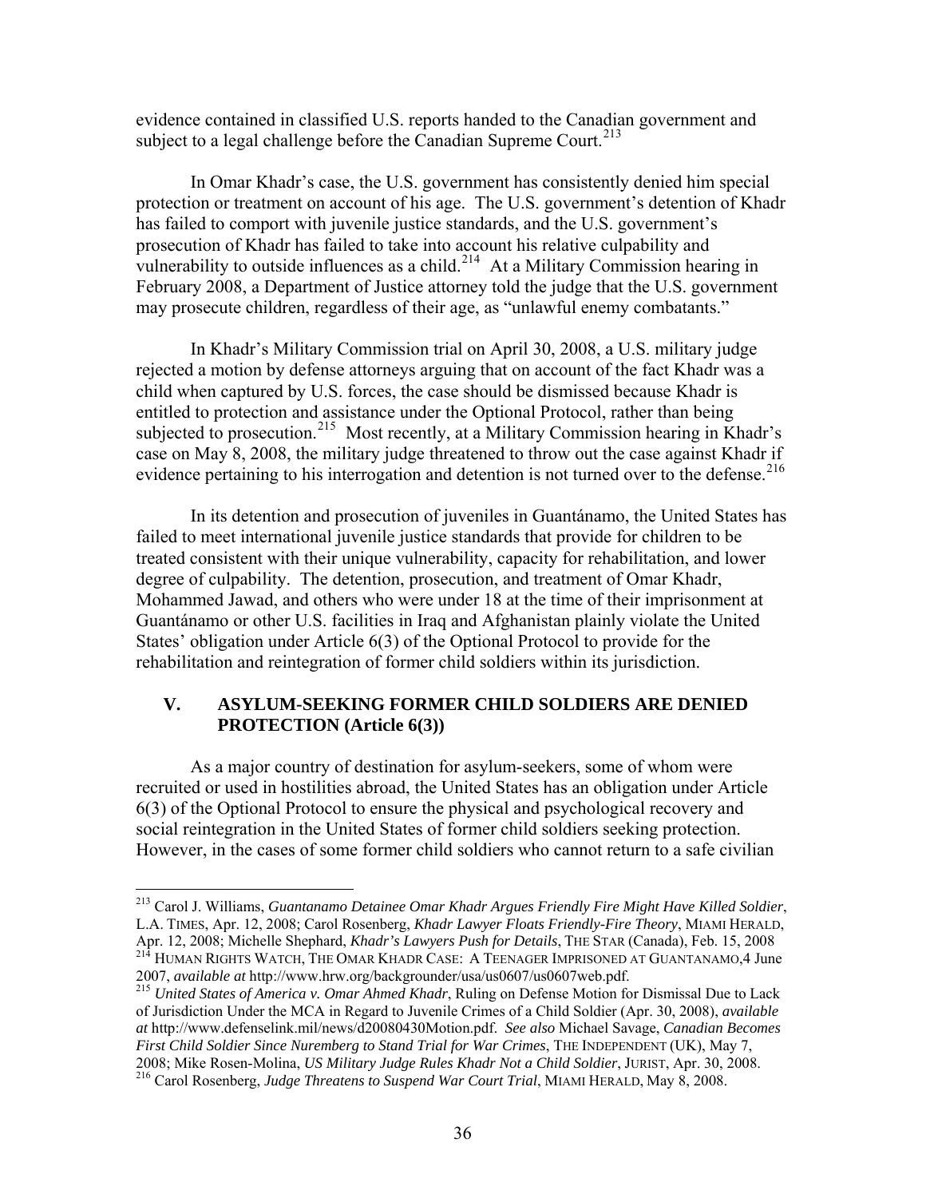evidence contained in classified U.S. reports handed to the Canadian government and subject to a legal challenge before the Canadian Supreme Court.[213]

In Omar Khadr's case, the U.S. government has consistently denied him special protection or treatment on account of his age. The U.S. government's detention of Khadr has failed to comport with juvenile justice standards, and the U.S. government's prosecution of Khadr has failed to take into account his relative culpability and vulnerability to outside influences as a child.[214] At a Military Commission hearing in February 2008, a Department of Justice attorney told the judge that the U.S. government may prosecute children, regardless of their age, as "unlawful enemy combatants."

In Khadr's Military Commission trial on April 30, 2008, a U.S. military judge rejected a motion by defense attorneys arguing that on account of the fact Khadr was a child when captured by U.S. forces, the case should be dismissed because Khadr is entitled to protection and assistance under the Optional Protocol, rather than being subjected to prosecution.[215] Most recently, at a Military Commission hearing in Khadr's case on May 8, 2008, the military judge threatened to throw out the case against Khadr if evidence pertaining to his interrogation and detention is not turned over to the defense.[216]

In its detention and prosecution of juveniles in Guantánamo, the United States has failed to meet international juvenile justice standards that provide for children to be treated consistent with their unique vulnerability, capacity for rehabilitation, and lower degree of culpability. The detention, prosecution, and treatment of Omar Khadr, Mohammed Jawad, and others who were under 18 at the time of their imprisonment at Guantánamo or other U.S. facilities in Iraq and Afghanistan plainly violate the United States' obligation under Article 6(3) of the Optional Protocol to provide for the rehabilitation and reintegration of former child soldiers within its jurisdiction.

## V. ASYLUM-SEEKING FORMER CHILD SOLDIERS ARE DENIED PROTECTION (Article 6(3))

As a major country of destination for asylum-seekers, some of whom were recruited or used in hostilities abroad, the United States has an obligation under Article 6(3) of the Optional Protocol to ensure the physical and psychological recovery and social reintegration in the United States of former child soldiers seeking protection. However, in the cases of some former child soldiers who cannot return to a safe civilian

---

[213] Carol J. Williams, *Guantanamo Detainee Omar Khadr Argues Friendly Fire Might Have Killed Soldier*, L.A. TIMES, Apr. 12, 2008; Carol Rosenberg, *Khadr Lawyer Floats Friendly-Fire Theory*, MIAMI HERALD, Apr. 12, 2008; Michelle Shephard, *Khadr's Lawyers Push for Details*, THE STAR (Canada), Feb. 15, 2008

[214] HUMAN RIGHTS WATCH, THE OMAR KHADR CASE: A TEENAGER IMPRISONED AT GUANTANAMO,4 June 2007, *available at* http://www.hrw.org/backgrounder/usa/us0607/us0607web.pdf.

[215] *United States of America v. Omar Ahmed Khadr*, Ruling on Defense Motion for Dismissal Due to Lack of Jurisdiction Under the MCA in Regard to Juvenile Crimes of a Child Soldier (Apr. 30, 2008), *available at* http://www.defenselink.mil/news/d20080430Motion.pdf. *See also* Michael Savage, *Canadian Becomes First Child Soldier Since Nuremberg to Stand Trial for War Crimes*, THE INDEPENDENT (UK), May 7, 2008; Mike Rosen-Molina, *US Military Judge Rules Khadr Not a Child Soldier*, JURIST, Apr. 30, 2008.

[216] Carol Rosenberg, *Judge Threatens to Suspend War Court Trial*, MIAMI HERALD, May 8, 2008.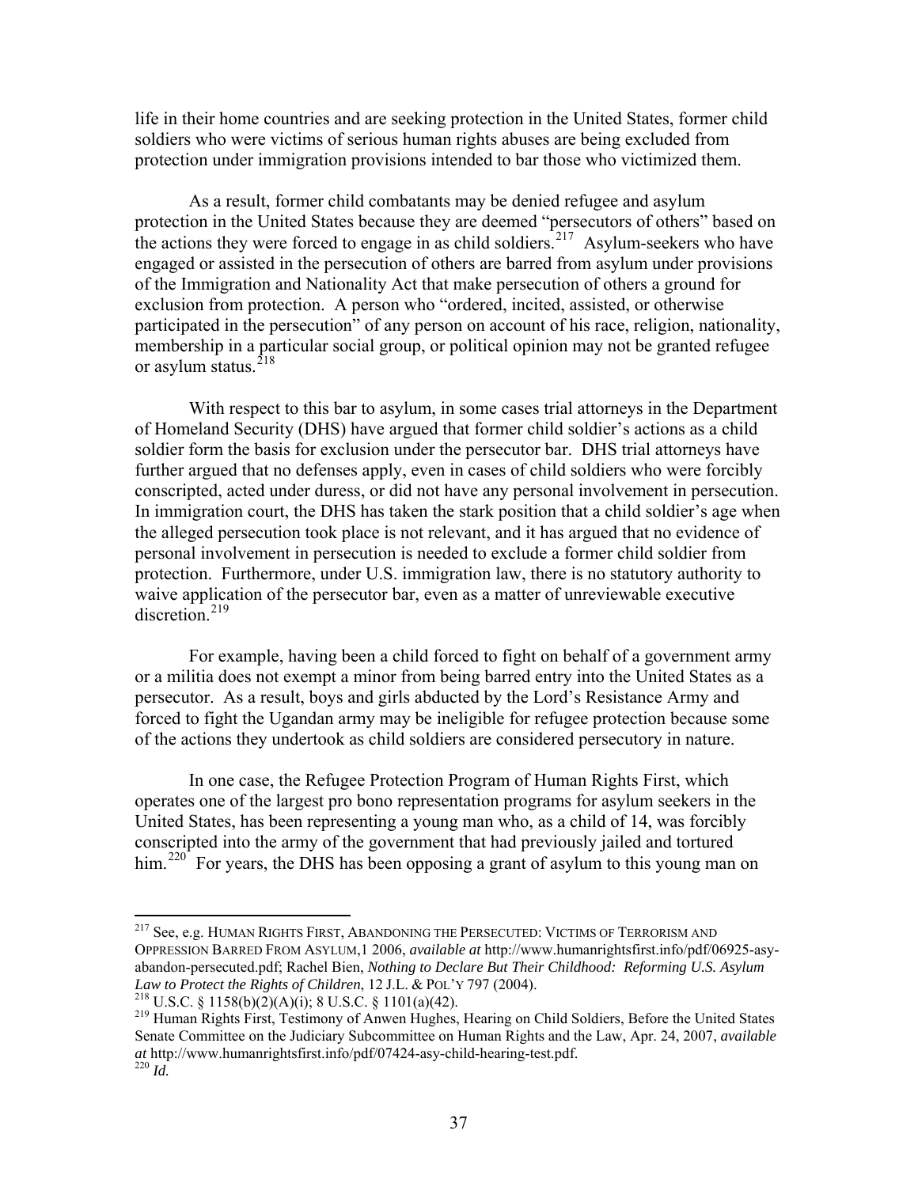life in their home countries and are seeking protection in the United States, former child soldiers who were victims of serious human rights abuses are being excluded from protection under immigration provisions intended to bar those who victimized them.

As a result, former child combatants may be denied refugee and asylum protection in the United States because they are deemed "persecutors of others" based on the actions they were forced to engage in as child soldiers.[217] Asylum-seekers who have engaged or assisted in the persecution of others are barred from asylum under provisions of the Immigration and Nationality Act that make persecution of others a ground for exclusion from protection. A person who "ordered, incited, assisted, or otherwise participated in the persecution" of any person on account of his race, religion, nationality, membership in a particular social group, or political opinion may not be granted refugee or asylum status.[218]

With respect to this bar to asylum, in some cases trial attorneys in the Department of Homeland Security (DHS) have argued that former child soldier's actions as a child soldier form the basis for exclusion under the persecutor bar. DHS trial attorneys have further argued that no defenses apply, even in cases of child soldiers who were forcibly conscripted, acted under duress, or did not have any personal involvement in persecution. In immigration court, the DHS has taken the stark position that a child soldier's age when the alleged persecution took place is not relevant, and it has argued that no evidence of personal involvement in persecution is needed to exclude a former child soldier from protection. Furthermore, under U.S. immigration law, there is no statutory authority to waive application of the persecutor bar, even as a matter of unreviewable executive discretion.[219]

For example, having been a child forced to fight on behalf of a government army or a militia does not exempt a minor from being barred entry into the United States as a persecutor. As a result, boys and girls abducted by the Lord's Resistance Army and forced to fight the Ugandan army may be ineligible for refugee protection because some of the actions they undertook as child soldiers are considered persecutory in nature.

In one case, the Refugee Protection Program of Human Rights First, which operates one of the largest pro bono representation programs for asylum seekers in the United States, has been representing a young man who, as a child of 14, was forcibly conscripted into the army of the government that had previously jailed and tortured him.[220] For years, the DHS has been opposing a grant of asylum to this young man on

---

[217] See, e.g. HUMAN RIGHTS FIRST, ABANDONING THE PERSECUTED: VICTIMS OF TERRORISM AND OPPRESSION BARRED FROM ASYLUM,1 2006, *available at* http://www.humanrightsfirst.info/pdf/06925-asy-abandon-persecuted.pdf; Rachel Bien, *Nothing to Declare But Their Childhood: Reforming U.S. Asylum Law to Protect the Rights of Children*, 12 J.L. & POL'Y 797 (2004).

[218] U.S.C. § 1158(b)(2)(A)(i); 8 U.S.C. § 1101(a)(42).

[219] Human Rights First, Testimony of Anwen Hughes, Hearing on Child Soldiers, Before the United States Senate Committee on the Judiciary Subcommittee on Human Rights and the Law, Apr. 24, 2007, *available at* http://www.humanrightsfirst.info/pdf/07424-asy-child-hearing-test.pdf.

[220] *Id.*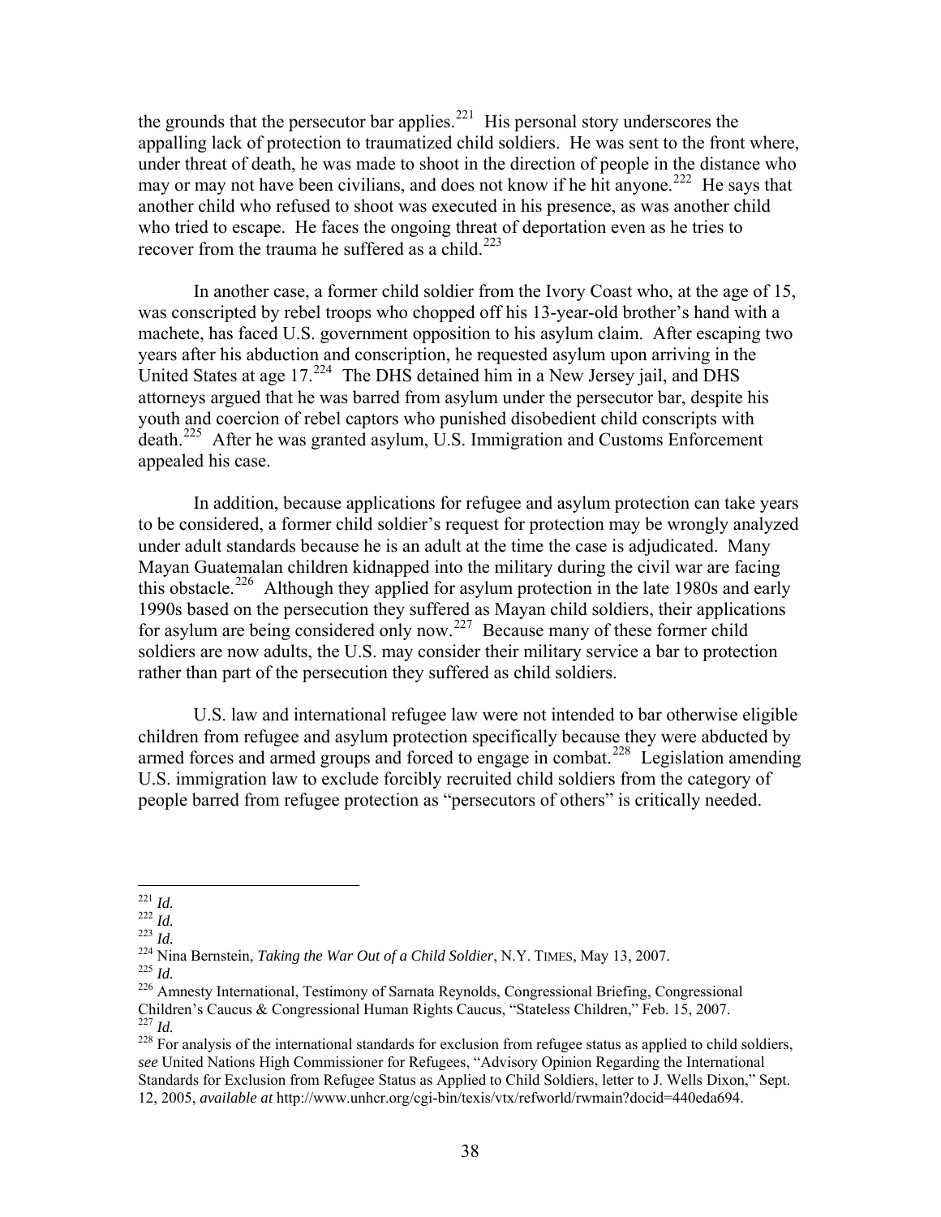the grounds that the persecutor bar applies.[221] His personal story underscores the appalling lack of protection to traumatized child soldiers. He was sent to the front where, under threat of death, he was made to shoot in the direction of people in the distance who may or may not have been civilians, and does not know if he hit anyone.[222] He says that another child who refused to shoot was executed in his presence, as was another child who tried to escape. He faces the ongoing threat of deportation even as he tries to recover from the trauma he suffered as a child.[223]

In another case, a former child soldier from the Ivory Coast who, at the age of 15, was conscripted by rebel troops who chopped off his 13-year-old brother's hand with a machete, has faced U.S. government opposition to his asylum claim. After escaping two years after his abduction and conscription, he requested asylum upon arriving in the United States at age 17.[224] The DHS detained him in a New Jersey jail, and DHS attorneys argued that he was barred from asylum under the persecutor bar, despite his youth and coercion of rebel captors who punished disobedient child conscripts with death.[225] After he was granted asylum, U.S. Immigration and Customs Enforcement appealed his case.

In addition, because applications for refugee and asylum protection can take years to be considered, a former child soldier's request for protection may be wrongly analyzed under adult standards because he is an adult at the time the case is adjudicated. Many Mayan Guatemalan children kidnapped into the military during the civil war are facing this obstacle.[226] Although they applied for asylum protection in the late 1980s and early 1990s based on the persecution they suffered as Mayan child soldiers, their applications for asylum are being considered only now.[227] Because many of these former child soldiers are now adults, the U.S. may consider their military service a bar to protection rather than part of the persecution they suffered as child soldiers.

U.S. law and international refugee law were not intended to bar otherwise eligible children from refugee and asylum protection specifically because they were abducted by armed forces and armed groups and forced to engage in combat.[228] Legislation amending U.S. immigration law to exclude forcibly recruited child soldiers from the category of people barred from refugee protection as "persecutors of others" is critically needed.

---

[221] *Id.*

[222] *Id.*

[223] *Id.*

[224] Nina Bernstein, *Taking the War Out of a Child Soldier*, N.Y. TIMES, May 13, 2007.

[225] *Id.*

[226] Amnesty International, Testimony of Sarnata Reynolds, Congressional Briefing, Congressional Children's Caucus & Congressional Human Rights Caucus, "Stateless Children," Feb. 15, 2007.

[227] *Id.*

[228] For analysis of the international standards for exclusion from refugee status as applied to child soldiers, *see* United Nations High Commissioner for Refugees, "Advisory Opinion Regarding the International Standards for Exclusion from Refugee Status as Applied to Child Soldiers, letter to J. Wells Dixon," Sept. 12, 2005, *available at* http://www.unhcr.org/cgi-bin/texis/vtx/refworld/rwmain?docid=440eda694.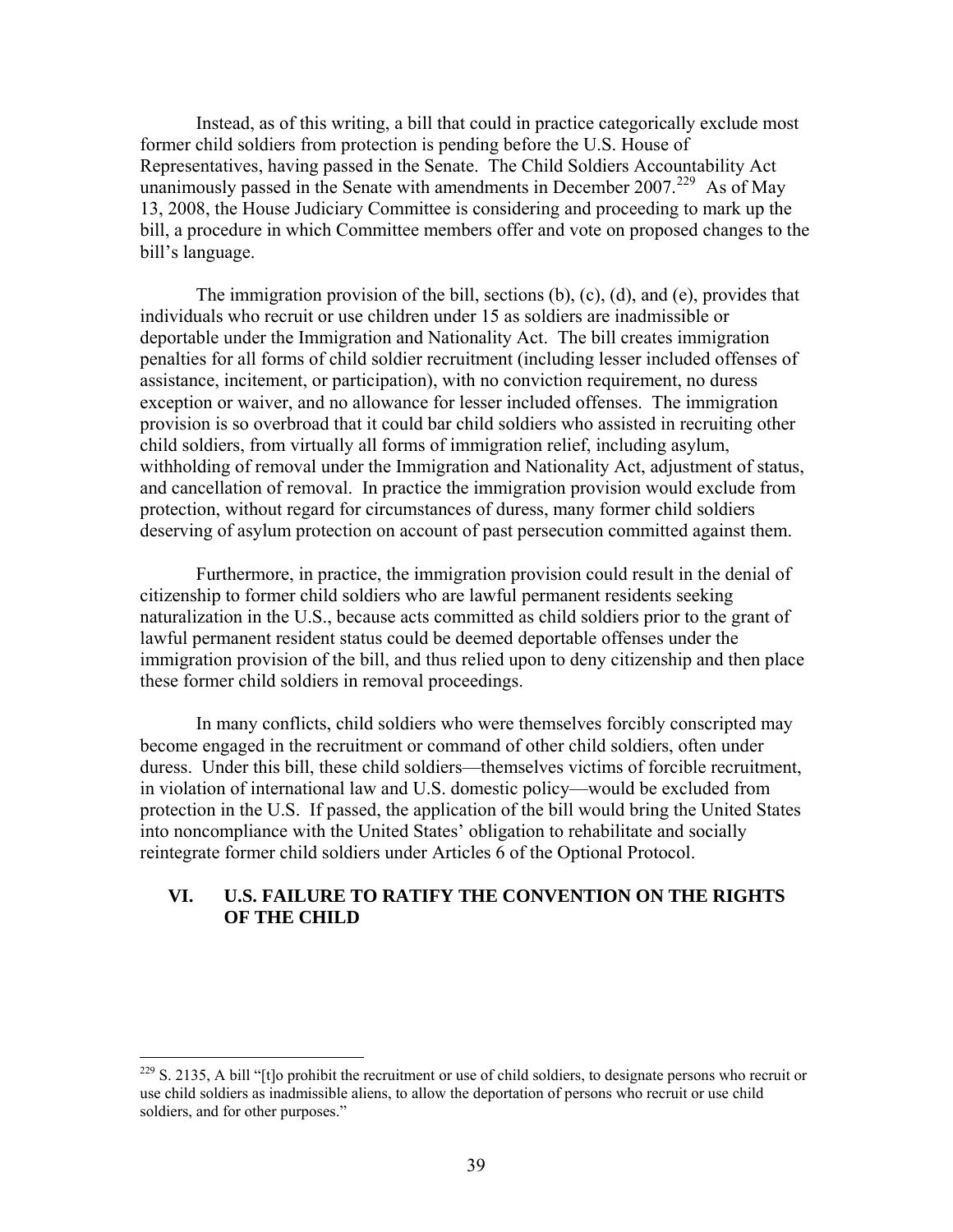Instead, as of this writing, a bill that could in practice categorically exclude most former child soldiers from protection is pending before the U.S. House of Representatives, having passed in the Senate. The Child Soldiers Accountability Act unanimously passed in the Senate with amendments in December 2007.[229] As of May 13, 2008, the House Judiciary Committee is considering and proceeding to mark up the bill, a procedure in which Committee members offer and vote on proposed changes to the bill's language.

The immigration provision of the bill, sections (b), (c), (d), and (e), provides that individuals who recruit or use children under 15 as soldiers are inadmissible or deportable under the Immigration and Nationality Act. The bill creates immigration penalties for all forms of child soldier recruitment (including lesser included offenses of assistance, incitement, or participation), with no conviction requirement, no duress exception or waiver, and no allowance for lesser included offenses. The immigration provision is so overbroad that it could bar child soldiers who assisted in recruiting other child soldiers, from virtually all forms of immigration relief, including asylum, withholding of removal under the Immigration and Nationality Act, adjustment of status, and cancellation of removal. In practice the immigration provision would exclude from protection, without regard for circumstances of duress, many former child soldiers deserving of asylum protection on account of past persecution committed against them.

Furthermore, in practice, the immigration provision could result in the denial of citizenship to former child soldiers who are lawful permanent residents seeking naturalization in the U.S., because acts committed as child soldiers prior to the grant of lawful permanent resident status could be deemed deportable offenses under the immigration provision of the bill, and thus relied upon to deny citizenship and then place these former child soldiers in removal proceedings.

In many conflicts, child soldiers who were themselves forcibly conscripted may become engaged in the recruitment or command of other child soldiers, often under duress. Under this bill, these child soldiers—themselves victims of forcible recruitment, in violation of international law and U.S. domestic policy—would be excluded from protection in the U.S. If passed, the application of the bill would bring the United States into noncompliance with the United States' obligation to rehabilitate and socially reintegrate former child soldiers under Articles 6 of the Optional Protocol.

## VI. U.S. FAILURE TO RATIFY THE CONVENTION ON THE RIGHTS OF THE CHILD

---

[229] S. 2135, A bill "[t]o prohibit the recruitment or use of child soldiers, to designate persons who recruit or use child soldiers as inadmissible aliens, to allow the deportation of persons who recruit or use child soldiers, and for other purposes."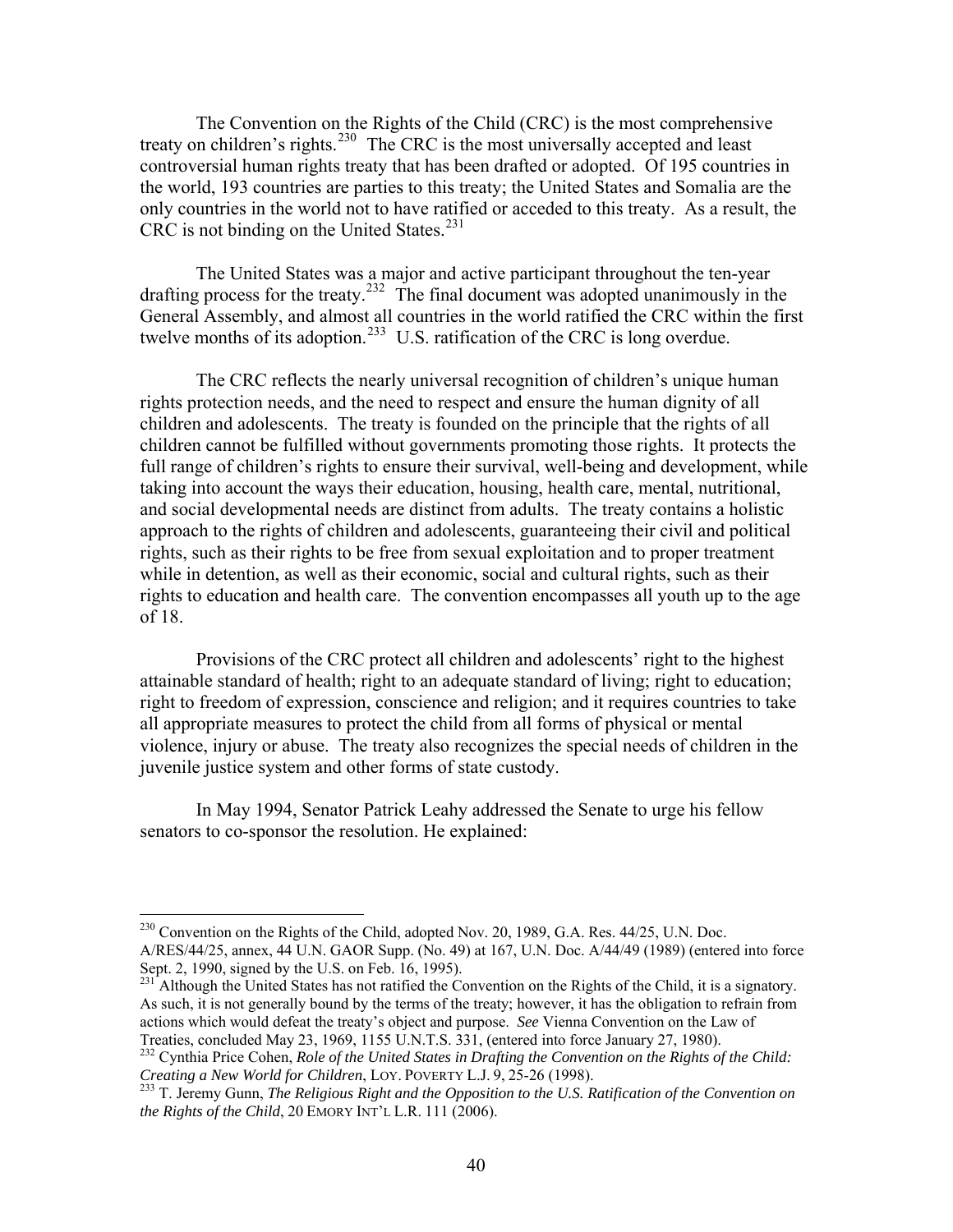The Convention on the Rights of the Child (CRC) is the most comprehensive treaty on children's rights.[230] The CRC is the most universally accepted and least controversial human rights treaty that has been drafted or adopted. Of 195 countries in the world, 193 countries are parties to this treaty; the United States and Somalia are the only countries in the world not to have ratified or acceded to this treaty. As a result, the CRC is not binding on the United States.[231]

The United States was a major and active participant throughout the ten-year drafting process for the treaty.[232] The final document was adopted unanimously in the General Assembly, and almost all countries in the world ratified the CRC within the first twelve months of its adoption.[233] U.S. ratification of the CRC is long overdue.

The CRC reflects the nearly universal recognition of children's unique human rights protection needs, and the need to respect and ensure the human dignity of all children and adolescents. The treaty is founded on the principle that the rights of all children cannot be fulfilled without governments promoting those rights. It protects the full range of children's rights to ensure their survival, well-being and development, while taking into account the ways their education, housing, health care, mental, nutritional, and social developmental needs are distinct from adults. The treaty contains a holistic approach to the rights of children and adolescents, guaranteeing their civil and political rights, such as their rights to be free from sexual exploitation and to proper treatment while in detention, as well as their economic, social and cultural rights, such as their rights to education and health care. The convention encompasses all youth up to the age of 18.

Provisions of the CRC protect all children and adolescents' right to the highest attainable standard of health; right to an adequate standard of living; right to education; right to freedom of expression, conscience and religion; and it requires countries to take all appropriate measures to protect the child from all forms of physical or mental violence, injury or abuse. The treaty also recognizes the special needs of children in the juvenile justice system and other forms of state custody.

In May 1994, Senator Patrick Leahy addressed the Senate to urge his fellow senators to co-sponsor the resolution. He explained:

---

[230] Convention on the Rights of the Child, adopted Nov. 20, 1989, G.A. Res. 44/25, U.N. Doc. A/RES/44/25, annex, 44 U.N. GAOR Supp. (No. 49) at 167, U.N. Doc. A/44/49 (1989) (entered into force Sept. 2, 1990, signed by the U.S. on Feb. 16, 1995).

[231] Although the United States has not ratified the Convention on the Rights of the Child, it is a signatory. As such, it is not generally bound by the terms of the treaty; however, it has the obligation to refrain from actions which would defeat the treaty's object and purpose. *See* Vienna Convention on the Law of Treaties, concluded May 23, 1969, 1155 U.N.T.S. 331, (entered into force January 27, 1980).

[232] Cynthia Price Cohen, *Role of the United States in Drafting the Convention on the Rights of the Child: Creating a New World for Children*, LOY. POVERTY L.J. 9, 25-26 (1998).

[233] T. Jeremy Gunn, *The Religious Right and the Opposition to the U.S. Ratification of the Convention on the Rights of the Child*, 20 EMORY INT'L L.R. 111 (2006).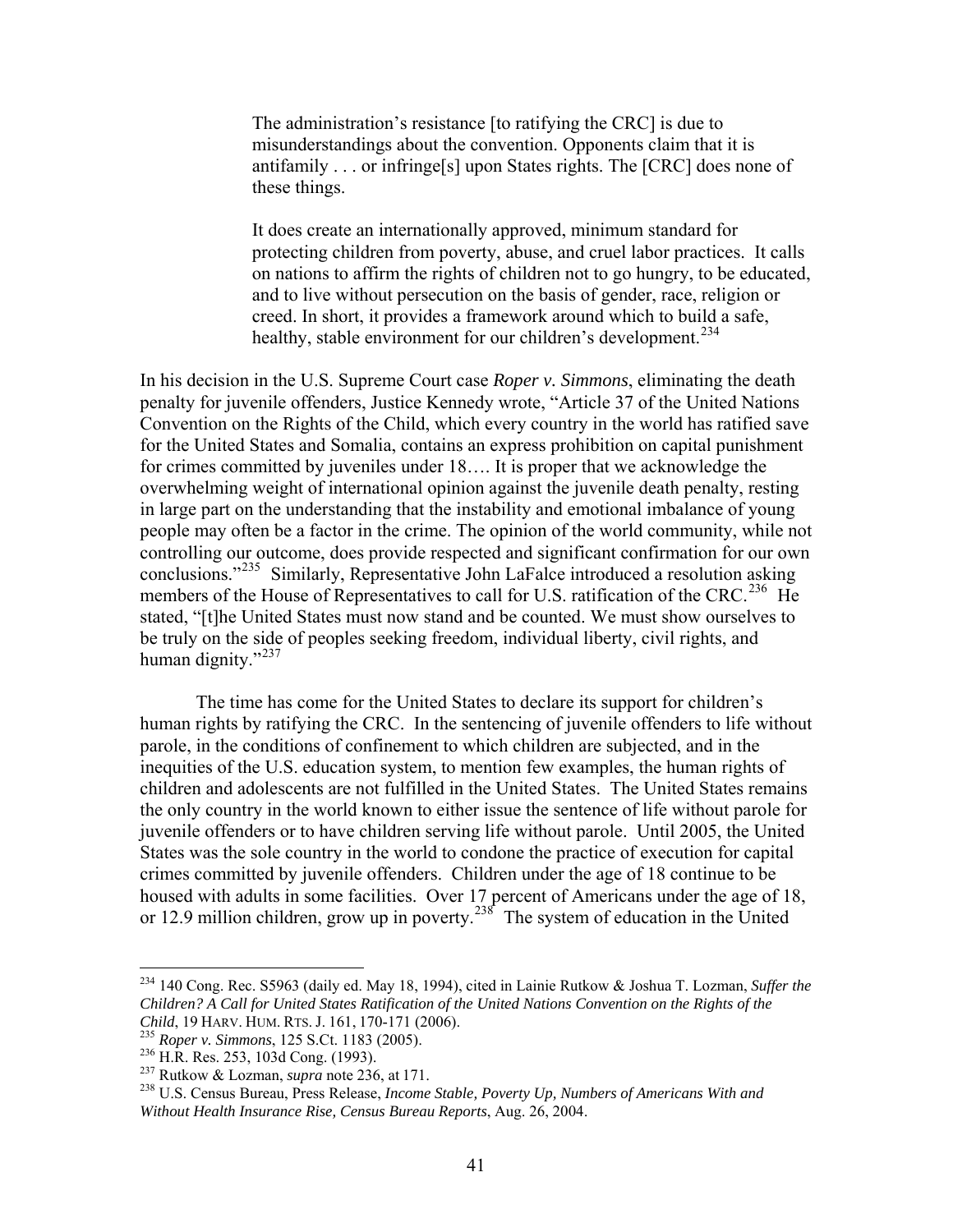> The administration's resistance [to ratifying the CRC] is due to misunderstandings about the convention. Opponents claim that it is antifamily . . . or infringe[s] upon States rights. The [CRC] does none of these things.
>
> It does create an internationally approved, minimum standard for protecting children from poverty, abuse, and cruel labor practices. It calls on nations to affirm the rights of children not to go hungry, to be educated, and to live without persecution on the basis of gender, race, religion or creed. In short, it provides a framework around which to build a safe, healthy, stable environment for our children's development.[234]

In his decision in the U.S. Supreme Court case *Roper v. Simmons*, eliminating the death penalty for juvenile offenders, Justice Kennedy wrote, "Article 37 of the United Nations Convention on the Rights of the Child, which every country in the world has ratified save for the United States and Somalia, contains an express prohibition on capital punishment for crimes committed by juveniles under 18…. It is proper that we acknowledge the overwhelming weight of international opinion against the juvenile death penalty, resting in large part on the understanding that the instability and emotional imbalance of young people may often be a factor in the crime. The opinion of the world community, while not controlling our outcome, does provide respected and significant confirmation for our own conclusions."[235] Similarly, Representative John LaFalce introduced a resolution asking members of the House of Representatives to call for U.S. ratification of the CRC.[236] He stated, "[t]he United States must now stand and be counted. We must show ourselves to be truly on the side of peoples seeking freedom, individual liberty, civil rights, and human dignity."[237]

The time has come for the United States to declare its support for children's human rights by ratifying the CRC. In the sentencing of juvenile offenders to life without parole, in the conditions of confinement to which children are subjected, and in the inequities of the U.S. education system, to mention few examples, the human rights of children and adolescents are not fulfilled in the United States. The United States remains the only country in the world known to either issue the sentence of life without parole for juvenile offenders or to have children serving life without parole. Until 2005, the United States was the sole country in the world to condone the practice of execution for capital crimes committed by juvenile offenders. Children under the age of 18 continue to be housed with adults in some facilities. Over 17 percent of Americans under the age of 18, or 12.9 million children, grow up in poverty.[238] The system of education in the United

---

[234] 140 Cong. Rec. S5963 (daily ed. May 18, 1994), cited in Lainie Rutkow & Joshua T. Lozman, *Suffer the Children? A Call for United States Ratification of the United Nations Convention on the Rights of the Child*, 19 HARV. HUM. RTS. J. 161, 170-171 (2006).

[235] *Roper v. Simmons*, 125 S.Ct. 1183 (2005).

[236] H.R. Res. 253, 103d Cong. (1993).

[237] Rutkow & Lozman, *supra* note 236, at 171.

[238] U.S. Census Bureau, Press Release, *Income Stable, Poverty Up, Numbers of Americans With and Without Health Insurance Rise, Census Bureau Reports*, Aug. 26, 2004.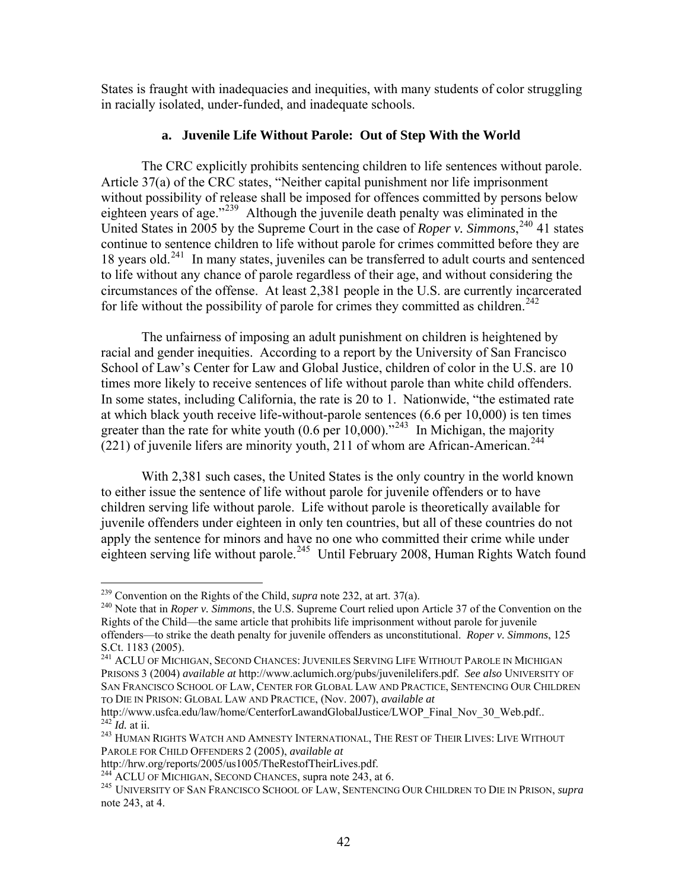States is fraught with inadequacies and inequities, with many students of color struggling in racially isolated, under-funded, and inadequate schools.

### a. Juvenile Life Without Parole: Out of Step With the World

The CRC explicitly prohibits sentencing children to life sentences without parole. Article 37(a) of the CRC states, "Neither capital punishment nor life imprisonment without possibility of release shall be imposed for offences committed by persons below eighteen years of age."[239] Although the juvenile death penalty was eliminated in the United States in 2005 by the Supreme Court in the case of *Roper v. Simmons*,[240] 41 states continue to sentence children to life without parole for crimes committed before they are 18 years old.[241] In many states, juveniles can be transferred to adult courts and sentenced to life without any chance of parole regardless of their age, and without considering the circumstances of the offense. At least 2,381 people in the U.S. are currently incarcerated for life without the possibility of parole for crimes they committed as children.[242]

The unfairness of imposing an adult punishment on children is heightened by racial and gender inequities. According to a report by the University of San Francisco School of Law's Center for Law and Global Justice, children of color in the U.S. are 10 times more likely to receive sentences of life without parole than white child offenders. In some states, including California, the rate is 20 to 1. Nationwide, "the estimated rate at which black youth receive life-without-parole sentences (6.6 per 10,000) is ten times greater than the rate for white youth (0.6 per 10,000)."[243] In Michigan, the majority (221) of juvenile lifers are minority youth, 211 of whom are African-American.[244]

With 2,381 such cases, the United States is the only country in the world known to either issue the sentence of life without parole for juvenile offenders or to have children serving life without parole. Life without parole is theoretically available for juvenile offenders under eighteen in only ten countries, but all of these countries do not apply the sentence for minors and have no one who committed their crime while under eighteen serving life without parole.[245] Until February 2008, Human Rights Watch found

---

[239] Convention on the Rights of the Child, *supra* note 232, at art. 37(a).

[240] Note that in *Roper v. Simmons*, the U.S. Supreme Court relied upon Article 37 of the Convention on the Rights of the Child—the same article that prohibits life imprisonment without parole for juvenile offenders—to strike the death penalty for juvenile offenders as unconstitutional. *Roper v. Simmons*, 125 S.Ct. 1183 (2005).

[241] ACLU OF MICHIGAN, SECOND CHANCES: JUVENILES SERVING LIFE WITHOUT PAROLE IN MICHIGAN PRISONS 3 (2004) *available at* http://www.aclumich.org/pubs/juvenilelifers.pdf. *See also* UNIVERSITY OF SAN FRANCISCO SCHOOL OF LAW, CENTER FOR GLOBAL LAW AND PRACTICE, SENTENCING OUR CHILDREN TO DIE IN PRISON: GLOBAL LAW AND PRACTICE, (Nov. 2007), *available at* http://www.usfca.edu/law/home/CenterforLawandGlobalJustice/LWOP_Final_Nov_30_Web.pdf..

[242] *Id.* at ii.

[243] HUMAN RIGHTS WATCH AND AMNESTY INTERNATIONAL, THE REST OF THEIR LIVES: LIVE WITHOUT PAROLE FOR CHILD OFFENDERS 2 (2005), *available at* http://hrw.org/reports/2005/us1005/TheRestofTheirLives.pdf.

[244] ACLU OF MICHIGAN, SECOND CHANCES, supra note 243, at 6.

[245] UNIVERSITY OF SAN FRANCISCO SCHOOL OF LAW, SENTENCING OUR CHILDREN TO DIE IN PRISON, *supra* note 243, at 4.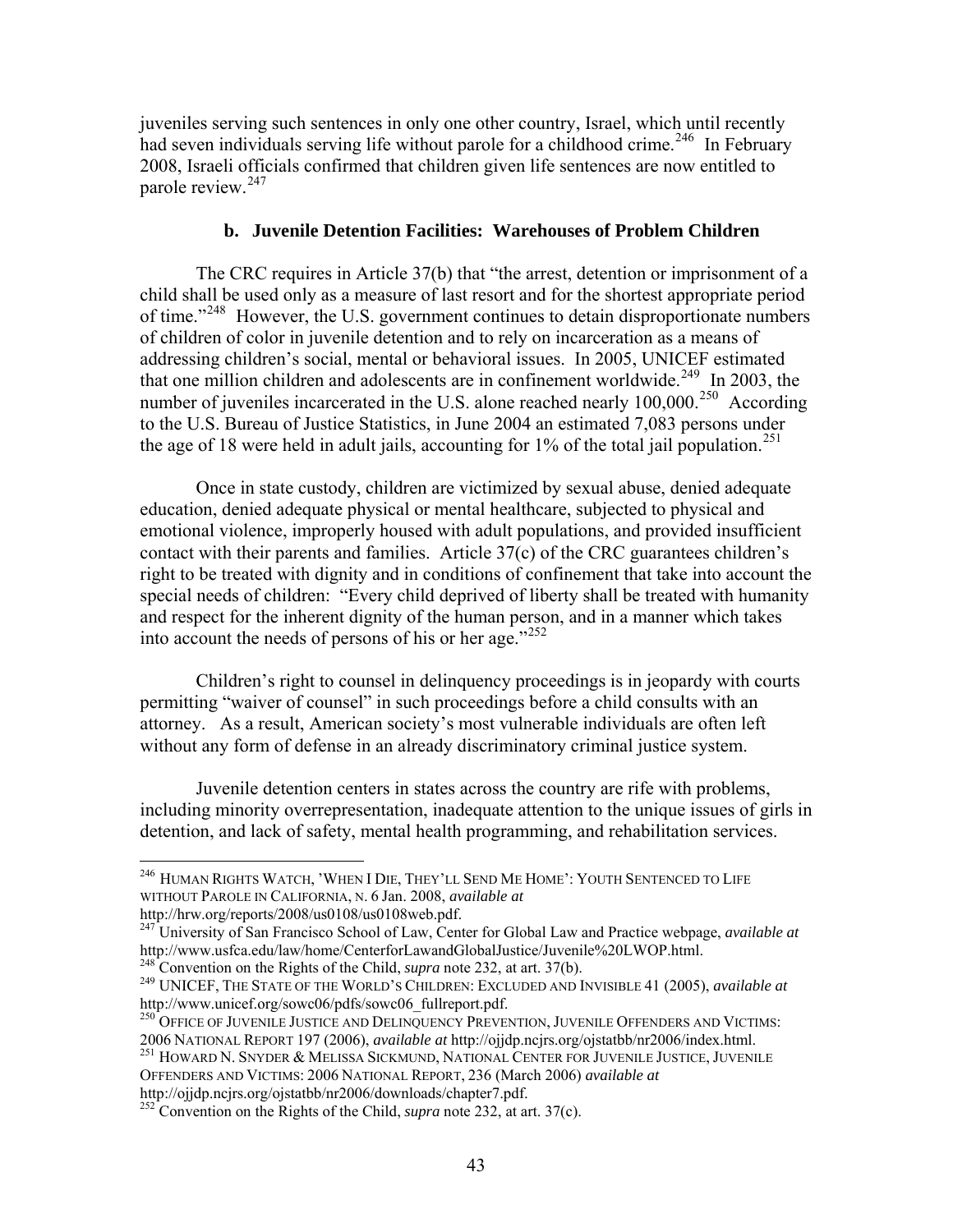juveniles serving such sentences in only one other country, Israel, which until recently had seven individuals serving life without parole for a childhood crime.[246] In February 2008, Israeli officials confirmed that children given life sentences are now entitled to parole review.[247]

### b. Juvenile Detention Facilities: Warehouses of Problem Children

The CRC requires in Article 37(b) that "the arrest, detention or imprisonment of a child shall be used only as a measure of last resort and for the shortest appropriate period of time."[248] However, the U.S. government continues to detain disproportionate numbers of children of color in juvenile detention and to rely on incarceration as a means of addressing children's social, mental or behavioral issues. In 2005, UNICEF estimated that one million children and adolescents are in confinement worldwide.[249] In 2003, the number of juveniles incarcerated in the U.S. alone reached nearly 100,000.[250] According to the U.S. Bureau of Justice Statistics, in June 2004 an estimated 7,083 persons under the age of 18 were held in adult jails, accounting for 1% of the total jail population.[251]

Once in state custody, children are victimized by sexual abuse, denied adequate education, denied adequate physical or mental healthcare, subjected to physical and emotional violence, improperly housed with adult populations, and provided insufficient contact with their parents and families. Article 37(c) of the CRC guarantees children's right to be treated with dignity and in conditions of confinement that take into account the special needs of children: "Every child deprived of liberty shall be treated with humanity and respect for the inherent dignity of the human person, and in a manner which takes into account the needs of persons of his or her age."[252]

Children's right to counsel in delinquency proceedings is in jeopardy with courts permitting "waiver of counsel" in such proceedings before a child consults with an attorney. As a result, American society's most vulnerable individuals are often left without any form of defense in an already discriminatory criminal justice system.

Juvenile detention centers in states across the country are rife with problems, including minority overrepresentation, inadequate attention to the unique issues of girls in detention, and lack of safety, mental health programming, and rehabilitation services.

---

[246] HUMAN RIGHTS WATCH, 'WHEN I DIE, THEY'LL SEND ME HOME': YOUTH SENTENCED TO LIFE WITHOUT PAROLE IN CALIFORNIA, N. 6 Jan. 2008, *available at* http://hrw.org/reports/2008/us0108/us0108web.pdf.

[247] University of San Francisco School of Law, Center for Global Law and Practice webpage, *available at* http://www.usfca.edu/law/home/CenterforLawandGlobalJustice/Juvenile%20LWOP.html.

[248] Convention on the Rights of the Child, *supra* note 232, at art. 37(b).

[249] UNICEF, THE STATE OF THE WORLD'S CHILDREN: EXCLUDED AND INVISIBLE 41 (2005), *available at* http://www.unicef.org/sowc06/pdfs/sowc06_fullreport.pdf.

[250] OFFICE OF JUVENILE JUSTICE AND DELINQUENCY PREVENTION, JUVENILE OFFENDERS AND VICTIMS: 2006 NATIONAL REPORT 197 (2006), *available at* http://ojjdp.ncjrs.org/ojstatbb/nr2006/index.html.

[251] HOWARD N. SNYDER & MELISSA SICKMUND, NATIONAL CENTER FOR JUVENILE JUSTICE, JUVENILE OFFENDERS AND VICTIMS: 2006 NATIONAL REPORT, 236 (March 2006) *available at* http://ojjdp.ncjrs.org/ojstatbb/nr2006/downloads/chapter7.pdf.

[252] Convention on the Rights of the Child, *supra* note 232, at art. 37(c).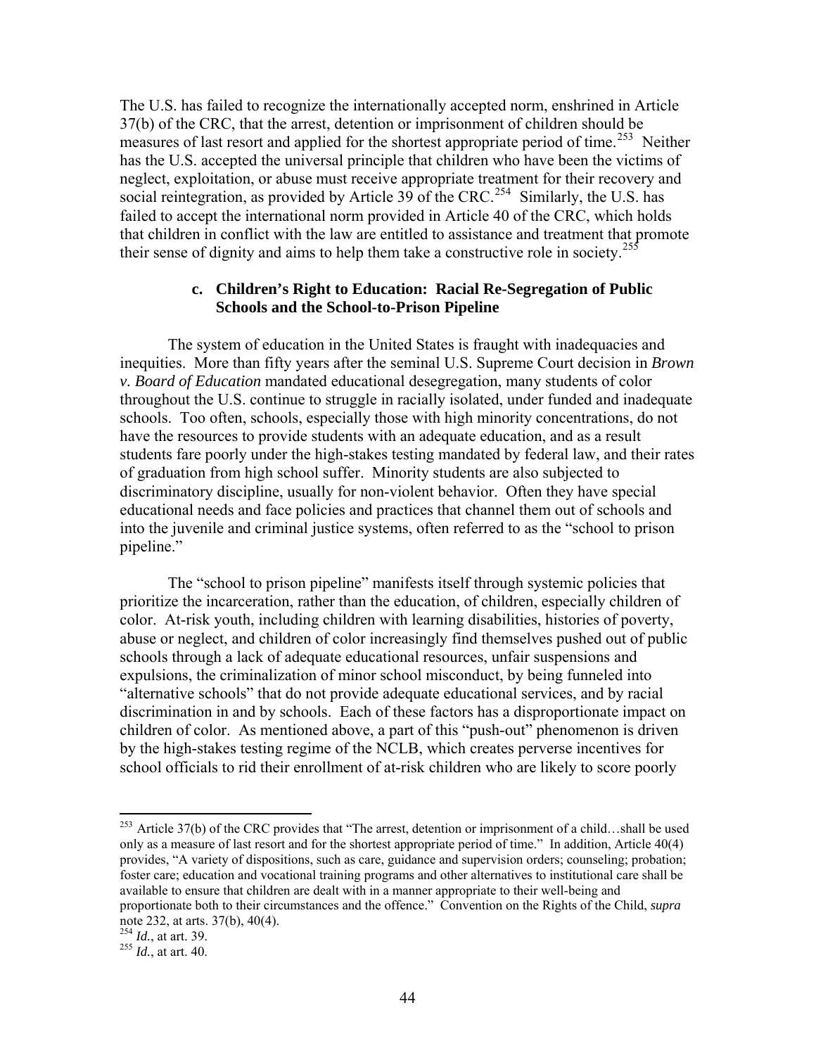The U.S. has failed to recognize the internationally accepted norm, enshrined in Article 37(b) of the CRC, that the arrest, detention or imprisonment of children should be measures of last resort and applied for the shortest appropriate period of time.[253] Neither has the U.S. accepted the universal principle that children who have been the victims of neglect, exploitation, or abuse must receive appropriate treatment for their recovery and social reintegration, as provided by Article 39 of the CRC.[254] Similarly, the U.S. has failed to accept the international norm provided in Article 40 of the CRC, which holds that children in conflict with the law are entitled to assistance and treatment that promote their sense of dignity and aims to help them take a constructive role in society.[255]

### c. Children's Right to Education: Racial Re-Segregation of Public Schools and the School-to-Prison Pipeline

The system of education in the United States is fraught with inadequacies and inequities. More than fifty years after the seminal U.S. Supreme Court decision in *Brown v. Board of Education* mandated educational desegregation, many students of color throughout the U.S. continue to struggle in racially isolated, under funded and inadequate schools. Too often, schools, especially those with high minority concentrations, do not have the resources to provide students with an adequate education, and as a result students fare poorly under the high-stakes testing mandated by federal law, and their rates of graduation from high school suffer. Minority students are also subjected to discriminatory discipline, usually for non-violent behavior. Often they have special educational needs and face policies and practices that channel them out of schools and into the juvenile and criminal justice systems, often referred to as the "school to prison pipeline."

The "school to prison pipeline" manifests itself through systemic policies that prioritize the incarceration, rather than the education, of children, especially children of color. At-risk youth, including children with learning disabilities, histories of poverty, abuse or neglect, and children of color increasingly find themselves pushed out of public schools through a lack of adequate educational resources, unfair suspensions and expulsions, the criminalization of minor school misconduct, by being funneled into "alternative schools" that do not provide adequate educational services, and by racial discrimination in and by schools. Each of these factors has a disproportionate impact on children of color. As mentioned above, a part of this "push-out" phenomenon is driven by the high-stakes testing regime of the NCLB, which creates perverse incentives for school officials to rid their enrollment of at-risk children who are likely to score poorly

---

[253] Article 37(b) of the CRC provides that "The arrest, detention or imprisonment of a child…shall be used only as a measure of last resort and for the shortest appropriate period of time." In addition, Article 40(4) provides, "A variety of dispositions, such as care, guidance and supervision orders; counseling; probation; foster care; education and vocational training programs and other alternatives to institutional care shall be available to ensure that children are dealt with in a manner appropriate to their well-being and proportionate both to their circumstances and the offence." Convention on the Rights of the Child, *supra* note 232, at arts. 37(b), 40(4).

[254] *Id.*, at art. 39.

[255] *Id.*, at art. 40.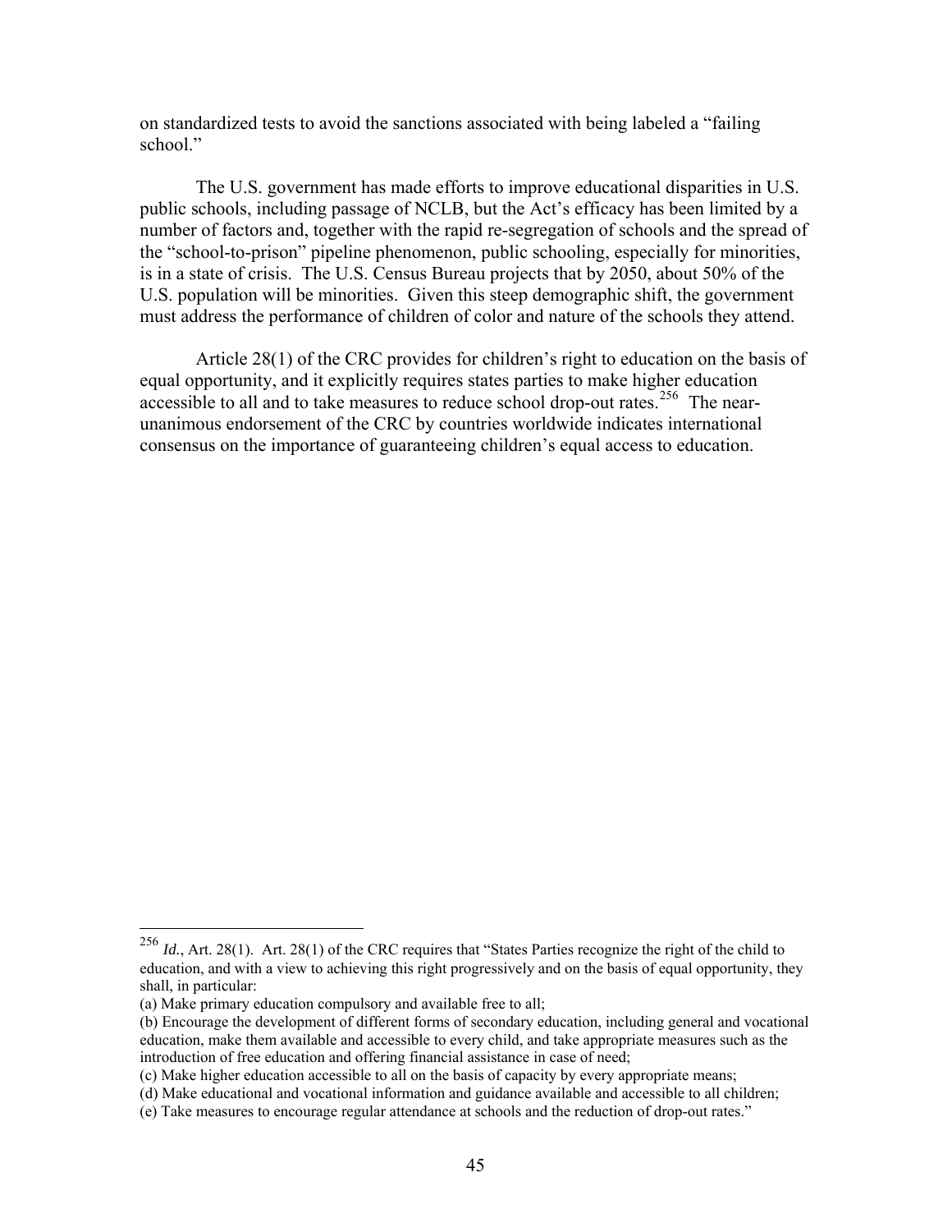on standardized tests to avoid the sanctions associated with being labeled a "failing school."

The U.S. government has made efforts to improve educational disparities in U.S. public schools, including passage of NCLB, but the Act's efficacy has been limited by a number of factors and, together with the rapid re-segregation of schools and the spread of the "school-to-prison" pipeline phenomenon, public schooling, especially for minorities, is in a state of crisis. The U.S. Census Bureau projects that by 2050, about 50% of the U.S. population will be minorities. Given this steep demographic shift, the government must address the performance of children of color and nature of the schools they attend.

Article 28(1) of the CRC provides for children's right to education on the basis of equal opportunity, and it explicitly requires states parties to make higher education accessible to all and to take measures to reduce school drop-out rates.[256] The near-unanimous endorsement of the CRC by countries worldwide indicates international consensus on the importance of guaranteeing children's equal access to education.

---

[256] *Id.*, Art. 28(1). Art. 28(1) of the CRC requires that "States Parties recognize the right of the child to education, and with a view to achieving this right progressively and on the basis of equal opportunity, they shall, in particular:
(a) Make primary education compulsory and available free to all;
(b) Encourage the development of different forms of secondary education, including general and vocational education, make them available and accessible to every child, and take appropriate measures such as the introduction of free education and offering financial assistance in case of need;
(c) Make higher education accessible to all on the basis of capacity by every appropriate means;
(d) Make educational and vocational information and guidance available and accessible to all children;
(e) Take measures to encourage regular attendance at schools and the reduction of drop-out rates."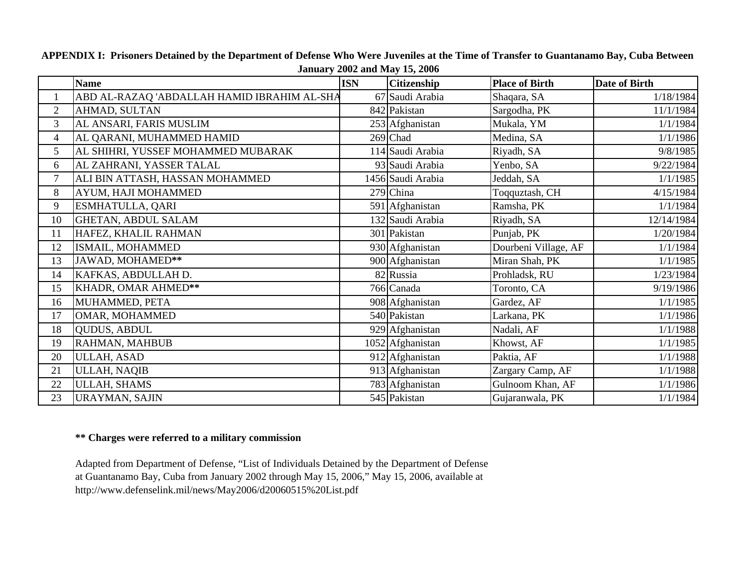**APPENDIX I: Prisoners Detained by the Department of Defense Who Were Juveniles at the Time of Transfer to Guantanamo Bay, Cuba Between January 2002 and May 15, 2006**

| | Name | ISN | Citizenship | Place of Birth | Date of Birth |
|---|---|---|---|---|---|
| 1 | ABD AL-RAZAQ 'ABDALLAH HAMID IBRAHIM AL-SHA | 67 | Saudi Arabia | Shaqara, SA | 1/18/1984 |
| 2 | AHMAD, SULTAN | 842 | Pakistan | Sargodha, PK | 11/1/1984 |
| 3 | AL ANSARI, FARIS MUSLIM | 253 | Afghanistan | Mukala, YM | 1/1/1984 |
| 4 | AL QARANI, MUHAMMED HAMID | 269 | Chad | Medina, SA | 1/1/1986 |
| 5 | AL SHIHRI, YUSSEF MOHAMMED MUBARAK | 114 | Saudi Arabia | Riyadh, SA | 9/8/1985 |
| 6 | AL ZAHRANI, YASSER TALAL | 93 | Saudi Arabia | Yenbo, SA | 9/22/1984 |
| 7 | ALI BIN ATTASH, HASSAN MOHAMMED | 1456 | Saudi Arabia | Jeddah, SA | 1/1/1985 |
| 8 | AYUM, HAJI MOHAMMED | 279 | China | Toqquztash, CH | 4/15/1984 |
| 9 | ESMHATULLA, QARI | 591 | Afghanistan | Ramsha, PK | 1/1/1984 |
| 10 | GHETAN, ABDUL SALAM | 132 | Saudi Arabia | Riyadh, SA | 12/14/1984 |
| 11 | HAFEZ, KHALIL RAHMAN | 301 | Pakistan | Punjab, PK | 1/20/1984 |
| 12 | ISMAIL, MOHAMMED | 930 | Afghanistan | Dourbeni Village, AF | 1/1/1984 |
| 13 | JAWAD, MOHAMED** | 900 | Afghanistan | Miran Shah, PK | 1/1/1985 |
| 14 | KAFKAS, ABDULLAH D. | 82 | Russia | Prohladsk, RU | 1/23/1984 |
| 15 | KHADR, OMAR AHMED** | 766 | Canada | Toronto, CA | 9/19/1986 |
| 16 | MUHAMMED, PETA | 908 | Afghanistan | Gardez, AF | 1/1/1985 |
| 17 | OMAR, MOHAMMED | 540 | Pakistan | Larkana, PK | 1/1/1986 |
| 18 | QUDUS, ABDUL | 929 | Afghanistan | Nadali, AF | 1/1/1988 |
| 19 | RAHMAN, MAHBUB | 1052 | Afghanistan | Khowst, AF | 1/1/1985 |
| 20 | ULLAH, ASAD | 912 | Afghanistan | Paktia, AF | 1/1/1988 |
| 21 | ULLAH, NAQIB | 913 | Afghanistan | Zargary Camp, AF | 1/1/1988 |
| 22 | ULLAH, SHAMS | 783 | Afghanistan | Gulnoom Khan, AF | 1/1/1986 |
| 23 | URAYMAN, SAJIN | 545 | Pakistan | Gujaranwala, PK | 1/1/1984 |

**** Charges were referred to a military commission**

Adapted from Department of Defense, "List of Individuals Detained by the Department of Defense at Guantanamo Bay, Cuba from January 2002 through May 15, 2006," May 15, 2006, available at http://www.defenselink.mil/news/May2006/d20060515%20List.pdf